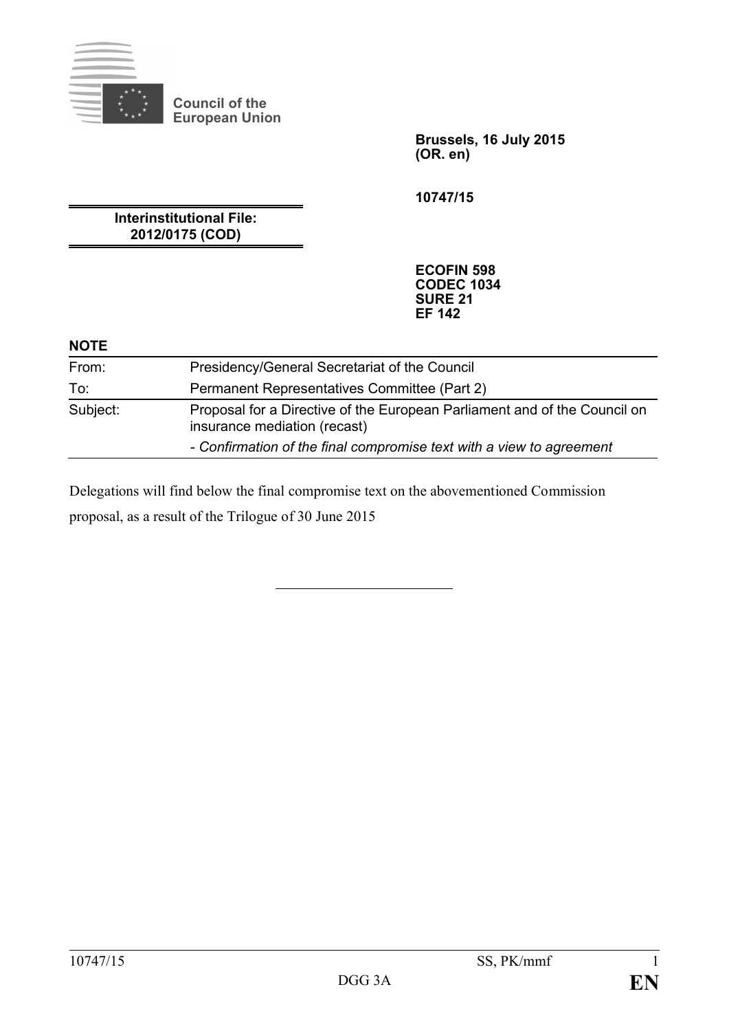**Council of the European Union**

**Brussels, 16 July 2015**
**(OR. en)**

**10747/15**

**Interinstitutional File:**
**2012/0175 (COD)**

**ECOFIN 598**
**CODEC 1034**
**SURE 21**
**EF 142**

**NOTE**

| | |
|---|---|
| From: | Presidency/General Secretariat of the Council |
| To: | Permanent Representatives Committee (Part 2) |
| Subject: | Proposal for a Directive of the European Parliament and of the Council on insurance mediation (recast) |
| | *- Confirmation of the final compromise text with a view to agreement* |

Delegations will find below the final compromise text on the abovementioned Commission proposal, as a result of the Trilogue of 30 June 2015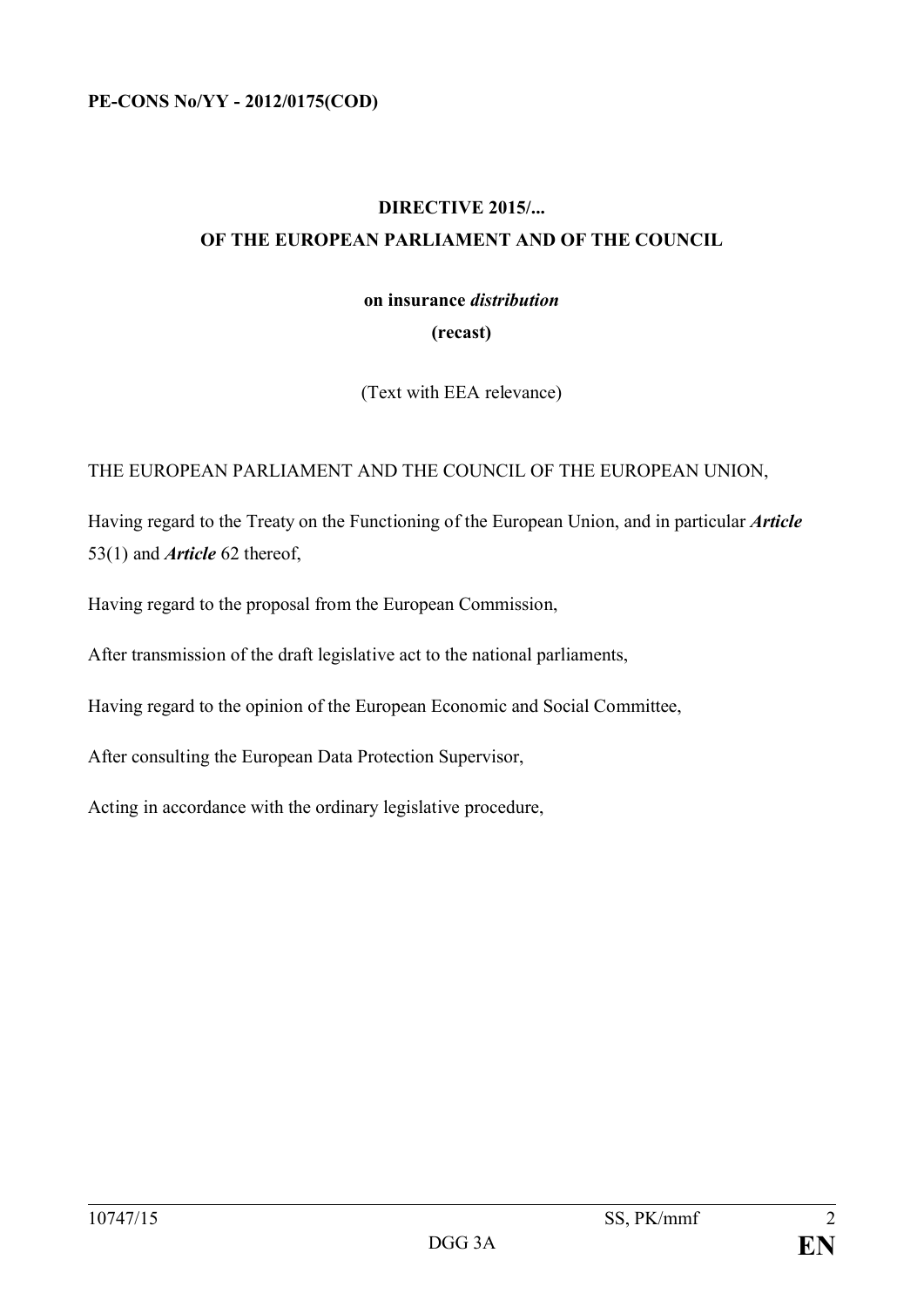**PE-CONS No/YY - 2012/0175(COD)**

# DIRECTIVE 2015/...
## OF THE EUROPEAN PARLIAMENT AND OF THE COUNCIL

**on insurance *distribution***

**(recast)**

(Text with EEA relevance)

THE EUROPEAN PARLIAMENT AND THE COUNCIL OF THE EUROPEAN UNION,

Having regard to the Treaty on the Functioning of the European Union, and in particular ***Article*** 53(1) and ***Article*** 62 thereof,

Having regard to the proposal from the European Commission,

After transmission of the draft legislative act to the national parliaments,

Having regard to the opinion of the European Economic and Social Committee,

After consulting the European Data Protection Supervisor,

Acting in accordance with the ordinary legislative procedure,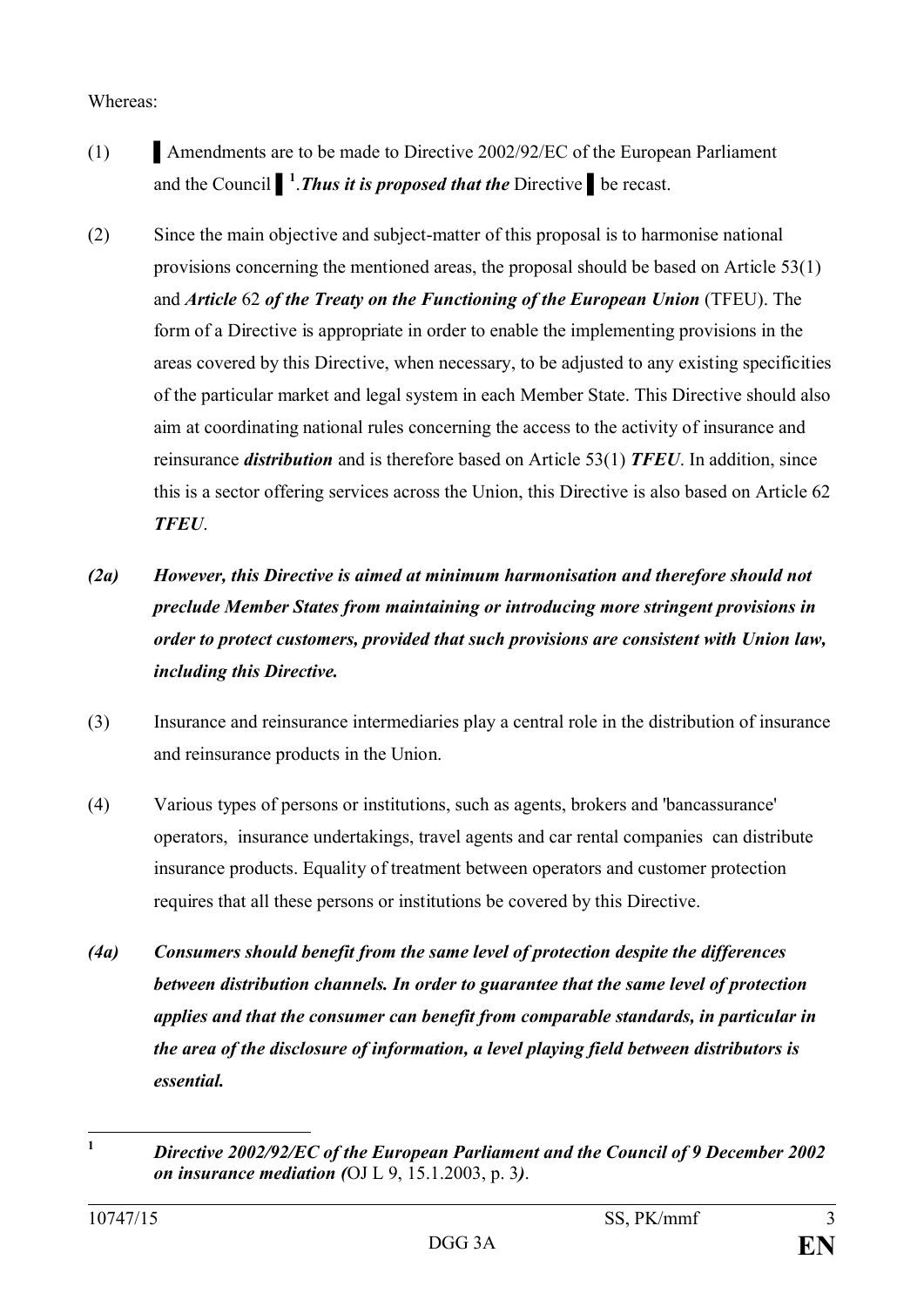Whereas:

(1) ▌Amendments are to be made to Directive 2002/92/EC of the European Parliament and the Council ▌[1]. ***Thus it is proposed that the*** Directive ▌be recast.

(2) Since the main objective and subject-matter of this proposal is to harmonise national provisions concerning the mentioned areas, the proposal should be based on Article 53(1) and ***Article*** 62 ***of the Treaty on the Functioning of the European Union*** (TFEU). The form of a Directive is appropriate in order to enable the implementing provisions in the areas covered by this Directive, when necessary, to be adjusted to any existing specificities of the particular market and legal system in each Member State. This Directive should also aim at coordinating national rules concerning the access to the activity of insurance and reinsurance ***distribution*** and is therefore based on Article 53(1) ***TFEU***. In addition, since this is a sector offering services across the Union, this Directive is also based on Article 62 ***TFEU***.

***(2a) However, this Directive is aimed at minimum harmonisation and therefore should not preclude Member States from maintaining or introducing more stringent provisions in order to protect customers, provided that such provisions are consistent with Union law, including this Directive.***

(3) Insurance and reinsurance intermediaries play a central role in the distribution of insurance and reinsurance products in the Union.

(4) Various types of persons or institutions, such as agents, brokers and 'bancassurance' operators, insurance undertakings, travel agents and car rental companies can distribute insurance products. Equality of treatment between operators and customer protection requires that all these persons or institutions be covered by this Directive.

***(4a) Consumers should benefit from the same level of protection despite the differences between distribution channels. In order to guarantee that the same level of protection applies and that the consumer can benefit from comparable standards, in particular in the area of the disclosure of information, a level playing field between distributors is essential.***

---

[1] ***Directive 2002/92/EC of the European Parliament and the Council of 9 December 2002 on insurance mediation (***OJ L 9, 15.1.2003, p. 3***)***.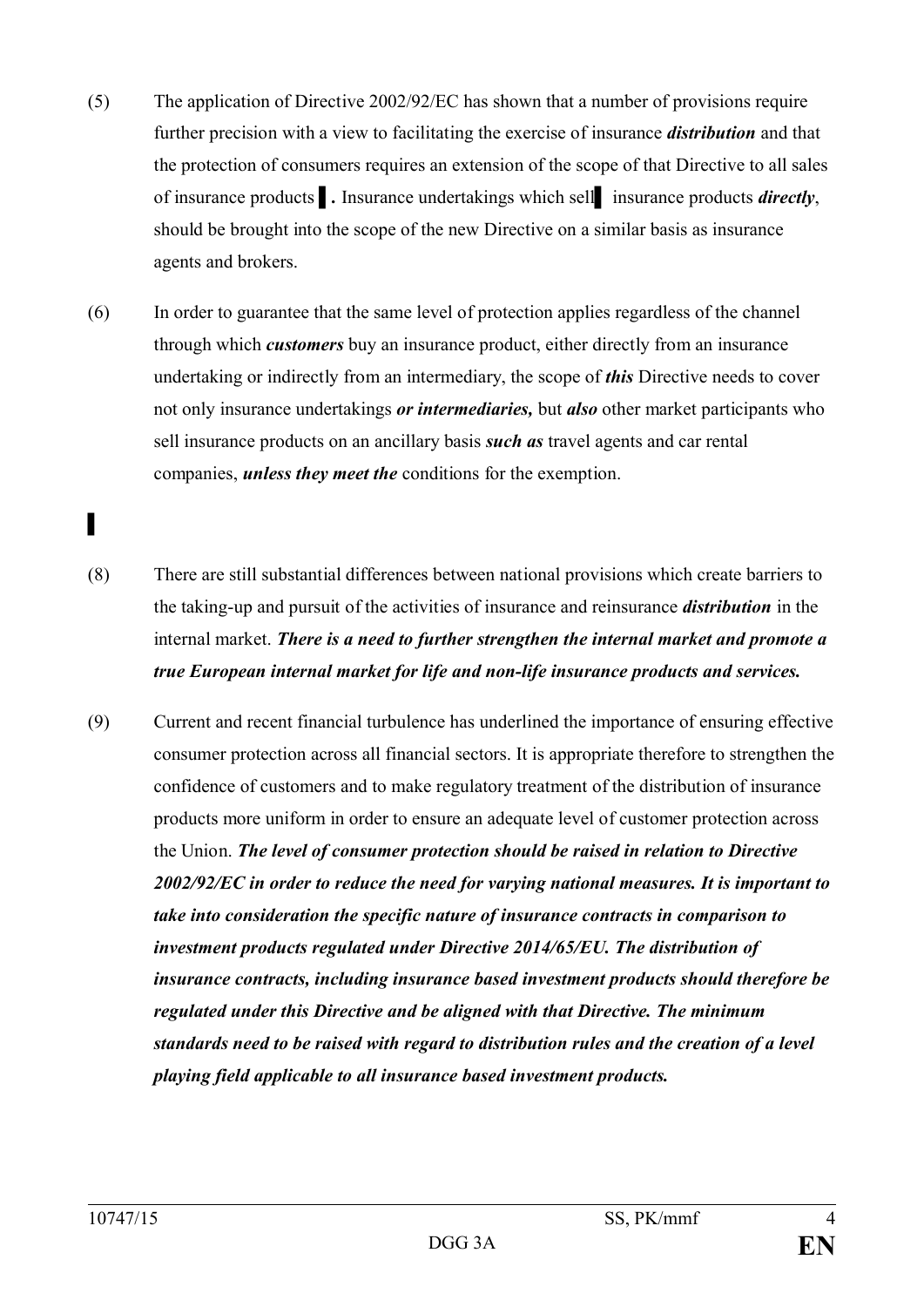(5) The application of Directive 2002/92/EC has shown that a number of provisions require further precision with a view to facilitating the exercise of insurance ***distribution*** and that the protection of consumers requires an extension of the scope of that Directive to all sales of insurance products ▌. Insurance undertakings which sell▌ insurance products ***directly***, should be brought into the scope of the new Directive on a similar basis as insurance agents and brokers.

(6) In order to guarantee that the same level of protection applies regardless of the channel through which ***customers*** buy an insurance product, either directly from an insurance undertaking or indirectly from an intermediary, the scope of ***this*** Directive needs to cover not only insurance undertakings ***or intermediaries,*** but ***also*** other market participants who sell insurance products on an ancillary basis ***such as*** travel agents and car rental companies, ***unless they meet the*** conditions for the exemption.

▌

(8) There are still substantial differences between national provisions which create barriers to the taking-up and pursuit of the activities of insurance and reinsurance ***distribution*** in the internal market. ***There is a need to further strengthen the internal market and promote a true European internal market for life and non-life insurance products and services.***

(9) Current and recent financial turbulence has underlined the importance of ensuring effective consumer protection across all financial sectors. It is appropriate therefore to strengthen the confidence of customers and to make regulatory treatment of the distribution of insurance products more uniform in order to ensure an adequate level of customer protection across the Union. ***The level of consumer protection should be raised in relation to Directive 2002/92/EC in order to reduce the need for varying national measures. It is important to take into consideration the specific nature of insurance contracts in comparison to investment products regulated under Directive 2014/65/EU. The distribution of insurance contracts, including insurance based investment products should therefore be regulated under this Directive and be aligned with that Directive. The minimum standards need to be raised with regard to distribution rules and the creation of a level playing field applicable to all insurance based investment products.***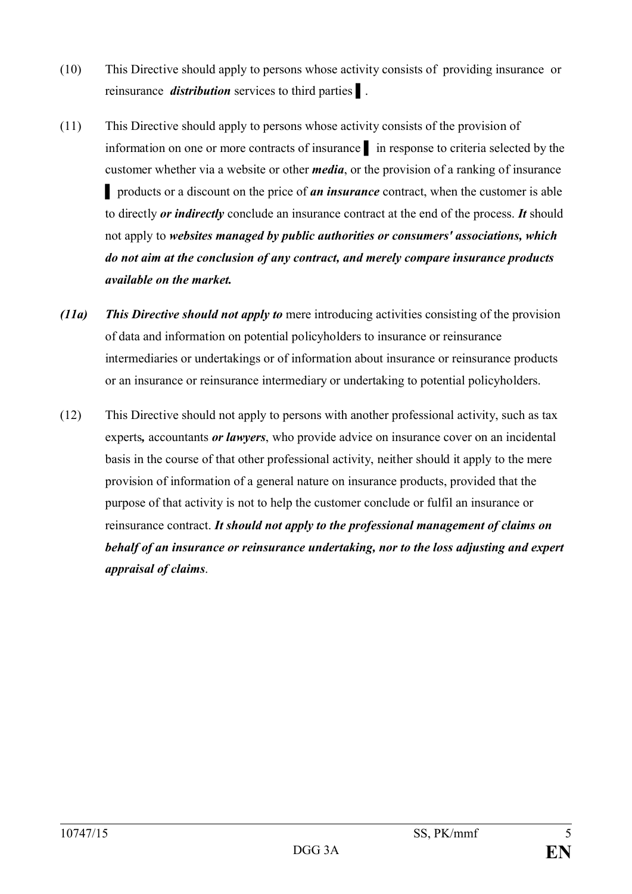(10) This Directive should apply to persons whose activity consists of providing insurance or reinsurance ***distribution*** services to third parties ▌.

(11) This Directive should apply to persons whose activity consists of the provision of information on one or more contracts of insurance ▌ in response to criteria selected by the customer whether via a website or other ***media***, or the provision of a ranking of insurance ▌ products or a discount on the price of ***an insurance*** contract, when the customer is able to directly ***or indirectly*** conclude an insurance contract at the end of the process. ***It*** should not apply to ***websites managed by public authorities or consumers' associations, which do not aim at the conclusion of any contract, and merely compare insurance products available on the market.***

***(11a)*** ***This Directive should not apply to*** mere introducing activities consisting of the provision of data and information on potential policyholders to insurance or reinsurance intermediaries or undertakings or of information about insurance or reinsurance products or an insurance or reinsurance intermediary or undertaking to potential policyholders.

(12) This Directive should not apply to persons with another professional activity, such as tax experts***,*** accountants ***or lawyers***, who provide advice on insurance cover on an incidental basis in the course of that other professional activity, neither should it apply to the mere provision of information of a general nature on insurance products, provided that the purpose of that activity is not to help the customer conclude or fulfil an insurance or reinsurance contract. ***It should not apply to the professional management of claims on behalf of an insurance or reinsurance undertaking, nor to the loss adjusting and expert appraisal of claims***.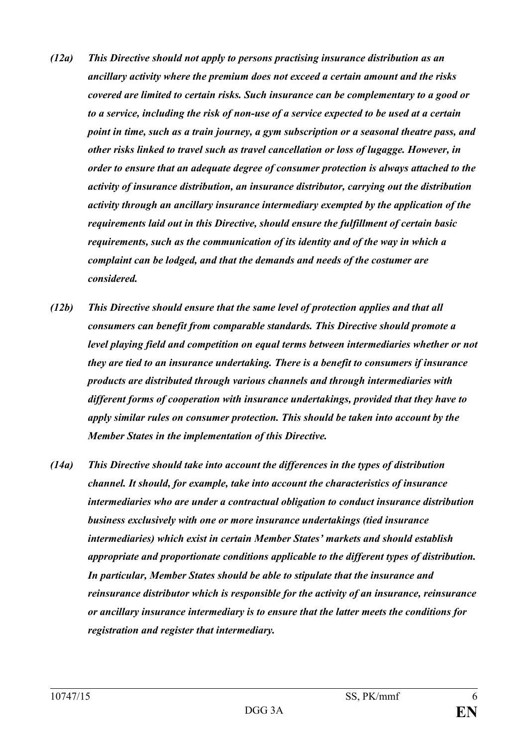*(12a) This Directive should not apply to persons practising insurance distribution as an ancillary activity where the premium does not exceed a certain amount and the risks covered are limited to certain risks. Such insurance can be complementary to a good or to a service, including the risk of non-use of a service expected to be used at a certain point in time, such as a train journey, a gym subscription or a seasonal theatre pass, and other risks linked to travel such as travel cancellation or loss of lugagge. However, in order to ensure that an adequate degree of consumer protection is always attached to the activity of insurance distribution, an insurance distributor, carrying out the distribution activity through an ancillary insurance intermediary exempted by the application of the requirements laid out in this Directive, should ensure the fulfillment of certain basic requirements, such as the communication of its identity and of the way in which a complaint can be lodged, and that the demands and needs of the costumer are considered.*

*(12b) This Directive should ensure that the same level of protection applies and that all consumers can benefit from comparable standards. This Directive should promote a level playing field and competition on equal terms between intermediaries whether or not they are tied to an insurance undertaking. There is a benefit to consumers if insurance products are distributed through various channels and through intermediaries with different forms of cooperation with insurance undertakings, provided that they have to apply similar rules on consumer protection. This should be taken into account by the Member States in the implementation of this Directive.*

*(14a) This Directive should take into account the differences in the types of distribution channel. It should, for example, take into account the characteristics of insurance intermediaries who are under a contractual obligation to conduct insurance distribution business exclusively with one or more insurance undertakings (tied insurance intermediaries) which exist in certain Member States' markets and should establish appropriate and proportionate conditions applicable to the different types of distribution. In particular, Member States should be able to stipulate that the insurance and reinsurance distributor which is responsible for the activity of an insurance, reinsurance or ancillary insurance intermediary is to ensure that the latter meets the conditions for registration and register that intermediary.*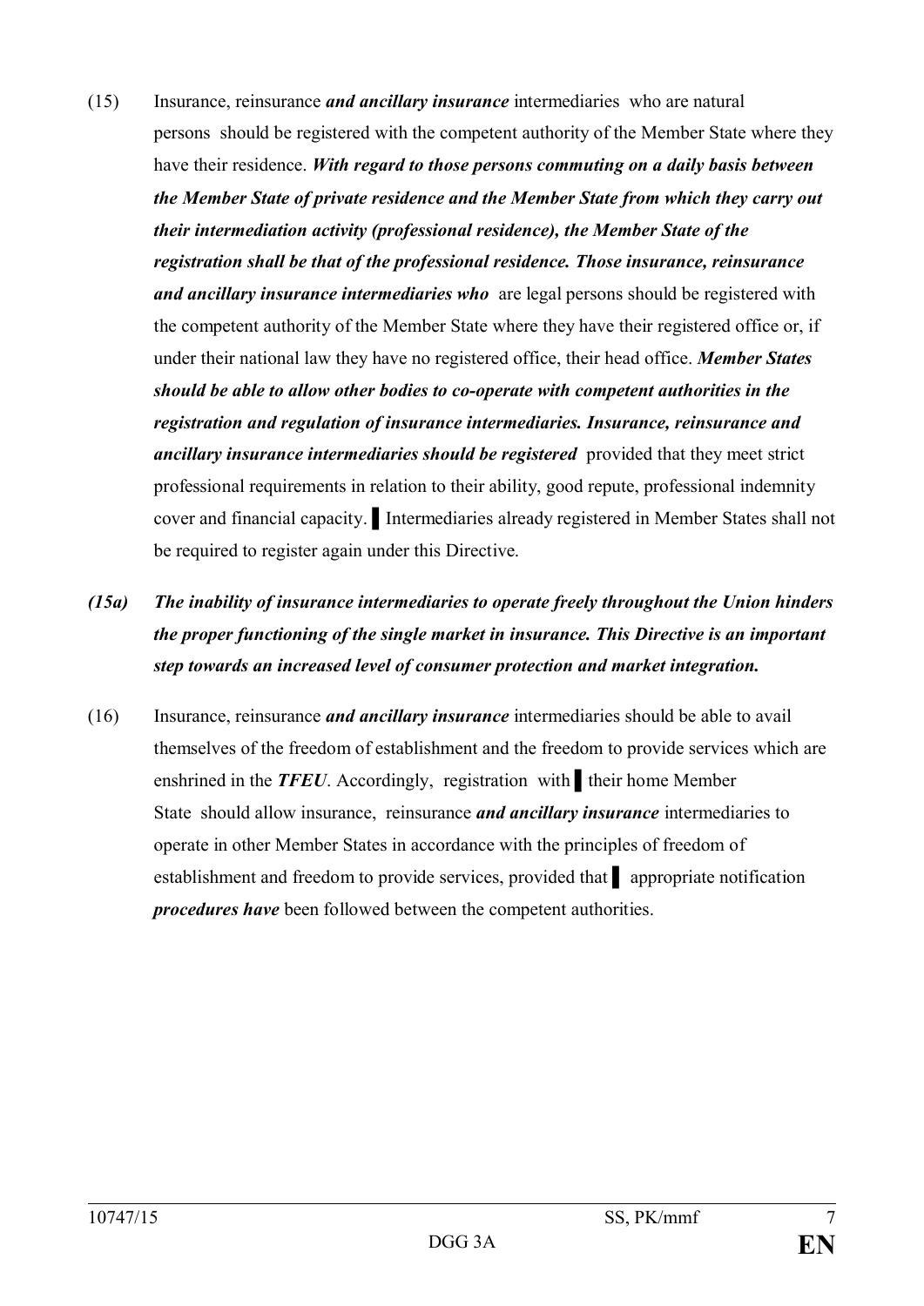(15) Insurance, reinsurance ***and ancillary insurance*** intermediaries who are natural persons should be registered with the competent authority of the Member State where they have their residence. ***With regard to those persons commuting on a daily basis between the Member State of private residence and the Member State from which they carry out their intermediation activity (professional residence), the Member State of the registration shall be that of the professional residence. Those insurance, reinsurance and ancillary insurance intermediaries who*** are legal persons should be registered with the competent authority of the Member State where they have their registered office or, if under their national law they have no registered office, their head office. ***Member States should be able to allow other bodies to co-operate with competent authorities in the registration and regulation of insurance intermediaries. Insurance, reinsurance and ancillary insurance intermediaries should be registered*** provided that they meet strict professional requirements in relation to their ability, good repute, professional indemnity cover and financial capacity. ▌Intermediaries already registered in Member States shall not be required to register again under this Directive.

***(15a) The inability of insurance intermediaries to operate freely throughout the Union hinders the proper functioning of the single market in insurance. This Directive is an important step towards an increased level of consumer protection and market integration.***

(16) Insurance, reinsurance ***and ancillary insurance*** intermediaries should be able to avail themselves of the freedom of establishment and the freedom to provide services which are enshrined in the ***TFEU***. Accordingly, registration with ▌their home Member State should allow insurance, reinsurance ***and ancillary insurance*** intermediaries to operate in other Member States in accordance with the principles of freedom of establishment and freedom to provide services, provided that ▌ appropriate notification ***procedures have*** been followed between the competent authorities.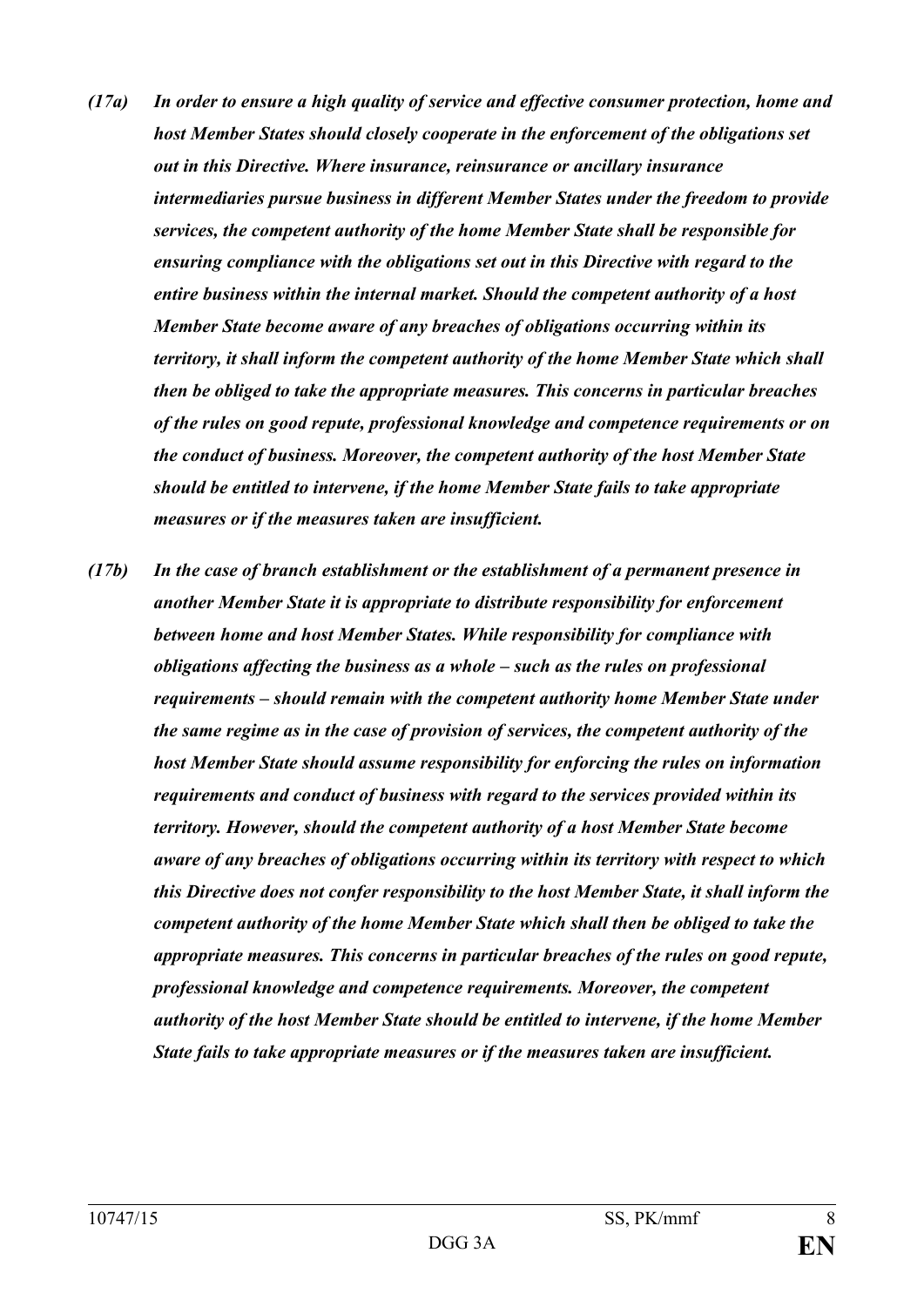*(17a)* ***In order to ensure a high quality of service and effective consumer protection, home and host Member States should closely cooperate in the enforcement of the obligations set out in this Directive. Where insurance, reinsurance or ancillary insurance intermediaries pursue business in different Member States under the freedom to provide services, the competent authority of the home Member State shall be responsible for ensuring compliance with the obligations set out in this Directive with regard to the entire business within the internal market. Should the competent authority of a host Member State become aware of any breaches of obligations occurring within its territory, it shall inform the competent authority of the home Member State which shall then be obliged to take the appropriate measures. This concerns in particular breaches of the rules on good repute, professional knowledge and competence requirements or on the conduct of business. Moreover, the competent authority of the host Member State should be entitled to intervene, if the home Member State fails to take appropriate measures or if the measures taken are insufficient.***

*(17b)* ***In the case of branch establishment or the establishment of a permanent presence in another Member State it is appropriate to distribute responsibility for enforcement between home and host Member States. While responsibility for compliance with obligations affecting the business as a whole – such as the rules on professional requirements – should remain with the competent authority home Member State under the same regime as in the case of provision of services, the competent authority of the host Member State should assume responsibility for enforcing the rules on information requirements and conduct of business with regard to the services provided within its territory. However, should the competent authority of a host Member State become aware of any breaches of obligations occurring within its territory with respect to which this Directive does not confer responsibility to the host Member State, it shall inform the competent authority of the home Member State which shall then be obliged to take the appropriate measures. This concerns in particular breaches of the rules on good repute, professional knowledge and competence requirements. Moreover, the competent authority of the host Member State should be entitled to intervene, if the home Member State fails to take appropriate measures or if the measures taken are insufficient.***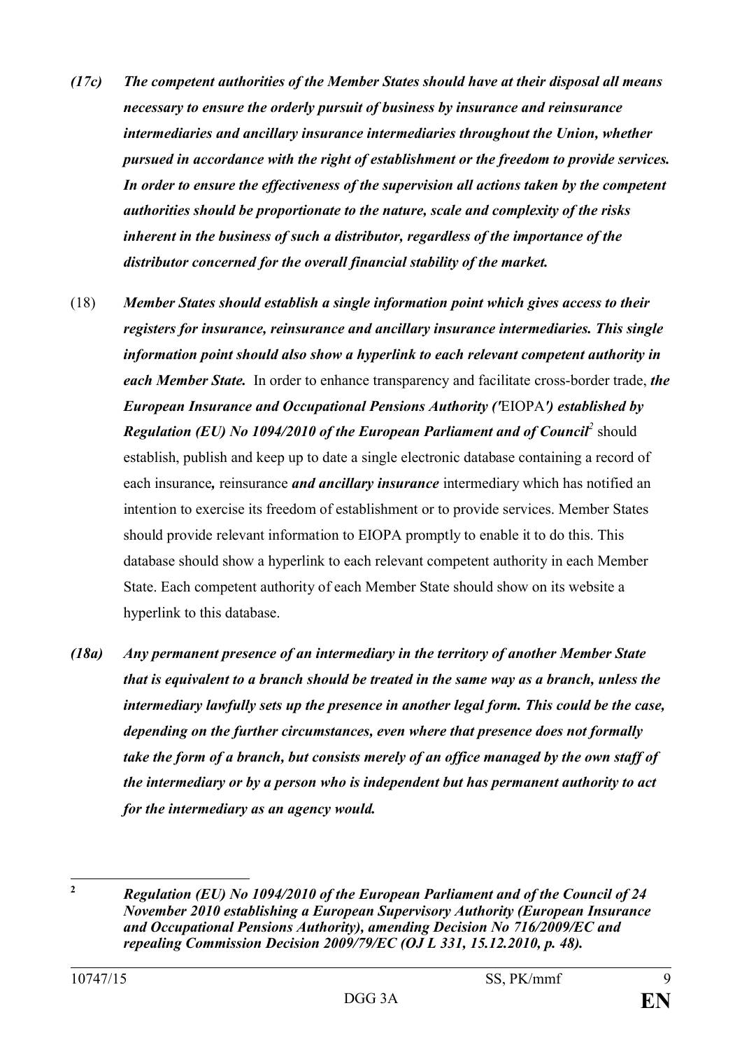*(17c) The competent authorities of the Member States should have at their disposal all means necessary to ensure the orderly pursuit of business by insurance and reinsurance intermediaries and ancillary insurance intermediaries throughout the Union, whether pursued in accordance with the right of establishment or the freedom to provide services. In order to ensure the effectiveness of the supervision all actions taken by the competent authorities should be proportionate to the nature, scale and complexity of the risks inherent in the business of such a distributor, regardless of the importance of the distributor concerned for the overall financial stability of the market.*

(18) ***Member States should establish a single information point which gives access to their registers for insurance, reinsurance and ancillary insurance intermediaries. This single information point should also show a hyperlink to each relevant competent authority in each Member State.*** In order to enhance transparency and facilitate cross-border trade, ***the European Insurance and Occupational Pensions Authority ('***EIOPA***') established by Regulation (EU) No 1094/2010 of the European Parliament and of Council***[2] should establish, publish and keep up to date a single electronic database containing a record of each insurance***,*** reinsurance ***and ancillary insurance*** intermediary which has notified an intention to exercise its freedom of establishment or to provide services. Member States should provide relevant information to EIOPA promptly to enable it to do this. This database should show a hyperlink to each relevant competent authority in each Member State. Each competent authority of each Member State should show on its website a hyperlink to this database.

***(18a) Any permanent presence of an intermediary in the territory of another Member State that is equivalent to a branch should be treated in the same way as a branch, unless the intermediary lawfully sets up the presence in another legal form. This could be the case, depending on the further circumstances, even where that presence does not formally take the form of a branch, but consists merely of an office managed by the own staff of the intermediary or by a person who is independent but has permanent authority to act for the intermediary as an agency would.***

---

[2] ***Regulation (EU) No 1094/2010 of the European Parliament and of the Council of 24 November 2010 establishing a European Supervisory Authority (European Insurance and Occupational Pensions Authority), amending Decision No 716/2009/EC and repealing Commission Decision 2009/79/EC (OJ L 331, 15.12.2010, p. 48).***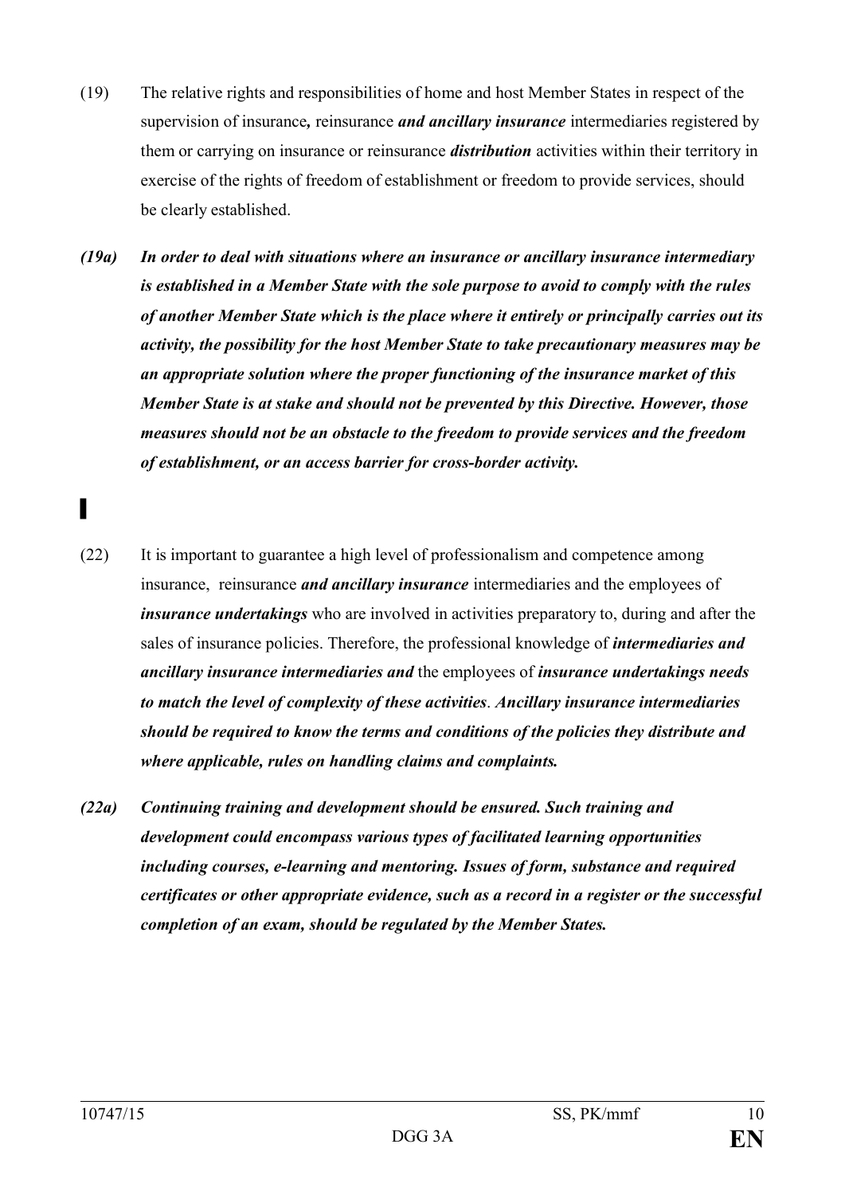(19) The relative rights and responsibilities of home and host Member States in respect of the supervision of insurance*,* reinsurance ***and ancillary insurance*** intermediaries registered by them or carrying on insurance or reinsurance ***distribution*** activities within their territory in exercise of the rights of freedom of establishment or freedom to provide services, should be clearly established.

***(19a) In order to deal with situations where an insurance or ancillary insurance intermediary is established in a Member State with the sole purpose to avoid to comply with the rules of another Member State which is the place where it entirely or principally carries out its activity, the possibility for the host Member State to take precautionary measures may be an appropriate solution where the proper functioning of the insurance market of this Member State is at stake and should not be prevented by this Directive. However, those measures should not be an obstacle to the freedom to provide services and the freedom of establishment, or an access barrier for cross-border activity.***

▌

(22) It is important to guarantee a high level of professionalism and competence among insurance, reinsurance ***and ancillary insurance*** intermediaries and the employees of ***insurance undertakings*** who are involved in activities preparatory to, during and after the sales of insurance policies. Therefore, the professional knowledge of ***intermediaries and ancillary insurance intermediaries and*** the employees of ***insurance undertakings needs to match the level of complexity of these activities***. ***Ancillary insurance intermediaries should be required to know the terms and conditions of the policies they distribute and where applicable, rules on handling claims and complaints.***

***(22a) Continuing training and development should be ensured. Such training and development could encompass various types of facilitated learning opportunities including courses, e-learning and mentoring. Issues of form, substance and required certificates or other appropriate evidence, such as a record in a register or the successful completion of an exam, should be regulated by the Member States.***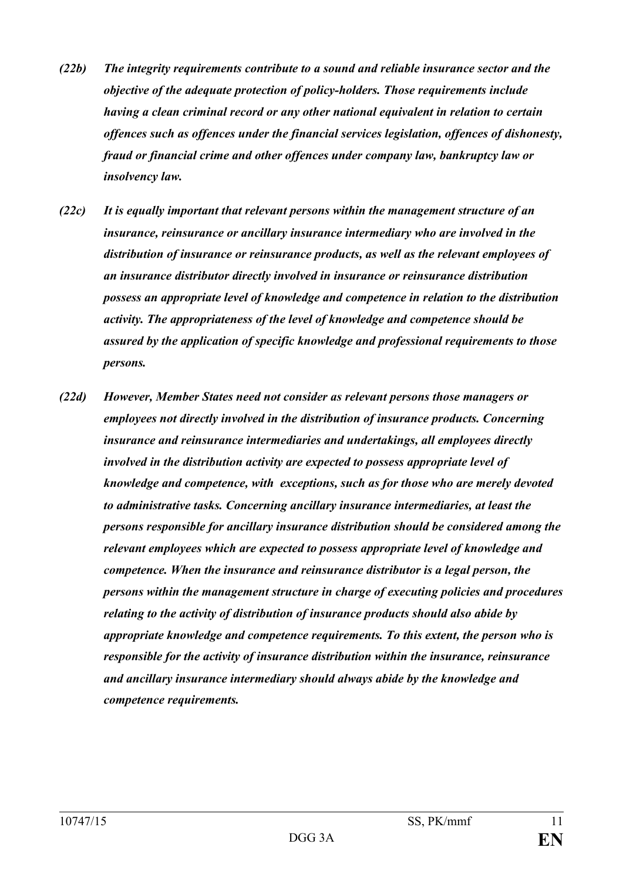*(22b) The integrity requirements contribute to a sound and reliable insurance sector and the objective of the adequate protection of policy-holders. Those requirements include having a clean criminal record or any other national equivalent in relation to certain offences such as offences under the financial services legislation, offences of dishonesty, fraud or financial crime and other offences under company law, bankruptcy law or insolvency law.*

*(22c) It is equally important that relevant persons within the management structure of an insurance, reinsurance or ancillary insurance intermediary who are involved in the distribution of insurance or reinsurance products, as well as the relevant employees of an insurance distributor directly involved in insurance or reinsurance distribution possess an appropriate level of knowledge and competence in relation to the distribution activity. The appropriateness of the level of knowledge and competence should be assured by the application of specific knowledge and professional requirements to those persons.*

*(22d) However, Member States need not consider as relevant persons those managers or employees not directly involved in the distribution of insurance products. Concerning insurance and reinsurance intermediaries and undertakings, all employees directly involved in the distribution activity are expected to possess appropriate level of knowledge and competence, with exceptions, such as for those who are merely devoted to administrative tasks. Concerning ancillary insurance intermediaries, at least the persons responsible for ancillary insurance distribution should be considered among the relevant employees which are expected to possess appropriate level of knowledge and competence. When the insurance and reinsurance distributor is a legal person, the persons within the management structure in charge of executing policies and procedures relating to the activity of distribution of insurance products should also abide by appropriate knowledge and competence requirements. To this extent, the person who is responsible for the activity of insurance distribution within the insurance, reinsurance and ancillary insurance intermediary should always abide by the knowledge and competence requirements.*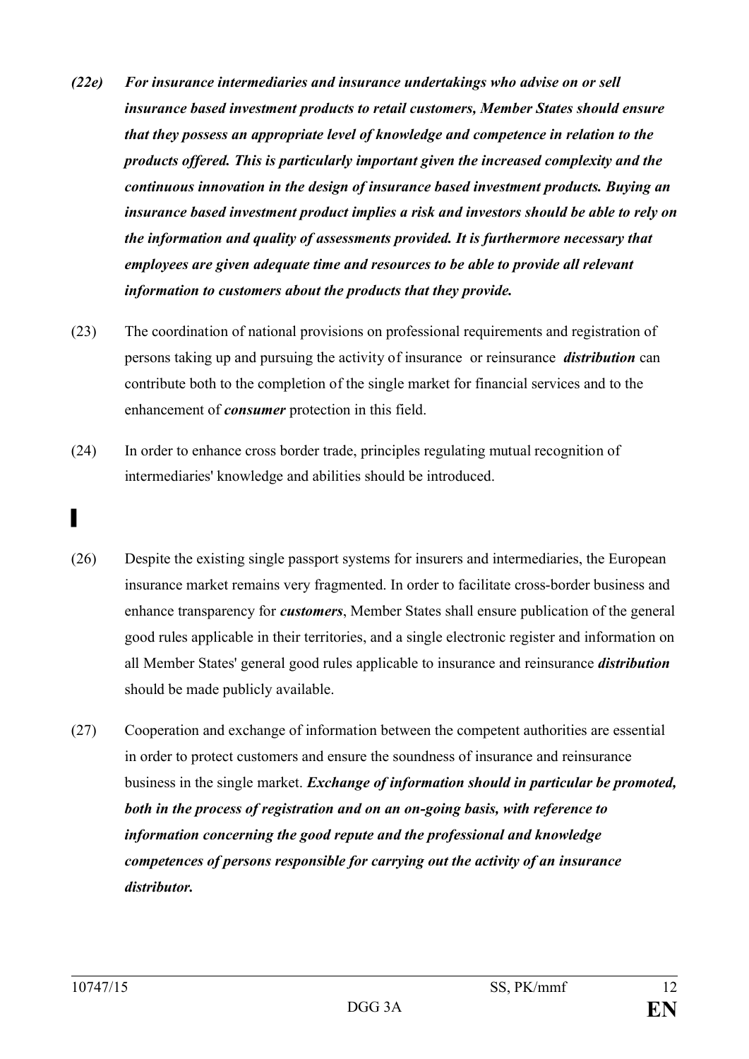*(22e) For insurance intermediaries and insurance undertakings who advise on or sell insurance based investment products to retail customers, Member States should ensure that they possess an appropriate level of knowledge and competence in relation to the products offered. This is particularly important given the increased complexity and the continuous innovation in the design of insurance based investment products. Buying an insurance based investment product implies a risk and investors should be able to rely on the information and quality of assessments provided. It is furthermore necessary that employees are given adequate time and resources to be able to provide all relevant information to customers about the products that they provide.*

(23) The coordination of national provisions on professional requirements and registration of persons taking up and pursuing the activity of insurance or reinsurance ***distribution*** can contribute both to the completion of the single market for financial services and to the enhancement of ***consumer*** protection in this field.

(24) In order to enhance cross border trade, principles regulating mutual recognition of intermediaries' knowledge and abilities should be introduced.

▌

(26) Despite the existing single passport systems for insurers and intermediaries, the European insurance market remains very fragmented. In order to facilitate cross-border business and enhance transparency for ***customers***, Member States shall ensure publication of the general good rules applicable in their territories, and a single electronic register and information on all Member States' general good rules applicable to insurance and reinsurance ***distribution*** should be made publicly available.

(27) Cooperation and exchange of information between the competent authorities are essential in order to protect customers and ensure the soundness of insurance and reinsurance business in the single market. ***Exchange of information should in particular be promoted, both in the process of registration and on an on-going basis, with reference to information concerning the good repute and the professional and knowledge competences of persons responsible for carrying out the activity of an insurance distributor.***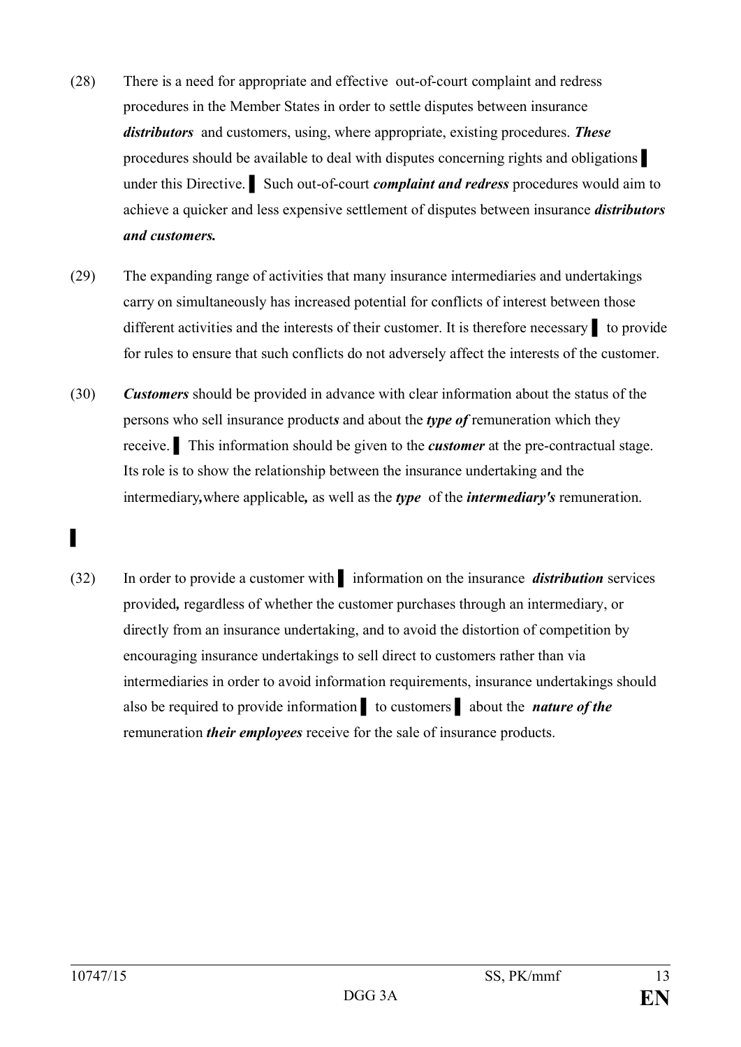(28) There is a need for appropriate and effective out-of-court complaint and redress procedures in the Member States in order to settle disputes between insurance ***distributors*** and customers, using, where appropriate, existing procedures. ***These*** procedures should be available to deal with disputes concerning rights and obligations ▌ under this Directive. ▌ Such out-of-court ***complaint and redress*** procedures would aim to achieve a quicker and less expensive settlement of disputes between insurance ***distributors and customers.***

(29) The expanding range of activities that many insurance intermediaries and undertakings carry on simultaneously has increased potential for conflicts of interest between those different activities and the interests of their customer. It is therefore necessary ▌ to provide for rules to ensure that such conflicts do not adversely affect the interests of the customer.

(30) ***Customers*** should be provided in advance with clear information about the status of the persons who sell insurance product***s*** and about the ***type of*** remuneration which they receive. ▌ This information should be given to the ***customer*** at the pre-contractual stage. Its role is to show the relationship between the insurance undertaking and the intermediary***,***where applicable***,*** as well as the ***type*** of the ***intermediary's*** remuneration.

▌

(32) In order to provide a customer with ▌ information on the insurance ***distribution*** services provided***,*** regardless of whether the customer purchases through an intermediary, or directly from an insurance undertaking, and to avoid the distortion of competition by encouraging insurance undertakings to sell direct to customers rather than via intermediaries in order to avoid information requirements, insurance undertakings should also be required to provide information ▌ to customers ▌ about the ***nature of the*** remuneration ***their employees*** receive for the sale of insurance products.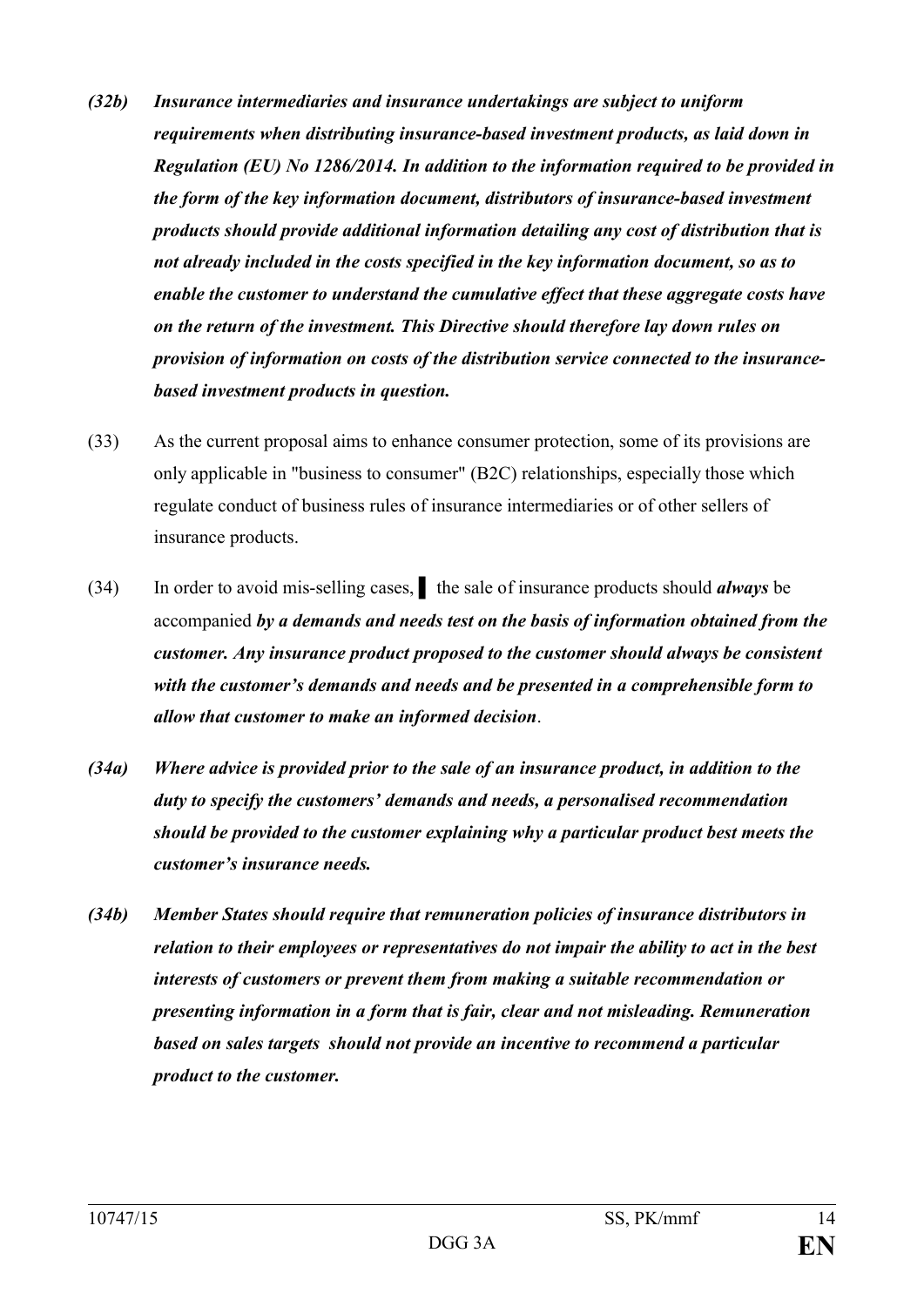***(32b) Insurance intermediaries and insurance undertakings are subject to uniform requirements when distributing insurance-based investment products, as laid down in Regulation (EU) No 1286/2014. In addition to the information required to be provided in the form of the key information document, distributors of insurance-based investment products should provide additional information detailing any cost of distribution that is not already included in the costs specified in the key information document, so as to enable the customer to understand the cumulative effect that these aggregate costs have on the return of the investment. This Directive should therefore lay down rules on provision of information on costs of the distribution service connected to the insurance-based investment products in question.***

(33) As the current proposal aims to enhance consumer protection, some of its provisions are only applicable in "business to consumer" (B2C) relationships, especially those which regulate conduct of business rules of insurance intermediaries or of other sellers of insurance products.

(34) In order to avoid mis-selling cases, ▌ the sale of insurance products should ***always*** be accompanied ***by a demands and needs test on the basis of information obtained from the customer. Any insurance product proposed to the customer should always be consistent with the customer's demands and needs and be presented in a comprehensible form to allow that customer to make an informed decision***.

***(34a) Where advice is provided prior to the sale of an insurance product, in addition to the duty to specify the customers' demands and needs, a personalised recommendation should be provided to the customer explaining why a particular product best meets the customer's insurance needs.***

***(34b) Member States should require that remuneration policies of insurance distributors in relation to their employees or representatives do not impair the ability to act in the best interests of customers or prevent them from making a suitable recommendation or presenting information in a form that is fair, clear and not misleading. Remuneration based on sales targets should not provide an incentive to recommend a particular product to the customer.***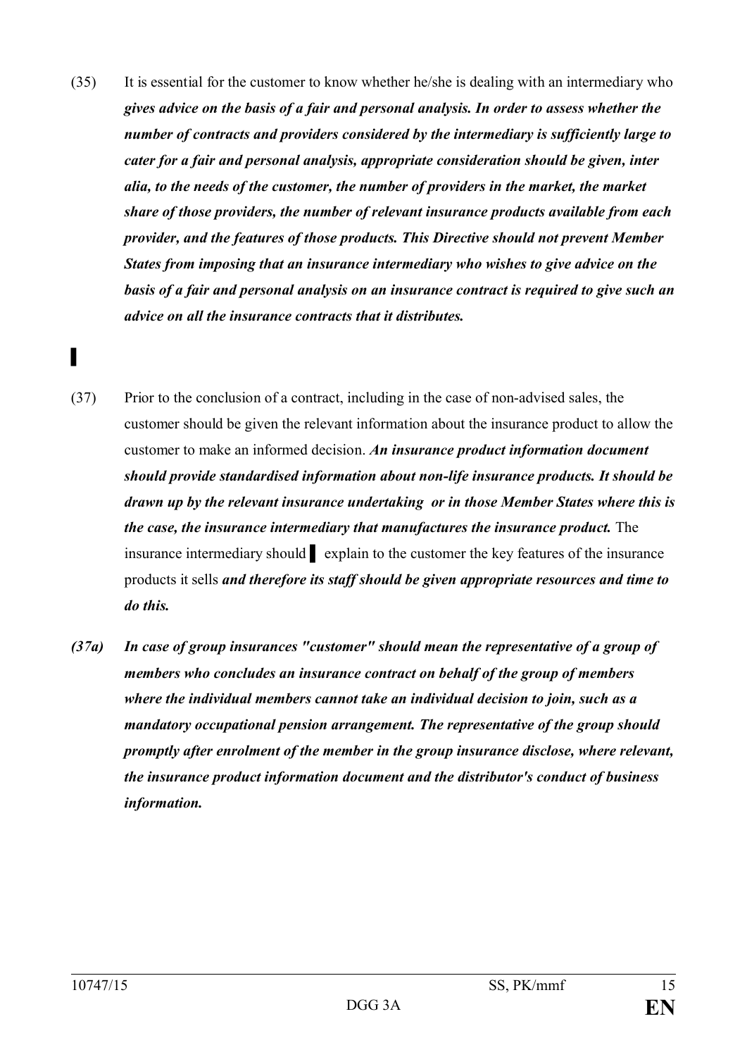(35) It is essential for the customer to know whether he/she is dealing with an intermediary who ***gives advice on the basis of a fair and personal analysis. In order to assess whether the number of contracts and providers considered by the intermediary is sufficiently large to cater for a fair and personal analysis, appropriate consideration should be given, inter alia, to the needs of the customer, the number of providers in the market, the market share of those providers, the number of relevant insurance products available from each provider, and the features of those products. This Directive should not prevent Member States from imposing that an insurance intermediary who wishes to give advice on the basis of a fair and personal analysis on an insurance contract is required to give such an advice on all the insurance contracts that it distributes.***

▌

(37) Prior to the conclusion of a contract, including in the case of non-advised sales, the customer should be given the relevant information about the insurance product to allow the customer to make an informed decision. ***An insurance product information document should provide standardised information about non-life insurance products. It should be drawn up by the relevant insurance undertaking or in those Member States where this is the case, the insurance intermediary that manufactures the insurance product.*** The insurance intermediary should ▌ explain to the customer the key features of the insurance products it sells ***and therefore its staff should be given appropriate resources and time to do this.***

***(37a) In case of group insurances "customer" should mean the representative of a group of members who concludes an insurance contract on behalf of the group of members where the individual members cannot take an individual decision to join, such as a mandatory occupational pension arrangement. The representative of the group should promptly after enrolment of the member in the group insurance disclose, where relevant, the insurance product information document and the distributor's conduct of business information.***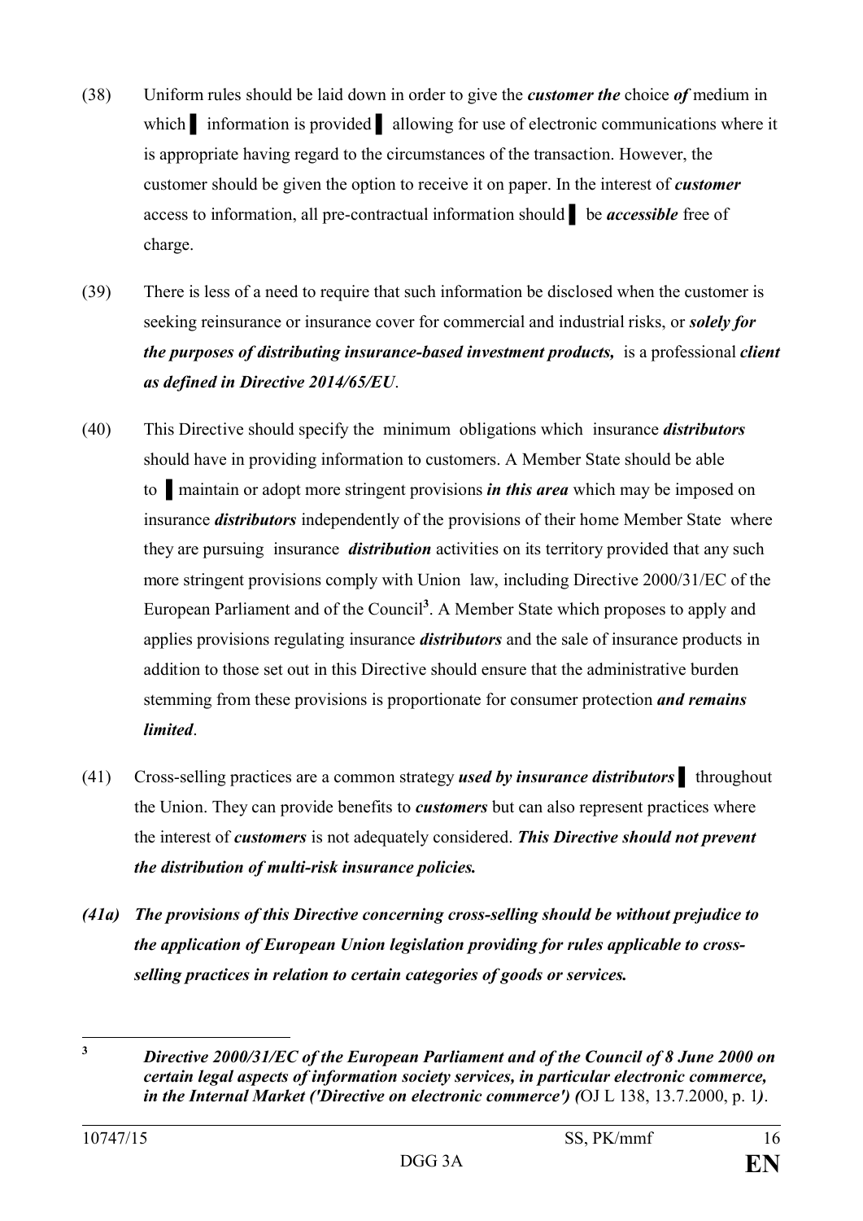(38) Uniform rules should be laid down in order to give the ***customer the*** choice ***of*** medium in which ▌ information is provided ▌ allowing for use of electronic communications where it is appropriate having regard to the circumstances of the transaction. However, the customer should be given the option to receive it on paper. In the interest of ***customer*** access to information, all pre-contractual information should ▌ be ***accessible*** free of charge.

(39) There is less of a need to require that such information be disclosed when the customer is seeking reinsurance or insurance cover for commercial and industrial risks, or ***solely for the purposes of distributing insurance-based investment products,*** is a professional ***client as defined in Directive 2014/65/EU***.

(40) This Directive should specify the minimum obligations which insurance ***distributors*** should have in providing information to customers. A Member State should be able to ▌ maintain or adopt more stringent provisions ***in this area*** which may be imposed on insurance ***distributors*** independently of the provisions of their home Member State where they are pursuing insurance ***distribution*** activities on its territory provided that any such more stringent provisions comply with Union law, including Directive 2000/31/EC of the European Parliament and of the Council[3]. A Member State which proposes to apply and applies provisions regulating insurance ***distributors*** and the sale of insurance products in addition to those set out in this Directive should ensure that the administrative burden stemming from these provisions is proportionate for consumer protection ***and remains limited***.

(41) Cross-selling practices are a common strategy ***used by insurance distributors*** ▌ throughout the Union. They can provide benefits to ***customers*** but can also represent practices where the interest of ***customers*** is not adequately considered. ***This Directive should not prevent the distribution of multi-risk insurance policies.***

***(41a) The provisions of this Directive concerning cross-selling should be without prejudice to the application of European Union legislation providing for rules applicable to cross-selling practices in relation to certain categories of goods or services.***

---

[3] ***Directive 2000/31/EC of the European Parliament and of the Council of 8 June 2000 on certain legal aspects of information society services, in particular electronic commerce, in the Internal Market ('Directive on electronic commerce') (***OJ L 138, 13.7.2000, p. 1***)***.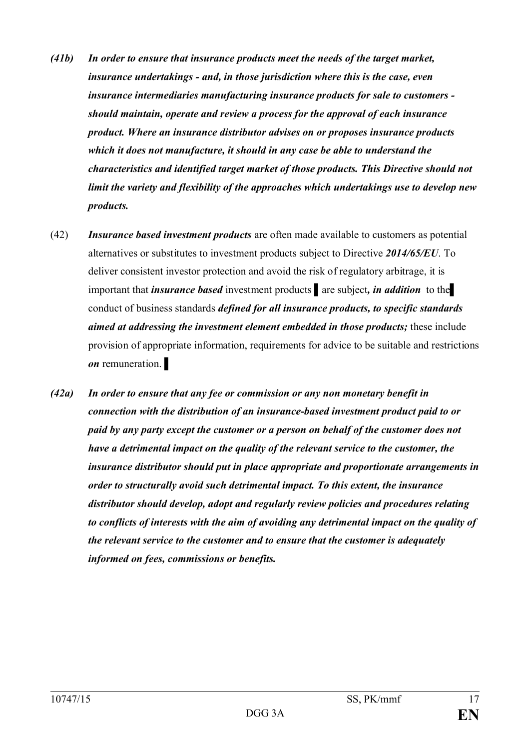*(41b)* ***In order to ensure that insurance products meet the needs of the target market, insurance undertakings - and, in those jurisdiction where this is the case, even insurance intermediaries manufacturing insurance products for sale to customers - should maintain, operate and review a process for the approval of each insurance product. Where an insurance distributor advises on or proposes insurance products which it does not manufacture, it should in any case be able to understand the characteristics and identified target market of those products. This Directive should not limit the variety and flexibility of the approaches which undertakings use to develop new products.***

(42) ***Insurance based investment products*** are often made available to customers as potential alternatives or substitutes to investment products subject to Directive ***2014/65/EU***. To deliver consistent investor protection and avoid the risk of regulatory arbitrage, it is important that ***insurance based*** investment products ▌ are subject***, in addition*** to the▌ conduct of business standards ***defined for all insurance products, to specific standards aimed at addressing the investment element embedded in those products;*** these include provision of appropriate information, requirements for advice to be suitable and restrictions ***on*** remuneration. ▌

*(42a)* ***In order to ensure that any fee or commission or any non monetary benefit in connection with the distribution of an insurance-based investment product paid to or paid by any party except the customer or a person on behalf of the customer does not have a detrimental impact on the quality of the relevant service to the customer, the insurance distributor should put in place appropriate and proportionate arrangements in order to structurally avoid such detrimental impact. To this extent, the insurance distributor should develop, adopt and regularly review policies and procedures relating to conflicts of interests with the aim of avoiding any detrimental impact on the quality of the relevant service to the customer and to ensure that the customer is adequately informed on fees, commissions or benefits.***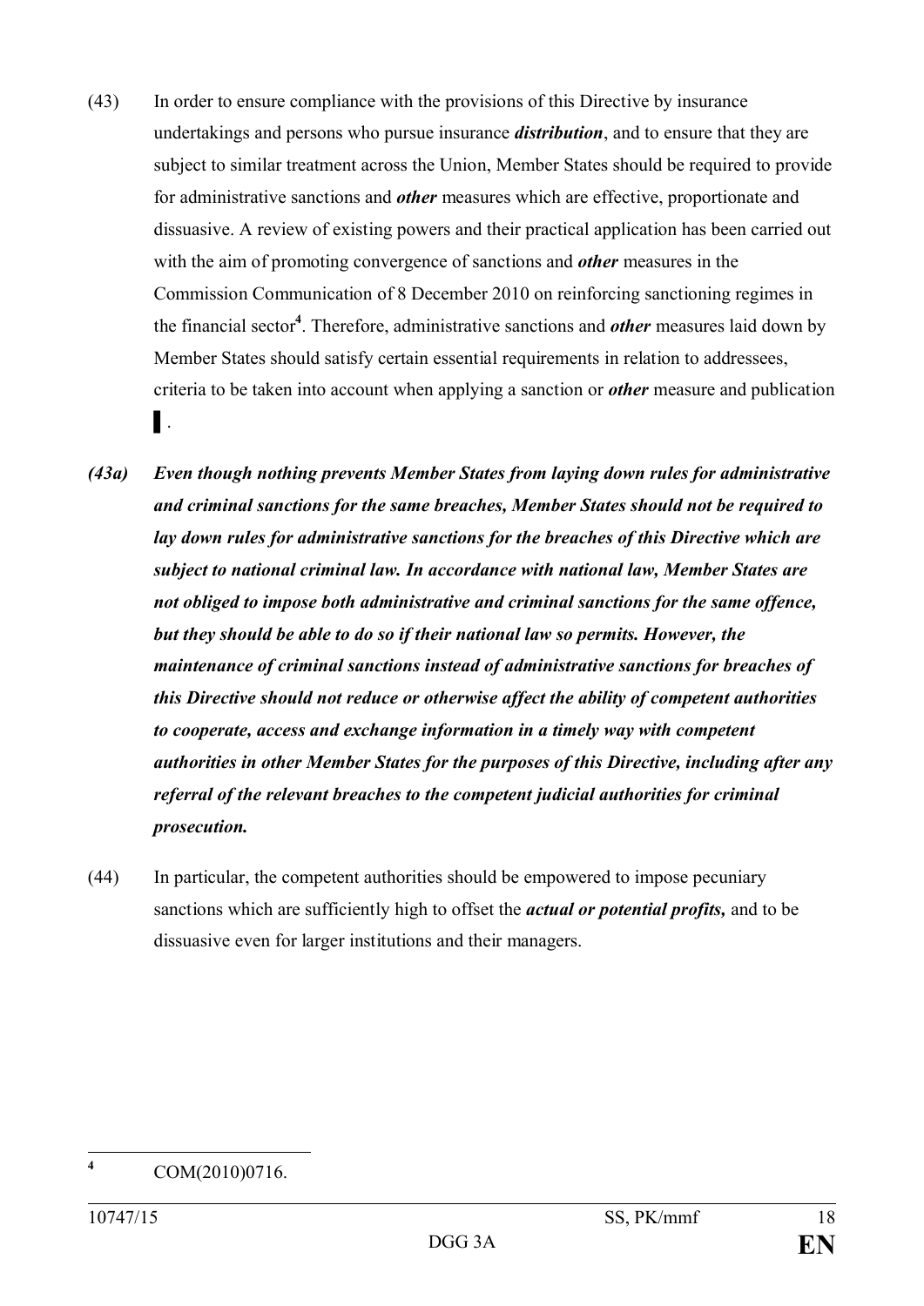(43) In order to ensure compliance with the provisions of this Directive by insurance undertakings and persons who pursue insurance ***distribution***, and to ensure that they are subject to similar treatment across the Union, Member States should be required to provide for administrative sanctions and ***other*** measures which are effective, proportionate and dissuasive. A review of existing powers and their practical application has been carried out with the aim of promoting convergence of sanctions and ***other*** measures in the Commission Communication of 8 December 2010 on reinforcing sanctioning regimes in the financial sector[4]. Therefore, administrative sanctions and ***other*** measures laid down by Member States should satisfy certain essential requirements in relation to addressees, criteria to be taken into account when applying a sanction or ***other*** measure and publication ▌.

***(43a) Even though nothing prevents Member States from laying down rules for administrative and criminal sanctions for the same breaches, Member States should not be required to lay down rules for administrative sanctions for the breaches of this Directive which are subject to national criminal law. In accordance with national law, Member States are not obliged to impose both administrative and criminal sanctions for the same offence, but they should be able to do so if their national law so permits. However, the maintenance of criminal sanctions instead of administrative sanctions for breaches of this Directive should not reduce or otherwise affect the ability of competent authorities to cooperate, access and exchange information in a timely way with competent authorities in other Member States for the purposes of this Directive, including after any referral of the relevant breaches to the competent judicial authorities for criminal prosecution.***

(44) In particular, the competent authorities should be empowered to impose pecuniary sanctions which are sufficiently high to offset the ***actual or potential profits,*** and to be dissuasive even for larger institutions and their managers.

---

[4] COM(2010)0716.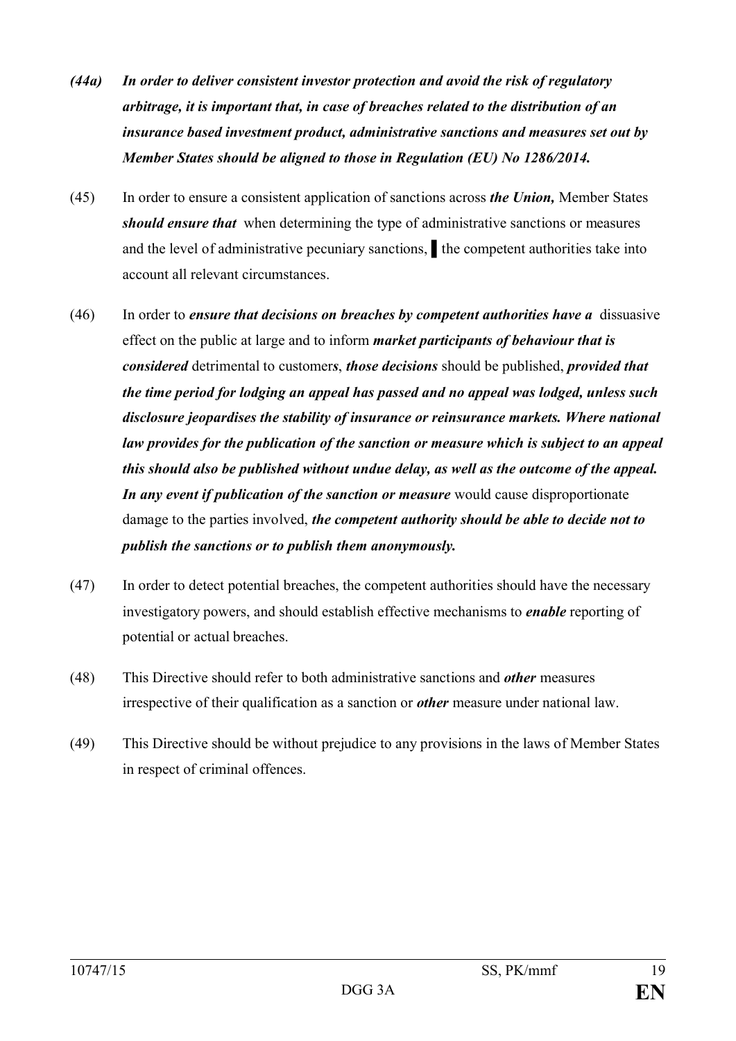***(44a) In order to deliver consistent investor protection and avoid the risk of regulatory arbitrage, it is important that, in case of breaches related to the distribution of an insurance based investment product, administrative sanctions and measures set out by Member States should be aligned to those in Regulation (EU) No 1286/2014.***

(45) In order to ensure a consistent application of sanctions across ***the Union,*** Member States ***should ensure that*** when determining the type of administrative sanctions or measures and the level of administrative pecuniary sanctions, ▌the competent authorities take into account all relevant circumstances.

(46) In order to ***ensure that decisions on breaches by competent authorities have a*** dissuasive effect on the public at large and to inform ***market participants of behaviour that is considered*** detrimental to customer***s***, ***those decisions*** should be published, ***provided that the time period for lodging an appeal has passed and no appeal was lodged, unless such disclosure jeopardises the stability of insurance or reinsurance markets. Where national law provides for the publication of the sanction or measure which is subject to an appeal this should also be published without undue delay, as well as the outcome of the appeal. In any event if publication of the sanction or measure*** would cause disproportionate damage to the parties involved, ***the competent authority should be able to decide not to publish the sanctions or to publish them anonymously.***

(47) In order to detect potential breaches, the competent authorities should have the necessary investigatory powers, and should establish effective mechanisms to ***enable*** reporting of potential or actual breaches.

(48) This Directive should refer to both administrative sanctions and ***other*** measures irrespective of their qualification as a sanction or ***other*** measure under national law.

(49) This Directive should be without prejudice to any provisions in the laws of Member States in respect of criminal offences.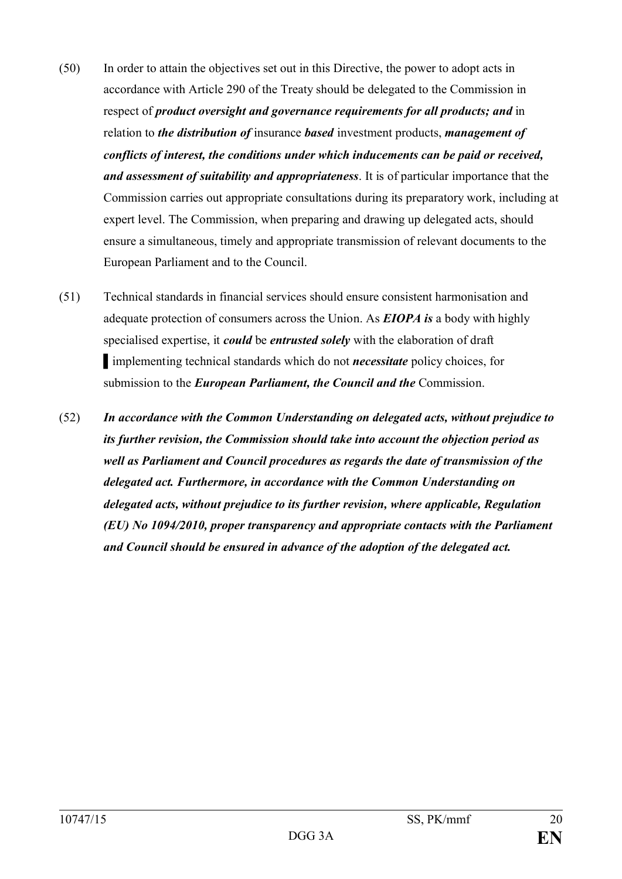(50) In order to attain the objectives set out in this Directive, the power to adopt acts in accordance with Article 290 of the Treaty should be delegated to the Commission in respect of ***product oversight and governance requirements for all products; and*** in relation to ***the distribution of*** insurance ***based*** investment products, ***management of conflicts of interest, the conditions under which inducements can be paid or received, and assessment of suitability and appropriateness***. It is of particular importance that the Commission carries out appropriate consultations during its preparatory work, including at expert level. The Commission, when preparing and drawing up delegated acts, should ensure a simultaneous, timely and appropriate transmission of relevant documents to the European Parliament and to the Council.

(51) Technical standards in financial services should ensure consistent harmonisation and adequate protection of consumers across the Union. As ***EIOPA is*** a body with highly specialised expertise, it ***could*** be ***entrusted solely*** with the elaboration of draft ▌implementing technical standards which do not ***necessitate*** policy choices, for submission to the ***European Parliament, the Council and the*** Commission.

(52) ***In accordance with the Common Understanding on delegated acts, without prejudice to its further revision, the Commission should take into account the objection period as well as Parliament and Council procedures as regards the date of transmission of the delegated act. Furthermore, in accordance with the Common Understanding on delegated acts, without prejudice to its further revision, where applicable, Regulation (EU) No 1094/2010, proper transparency and appropriate contacts with the Parliament and Council should be ensured in advance of the adoption of the delegated act.***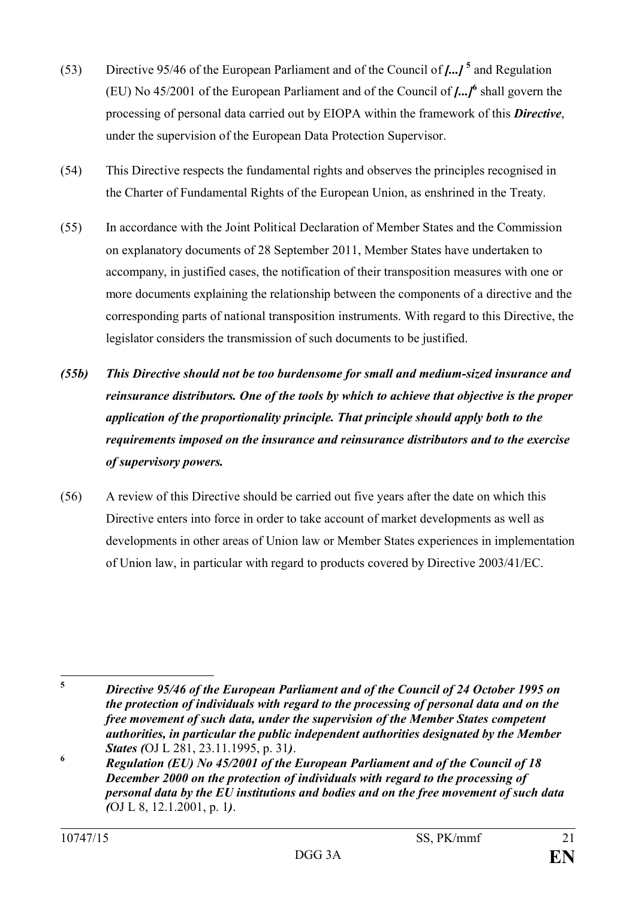(53) Directive 95/46 of the European Parliament and of the Council of ***[...]*** [5] and Regulation (EU) No 45/2001 of the European Parliament and of the Council of ***[...]***[6] shall govern the processing of personal data carried out by EIOPA within the framework of this ***Directive***, under the supervision of the European Data Protection Supervisor.

(54) This Directive respects the fundamental rights and observes the principles recognised in the Charter of Fundamental Rights of the European Union, as enshrined in the Treaty.

(55) In accordance with the Joint Political Declaration of Member States and the Commission on explanatory documents of 28 September 2011, Member States have undertaken to accompany, in justified cases, the notification of their transposition measures with one or more documents explaining the relationship between the components of a directive and the corresponding parts of national transposition instruments. With regard to this Directive, the legislator considers the transmission of such documents to be justified.

***(55b) This Directive should not be too burdensome for small and medium-sized insurance and reinsurance distributors. One of the tools by which to achieve that objective is the proper application of the proportionality principle. That principle should apply both to the requirements imposed on the insurance and reinsurance distributors and to the exercise of supervisory powers.***

(56) A review of this Directive should be carried out five years after the date on which this Directive enters into force in order to take account of market developments as well as developments in other areas of Union law or Member States experiences in implementation of Union law, in particular with regard to products covered by Directive 2003/41/EC.

---

[5] ***Directive 95/46 of the European Parliament and of the Council of 24 October 1995 on the protection of individuals with regard to the processing of personal data and on the free movement of such data, under the supervision of the Member States competent authorities, in particular the public independent authorities designated by the Member States (***OJ L 281, 23.11.1995, p. 31***)***.

[6] ***Regulation (EU) No 45/2001 of the European Parliament and of the Council of 18 December 2000 on the protection of individuals with regard to the processing of personal data by the EU institutions and bodies and on the free movement of such data (***OJ L 8, 12.1.2001, p. 1***)***.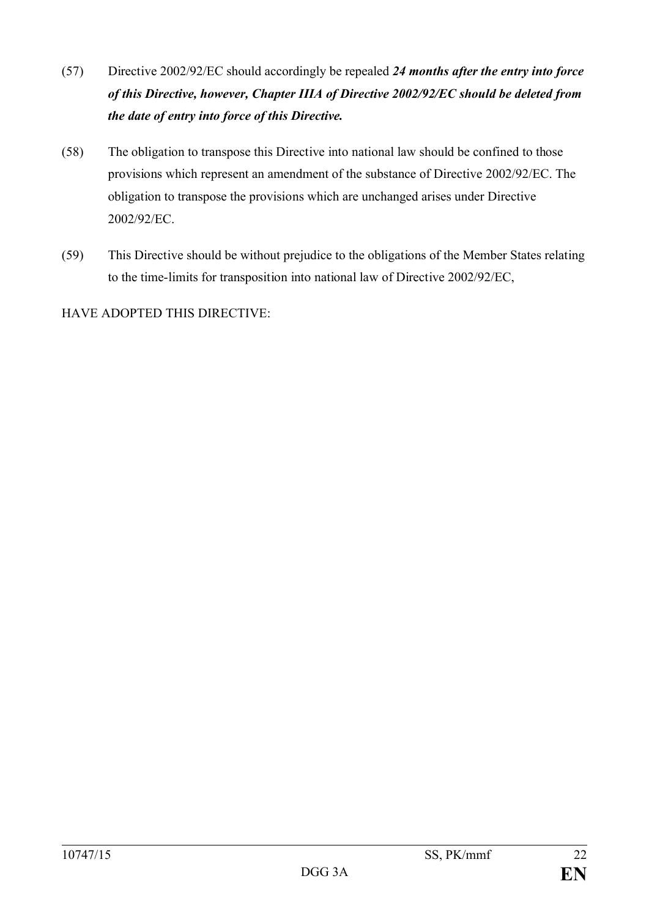(57) Directive 2002/92/EC should accordingly be repealed ***24 months after the entry into force of this Directive, however, Chapter IIIA of Directive 2002/92/EC should be deleted from the date of entry into force of this Directive.***

(58) The obligation to transpose this Directive into national law should be confined to those provisions which represent an amendment of the substance of Directive 2002/92/EC. The obligation to transpose the provisions which are unchanged arises under Directive 2002/92/EC.

(59) This Directive should be without prejudice to the obligations of the Member States relating to the time-limits for transposition into national law of Directive 2002/92/EC,

HAVE ADOPTED THIS DIRECTIVE: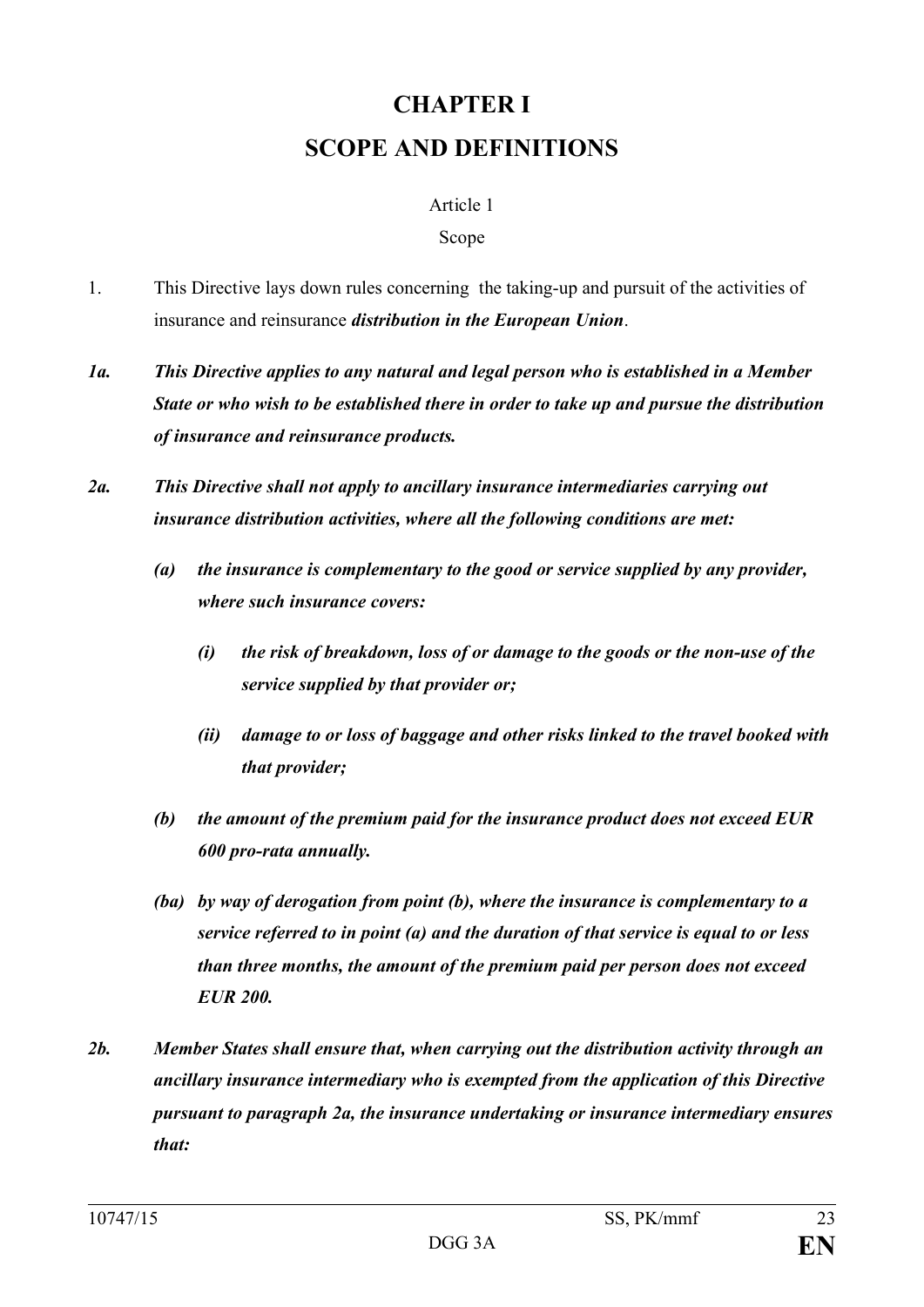# CHAPTER I

# SCOPE AND DEFINITIONS

Article 1

Scope

1. This Directive lays down rules concerning the taking-up and pursuit of the activities of insurance and reinsurance ***distribution in the European Union***.

***1a. This Directive applies to any natural and legal person who is established in a Member State or who wish to be established there in order to take up and pursue the distribution of insurance and reinsurance products.***

***2a. This Directive shall not apply to ancillary insurance intermediaries carrying out insurance distribution activities, where all the following conditions are met:***

***(a) the insurance is complementary to the good or service supplied by any provider, where such insurance covers:***

***(i) the risk of breakdown, loss of or damage to the goods or the non-use of the service supplied by that provider or;***

***(ii) damage to or loss of baggage and other risks linked to the travel booked with that provider;***

***(b) the amount of the premium paid for the insurance product does not exceed EUR 600 pro-rata annually.***

***(ba) by way of derogation from point (b), where the insurance is complementary to a service referred to in point (a) and the duration of that service is equal to or less than three months, the amount of the premium paid per person does not exceed EUR 200.***

***2b. Member States shall ensure that, when carrying out the distribution activity through an ancillary insurance intermediary who is exempted from the application of this Directive pursuant to paragraph 2a, the insurance undertaking or insurance intermediary ensures that:***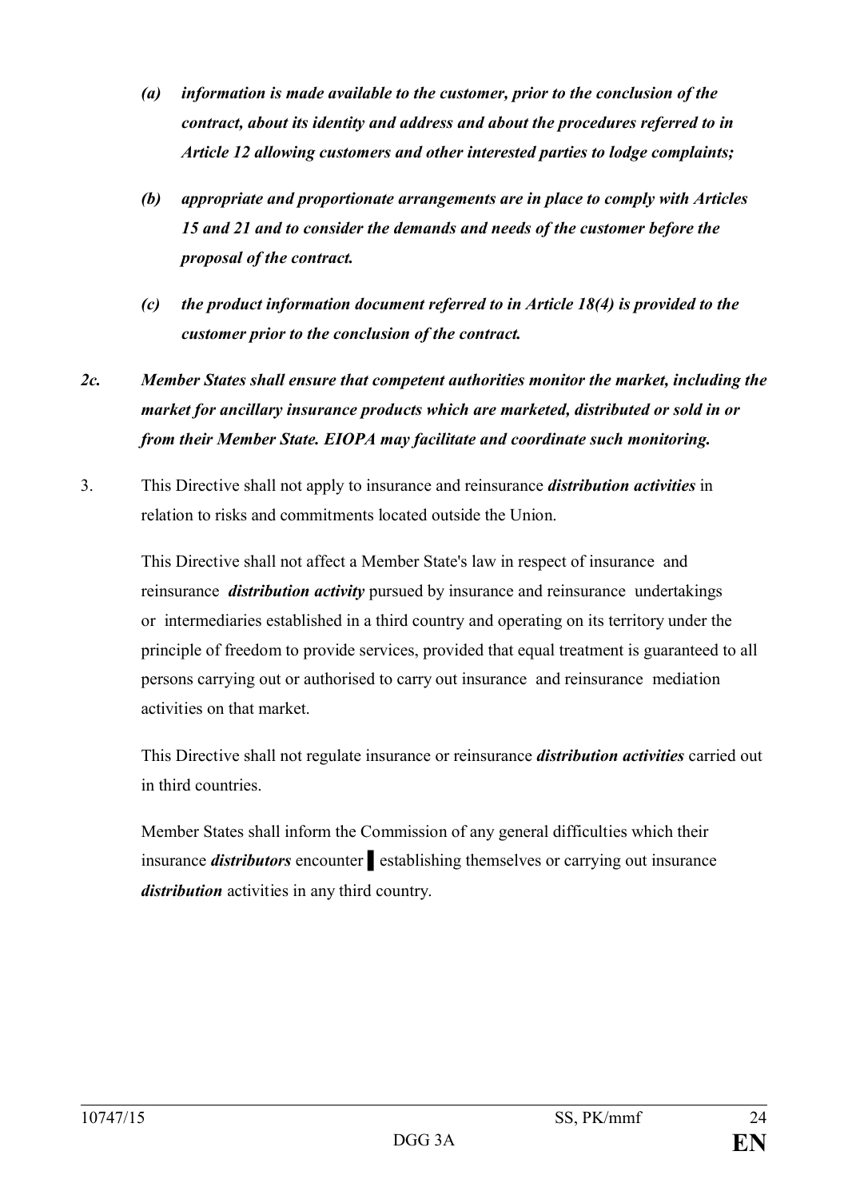*(a)* ***information is made available to the customer, prior to the conclusion of the contract, about its identity and address and about the procedures referred to in Article 12 allowing customers and other interested parties to lodge complaints;***

*(b)* ***appropriate and proportionate arrangements are in place to comply with Articles 15 and 21 and to consider the demands and needs of the customer before the proposal of the contract.***

*(c)* ***the product information document referred to in Article 18(4) is provided to the customer prior to the conclusion of the contract.***

***2c. Member States shall ensure that competent authorities monitor the market, including the market for ancillary insurance products which are marketed, distributed or sold in or from their Member State. EIOPA may facilitate and coordinate such monitoring.***

3. This Directive shall not apply to insurance and reinsurance ***distribution activities*** in relation to risks and commitments located outside the Union.

This Directive shall not affect a Member State's law in respect of insurance and reinsurance ***distribution activity*** pursued by insurance and reinsurance undertakings or intermediaries established in a third country and operating on its territory under the principle of freedom to provide services, provided that equal treatment is guaranteed to all persons carrying out or authorised to carry out insurance and reinsurance mediation activities on that market.

This Directive shall not regulate insurance or reinsurance ***distribution activities*** carried out in third countries.

Member States shall inform the Commission of any general difficulties which their insurance ***distributors*** encounter ▌ establishing themselves or carrying out insurance ***distribution*** activities in any third country.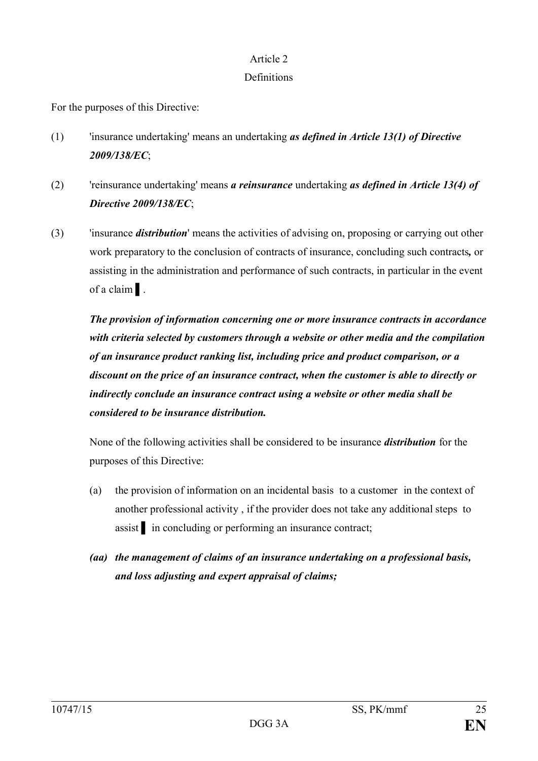Article 2

Definitions

For the purposes of this Directive:

(1) 'insurance undertaking' means an undertaking ***as defined in Article 13(1) of Directive 2009/138/EC***;

(2) 'reinsurance undertaking' means ***a reinsurance*** undertaking ***as defined in Article 13(4) of Directive 2009/138/EC***;

(3) 'insurance ***distribution***' means the activities of advising on, proposing or carrying out other work preparatory to the conclusion of contracts of insurance, concluding such contracts***,*** or assisting in the administration and performance of such contracts, in particular in the event of a claim ▌.

***The provision of information concerning one or more insurance contracts in accordance with criteria selected by customers through a website or other media and the compilation of an insurance product ranking list, including price and product comparison, or a discount on the price of an insurance contract, when the customer is able to directly or indirectly conclude an insurance contract using a website or other media shall be considered to be insurance distribution.***

None of the following activities shall be considered to be insurance ***distribution*** for the purposes of this Directive:

(a) the provision of information on an incidental basis to a customer in the context of another professional activity , if the provider does not take any additional steps to assist ▌ in concluding or performing an insurance contract;

***(aa) the management of claims of an insurance undertaking on a professional basis, and loss adjusting and expert appraisal of claims;***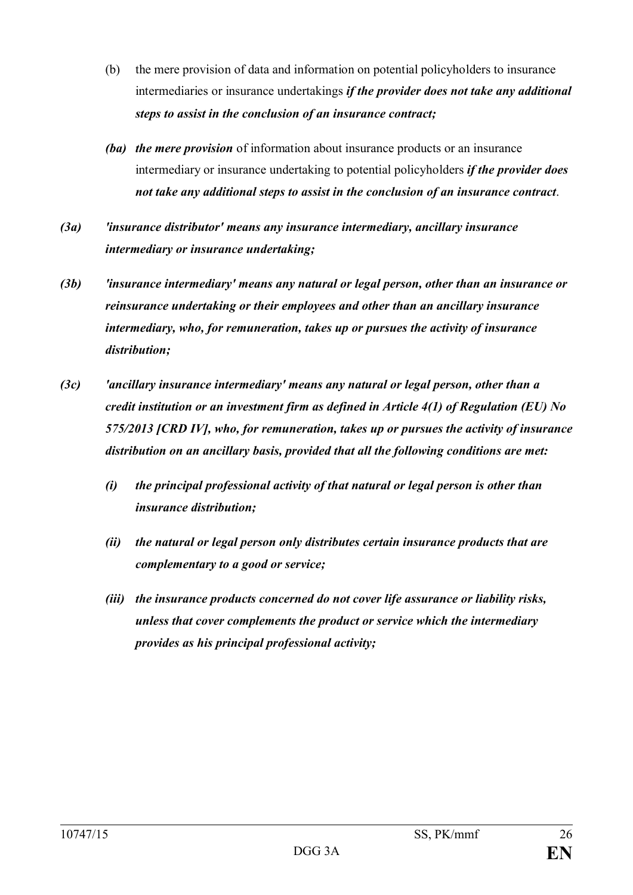(b) the mere provision of data and information on potential policyholders to insurance intermediaries or insurance undertakings ***if the provider does not take any additional steps to assist in the conclusion of an insurance contract;***

***(ba) the mere provision*** of information about insurance products or an insurance intermediary or insurance undertaking to potential policyholders ***if the provider does not take any additional steps to assist in the conclusion of an insurance contract***.

***(3a) 'insurance distributor' means any insurance intermediary, ancillary insurance intermediary or insurance undertaking;***

***(3b) 'insurance intermediary' means any natural or legal person, other than an insurance or reinsurance undertaking or their employees and other than an ancillary insurance intermediary, who, for remuneration, takes up or pursues the activity of insurance distribution;***

***(3c) 'ancillary insurance intermediary' means any natural or legal person, other than a credit institution or an investment firm as defined in Article 4(1) of Regulation (EU) No 575/2013 [CRD IV], who, for remuneration, takes up or pursues the activity of insurance distribution on an ancillary basis, provided that all the following conditions are met:***

***(i) the principal professional activity of that natural or legal person is other than insurance distribution;***

***(ii) the natural or legal person only distributes certain insurance products that are complementary to a good or service;***

***(iii) the insurance products concerned do not cover life assurance or liability risks, unless that cover complements the product or service which the intermediary provides as his principal professional activity;***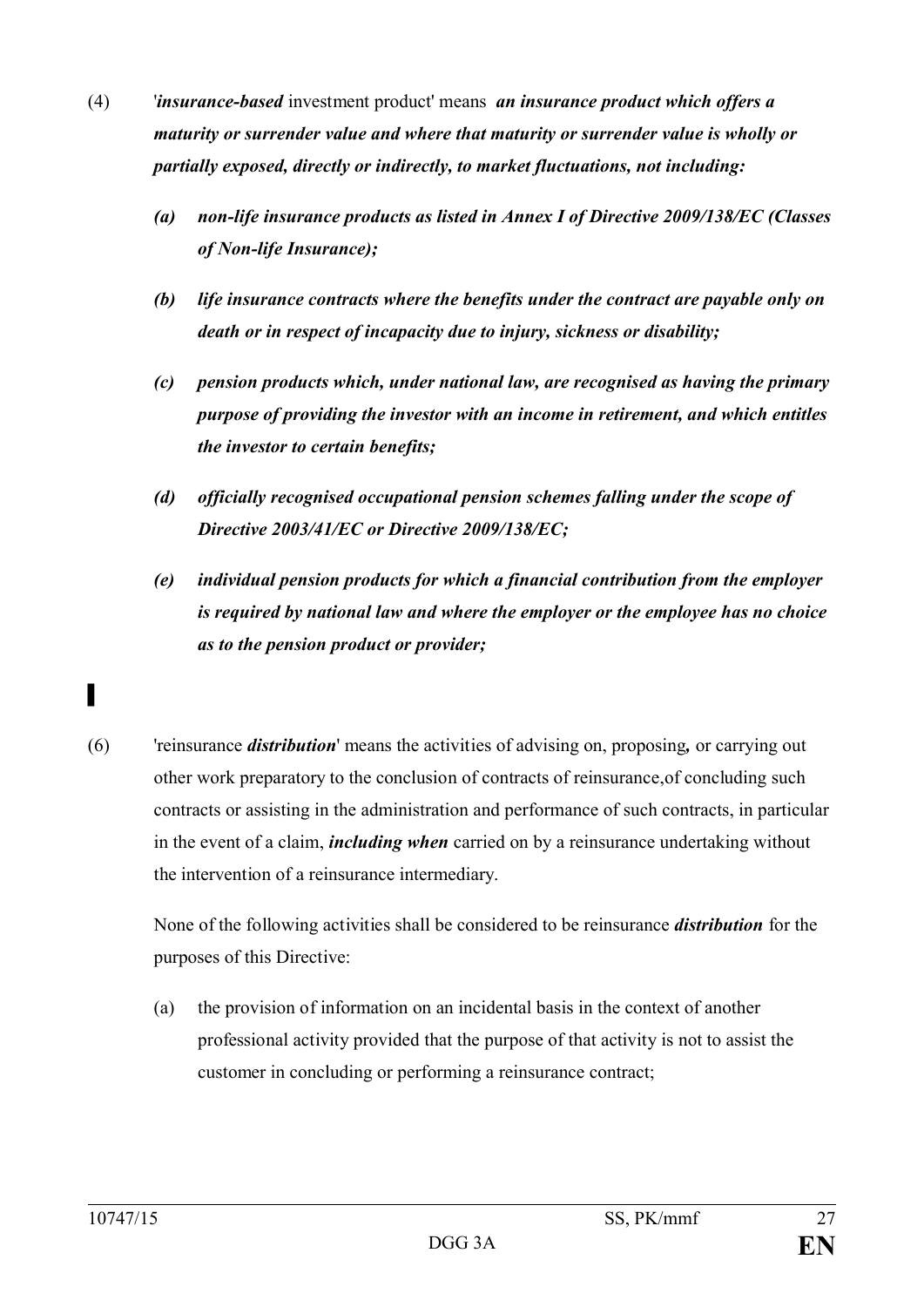(4) '***insurance-based*** investment product' means ***an insurance product which offers a maturity or surrender value and where that maturity or surrender value is wholly or partially exposed, directly or indirectly, to market fluctuations, not including:***

***(a) non-life insurance products as listed in Annex I of Directive 2009/138/EC (Classes of Non-life Insurance);***

***(b) life insurance contracts where the benefits under the contract are payable only on death or in respect of incapacity due to injury, sickness or disability;***

***(c) pension products which, under national law, are recognised as having the primary purpose of providing the investor with an income in retirement, and which entitles the investor to certain benefits;***

***(d) officially recognised occupational pension schemes falling under the scope of Directive 2003/41/EC or Directive 2009/138/EC;***

***(e) individual pension products for which a financial contribution from the employer is required by national law and where the employer or the employee has no choice as to the pension product or provider;***

▌

(6) 'reinsurance ***distribution***' means the activities of advising on, proposing***,*** or carrying out other work preparatory to the conclusion of contracts of reinsurance,of concluding such contracts or assisting in the administration and performance of such contracts, in particular in the event of a claim, ***including when*** carried on by a reinsurance undertaking without the intervention of a reinsurance intermediary.

None of the following activities shall be considered to be reinsurance ***distribution*** for the purposes of this Directive:

(a) the provision of information on an incidental basis in the context of another professional activity provided that the purpose of that activity is not to assist the customer in concluding or performing a reinsurance contract;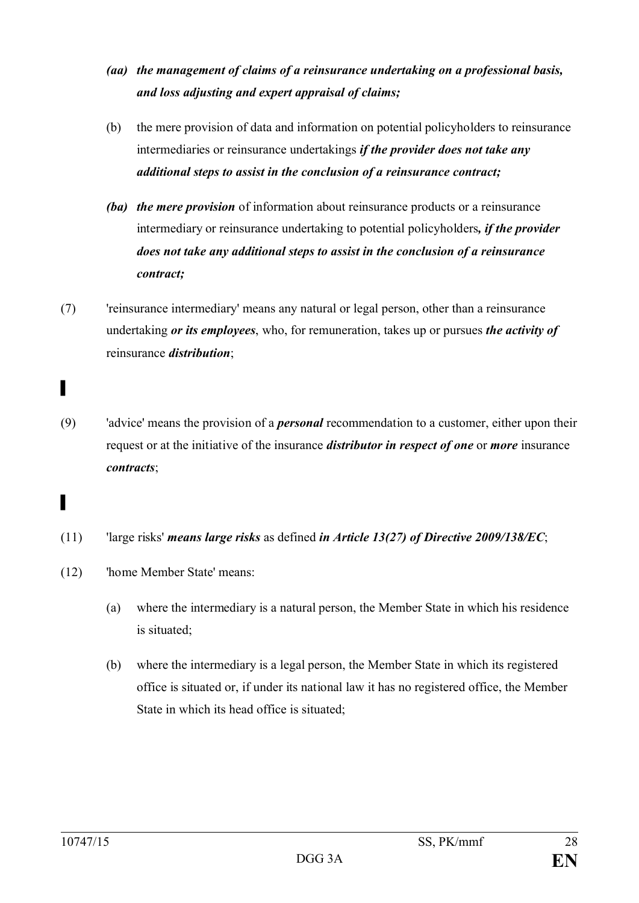*(aa) the management of claims of a reinsurance undertaking on a professional basis, and loss adjusting and expert appraisal of claims;*

(b) the mere provision of data and information on potential policyholders to reinsurance intermediaries or reinsurance undertakings ***if the provider does not take any additional steps to assist in the conclusion of a reinsurance contract;***

***(ba) the mere provision*** of information about reinsurance products or a reinsurance intermediary or reinsurance undertaking to potential policyholders***, if the provider does not take any additional steps to assist in the conclusion of a reinsurance contract;***

(7) 'reinsurance intermediary' means any natural or legal person, other than a reinsurance undertaking ***or its employees***, who, for remuneration, takes up or pursues ***the activity of*** reinsurance ***distribution***;

▌

(9) 'advice' means the provision of a ***personal*** recommendation to a customer, either upon their request or at the initiative of the insurance ***distributor in respect of one*** or ***more*** insurance ***contracts***;

▌

(11) 'large risks' ***means large risks*** as defined ***in Article 13(27) of Directive 2009/138/EC***;

(12) 'home Member State' means:

(a) where the intermediary is a natural person, the Member State in which his residence is situated;

(b) where the intermediary is a legal person, the Member State in which its registered office is situated or, if under its national law it has no registered office, the Member State in which its head office is situated;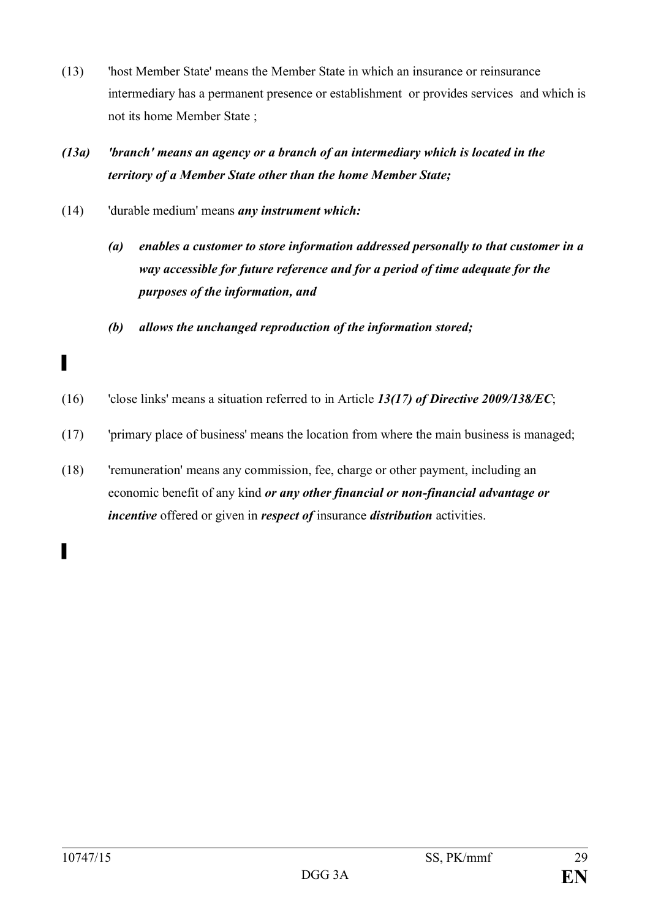(13) 'host Member State' means the Member State in which an insurance or reinsurance intermediary has a permanent presence or establishment or provides services and which is not its home Member State ;

***(13a) 'branch' means an agency or a branch of an intermediary which is located in the territory of a Member State other than the home Member State;***

(14) 'durable medium' means ***any instrument which:***

> ***(a) enables a customer to store information addressed personally to that customer in a way accessible for future reference and for a period of time adequate for the purposes of the information, and***
>
> ***(b) allows the unchanged reproduction of the information stored;***

▌

(16) 'close links' means a situation referred to in Article ***13(17) of Directive 2009/138/EC***;

(17) 'primary place of business' means the location from where the main business is managed;

(18) 'remuneration' means any commission, fee, charge or other payment, including an economic benefit of any kind ***or any other financial or non-financial advantage or incentive*** offered or given in ***respect of*** insurance ***distribution*** activities.

▌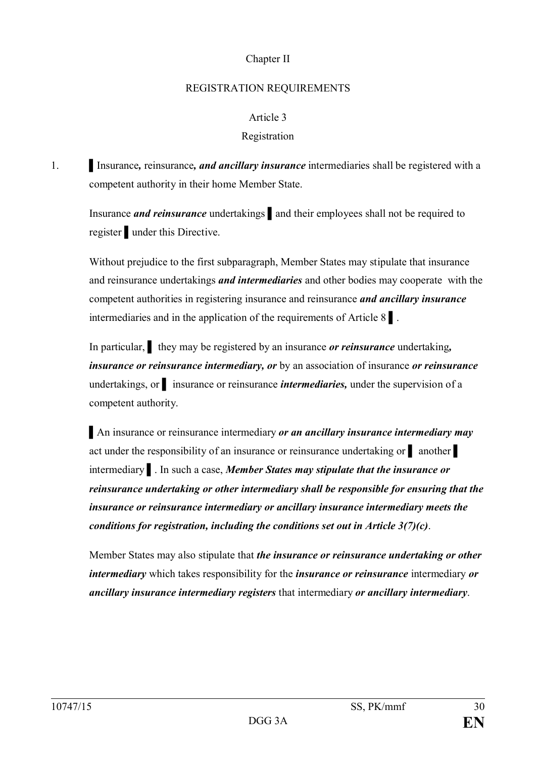Chapter II

REGISTRATION REQUIREMENTS

Article 3

Registration

1. ▌Insurance*,* reinsurance*, and ancillary insurance* intermediaries shall be registered with a competent authority in their home Member State.

Insurance ***and reinsurance*** undertakings ▌and their employees shall not be required to register ▌under this Directive.

Without prejudice to the first subparagraph, Member States may stipulate that insurance and reinsurance undertakings ***and intermediaries*** and other bodies may cooperate with the competent authorities in registering insurance and reinsurance ***and ancillary insurance*** intermediaries and in the application of the requirements of Article 8 ▌.

In particular, ▌ they may be registered by an insurance ***or reinsurance*** undertaking***, insurance or reinsurance intermediary, or*** by an association of insurance ***or reinsurance*** undertakings, or ▌ insurance or reinsurance ***intermediaries,*** under the supervision of a competent authority.

▌An insurance or reinsurance intermediary ***or an ancillary insurance intermediary may*** act under the responsibility of an insurance or reinsurance undertaking or ▌ another ▌ intermediary ▌. In such a case, ***Member States may stipulate that the insurance or reinsurance undertaking or other intermediary shall be responsible for ensuring that the insurance or reinsurance intermediary or ancillary insurance intermediary meets the conditions for registration, including the conditions set out in Article 3(7)(c)***.

Member States may also stipulate that ***the insurance or reinsurance undertaking or other intermediary*** which takes responsibility for the ***insurance or reinsurance*** intermediary ***or ancillary insurance intermediary registers*** that intermediary ***or ancillary intermediary***.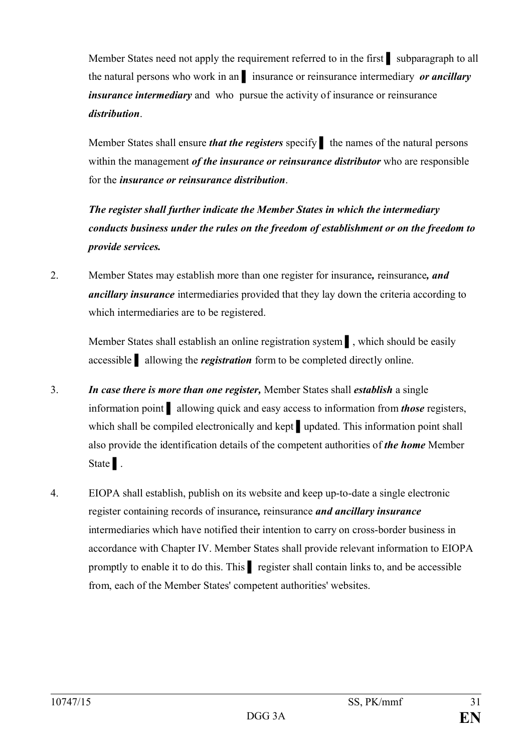Member States need not apply the requirement referred to in the first ▌ subparagraph to all the natural persons who work in an ▌ insurance or reinsurance intermediary *or ancillary insurance intermediary* and who pursue the activity of insurance or reinsurance *distribution*.

Member States shall ensure *that the registers* specify ▌ the names of the natural persons within the management *of the insurance or reinsurance distributor* who are responsible for the *insurance or reinsurance distribution*.

***The register shall further indicate the Member States in which the intermediary conducts business under the rules on the freedom of establishment or on the freedom to provide services.***

2. Member States may establish more than one register for insurance*,* reinsurance*, and ancillary insurance* intermediaries provided that they lay down the criteria according to which intermediaries are to be registered.

   Member States shall establish an online registration system ▌, which should be easily accessible ▌ allowing the *registration* form to be completed directly online.

3. *In case there is more than one register,* Member States shall *establish* a single information point ▌ allowing quick and easy access to information from *those* registers, which shall be compiled electronically and kept ▌ updated. This information point shall also provide the identification details of the competent authorities of *the home* Member State ▌.

4. EIOPA shall establish, publish on its website and keep up-to-date a single electronic register containing records of insurance*,* reinsurance *and ancillary insurance* intermediaries which have notified their intention to carry on cross-border business in accordance with Chapter IV. Member States shall provide relevant information to EIOPA promptly to enable it to do this. This ▌ register shall contain links to, and be accessible from, each of the Member States' competent authorities' websites.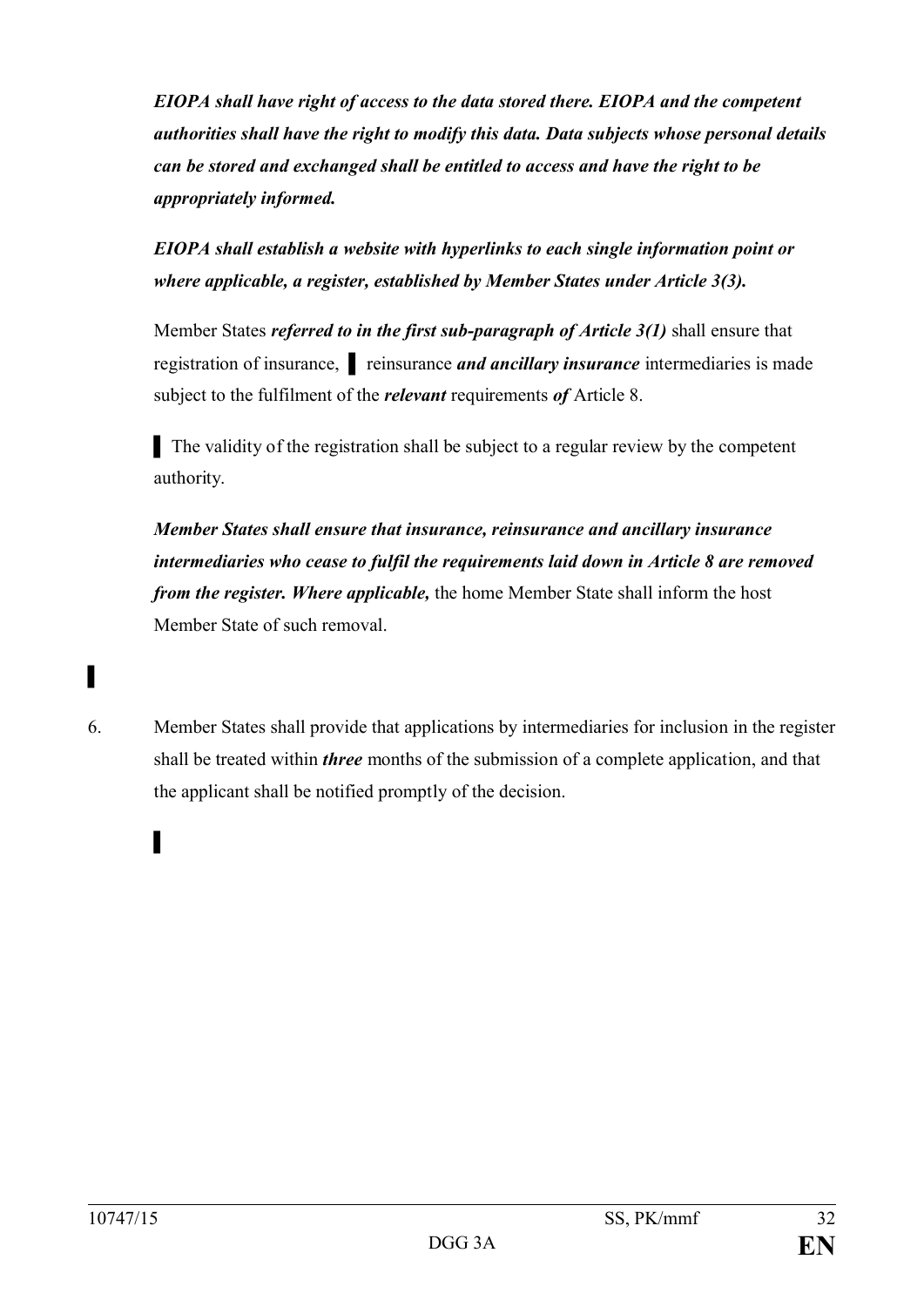***EIOPA shall have right of access to the data stored there. EIOPA and the competent authorities shall have the right to modify this data. Data subjects whose personal details can be stored and exchanged shall be entitled to access and have the right to be appropriately informed.***

***EIOPA shall establish a website with hyperlinks to each single information point or where applicable, a register, established by Member States under Article 3(3).***

Member States ***referred to in the first sub-paragraph of Article 3(1)*** shall ensure that registration of insurance, ▌ reinsurance ***and ancillary insurance*** intermediaries is made subject to the fulfilment of the ***relevant*** requirements ***of*** Article 8.

▌ The validity of the registration shall be subject to a regular review by the competent authority.

***Member States shall ensure that insurance, reinsurance and ancillary insurance intermediaries who cease to fulfil the requirements laid down in Article 8 are removed from the register. Where applicable,*** the home Member State shall inform the host Member State of such removal.

▌

6. Member States shall provide that applications by intermediaries for inclusion in the register shall be treated within ***three*** months of the submission of a complete application, and that the applicant shall be notified promptly of the decision.

▌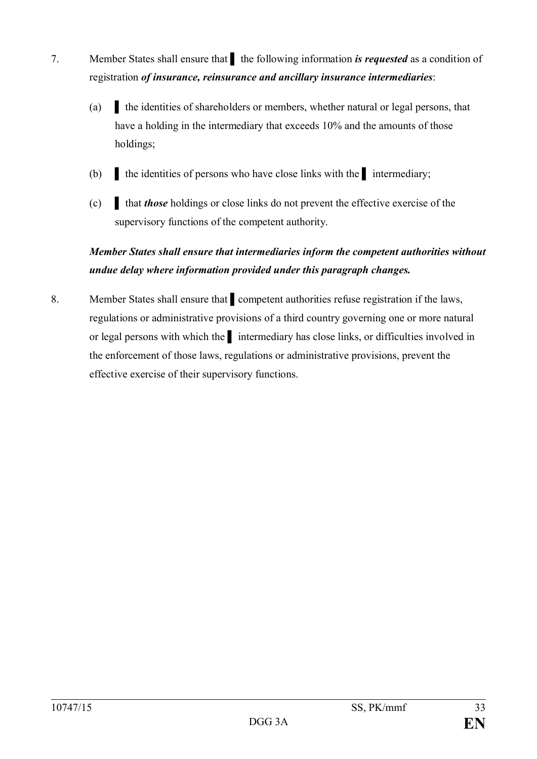7. Member States shall ensure that ▌ the following information ***is requested*** as a condition of registration ***of insurance, reinsurance and ancillary insurance intermediaries***:

   (a) ▌ the identities of shareholders or members, whether natural or legal persons, that have a holding in the intermediary that exceeds 10% and the amounts of those holdings;

   (b) ▌ the identities of persons who have close links with the ▌ intermediary;

   (c) ▌ that ***those*** holdings or close links do not prevent the effective exercise of the supervisory functions of the competent authority.

   ***Member States shall ensure that intermediaries inform the competent authorities without undue delay where information provided under this paragraph changes.***

8. Member States shall ensure that ▌ competent authorities refuse registration if the laws, regulations or administrative provisions of a third country governing one or more natural or legal persons with which the ▌ intermediary has close links, or difficulties involved in the enforcement of those laws, regulations or administrative provisions, prevent the effective exercise of their supervisory functions.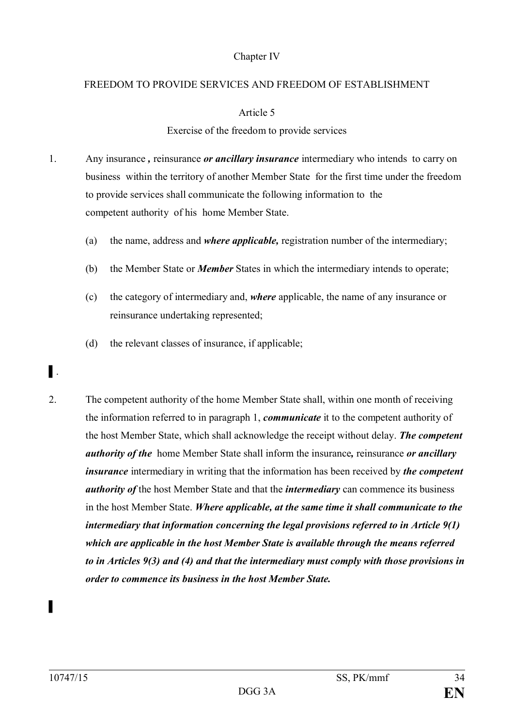Chapter IV

FREEDOM TO PROVIDE SERVICES AND FREEDOM OF ESTABLISHMENT

Article 5

Exercise of the freedom to provide services

1. Any insurance *,* reinsurance ***or ancillary insurance*** intermediary who intends to carry on business within the territory of another Member State for the first time under the freedom to provide services shall communicate the following information to the competent authority of his home Member State.

   (a) the name, address and ***where applicable,*** registration number of the intermediary;

   (b) the Member State or ***Member*** States in which the intermediary intends to operate;

   (c) the category of intermediary and, ***where*** applicable, the name of any insurance or reinsurance undertaking represented;

   (d) the relevant classes of insurance, if applicable;

▌.

2. The competent authority of the home Member State shall, within one month of receiving the information referred to in paragraph 1, ***communicate*** it to the competent authority of the host Member State, which shall acknowledge the receipt without delay. ***The competent authority of the*** home Member State shall inform the insurance*,* reinsurance ***or ancillary insurance*** intermediary in writing that the information has been received by ***the competent authority of*** the host Member State and that the ***intermediary*** can commence its business in the host Member State. ***Where applicable, at the same time it shall communicate to the intermediary that information concerning the legal provisions referred to in Article 9(1) which are applicable in the host Member State is available through the means referred to in Articles 9(3) and (4) and that the intermediary must comply with those provisions in order to commence its business in the host Member State.***

▌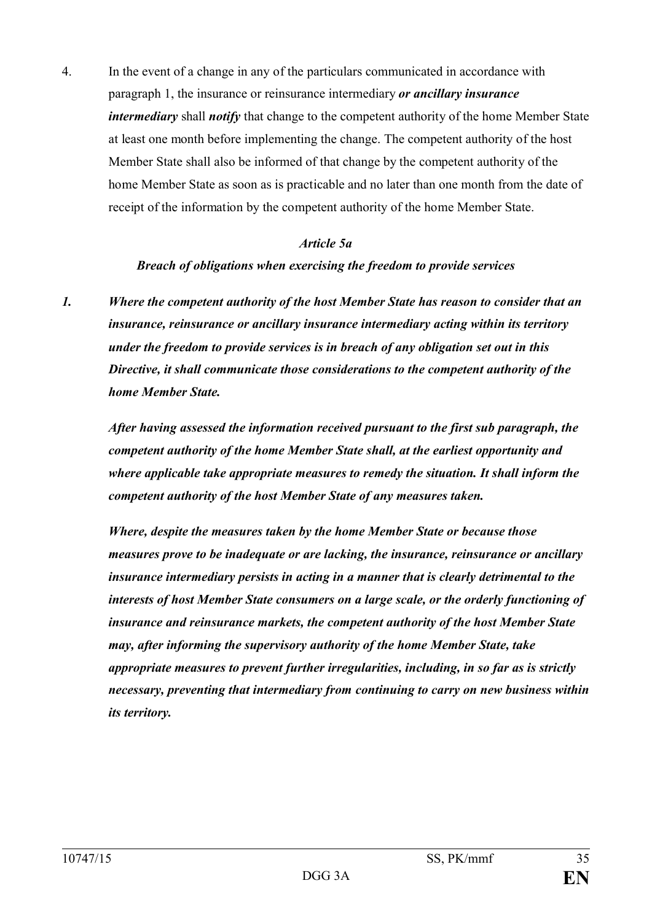4. In the event of a change in any of the particulars communicated in accordance with paragraph 1, the insurance or reinsurance intermediary ***or ancillary insurance intermediary*** shall ***notify*** that change to the competent authority of the home Member State at least one month before implementing the change. The competent authority of the host Member State shall also be informed of that change by the competent authority of the home Member State as soon as is practicable and no later than one month from the date of receipt of the information by the competent authority of the home Member State.

***Article 5a***

***Breach of obligations when exercising the freedom to provide services***

***1. Where the competent authority of the host Member State has reason to consider that an insurance, reinsurance or ancillary insurance intermediary acting within its territory under the freedom to provide services is in breach of any obligation set out in this Directive, it shall communicate those considerations to the competent authority of the home Member State.***

***After having assessed the information received pursuant to the first sub paragraph, the competent authority of the home Member State shall, at the earliest opportunity and where applicable take appropriate measures to remedy the situation. It shall inform the competent authority of the host Member State of any measures taken.***

***Where, despite the measures taken by the home Member State or because those measures prove to be inadequate or are lacking, the insurance, reinsurance or ancillary insurance intermediary persists in acting in a manner that is clearly detrimental to the interests of host Member State consumers on a large scale, or the orderly functioning of insurance and reinsurance markets, the competent authority of the host Member State may, after informing the supervisory authority of the home Member State, take appropriate measures to prevent further irregularities, including, in so far as is strictly necessary, preventing that intermediary from continuing to carry on new business within its territory.***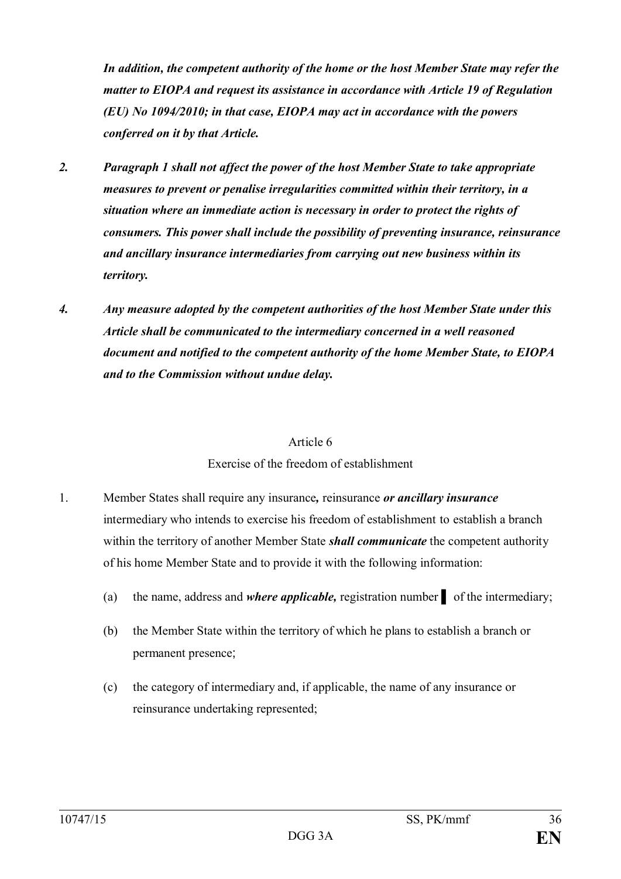***In addition, the competent authority of the home or the host Member State may refer the matter to EIOPA and request its assistance in accordance with Article 19 of Regulation (EU) No 1094/2010; in that case, EIOPA may act in accordance with the powers conferred on it by that Article.***

***2. Paragraph 1 shall not affect the power of the host Member State to take appropriate measures to prevent or penalise irregularities committed within their territory, in a situation where an immediate action is necessary in order to protect the rights of consumers. This power shall include the possibility of preventing insurance, reinsurance and ancillary insurance intermediaries from carrying out new business within its territory.***

***4. Any measure adopted by the competent authorities of the host Member State under this Article shall be communicated to the intermediary concerned in a well reasoned document and notified to the competent authority of the home Member State, to EIOPA and to the Commission without undue delay.***

Article 6

Exercise of the freedom of establishment

1. Member States shall require any insurance*,* reinsurance ***or ancillary insurance*** intermediary who intends to exercise his freedom of establishment to establish a branch within the territory of another Member State ***shall communicate*** the competent authority of his home Member State and to provide it with the following information:

   (a) the name, address and ***where applicable,*** registration number ▌ of the intermediary;

   (b) the Member State within the territory of which he plans to establish a branch or permanent presence;

   (c) the category of intermediary and, if applicable, the name of any insurance or reinsurance undertaking represented;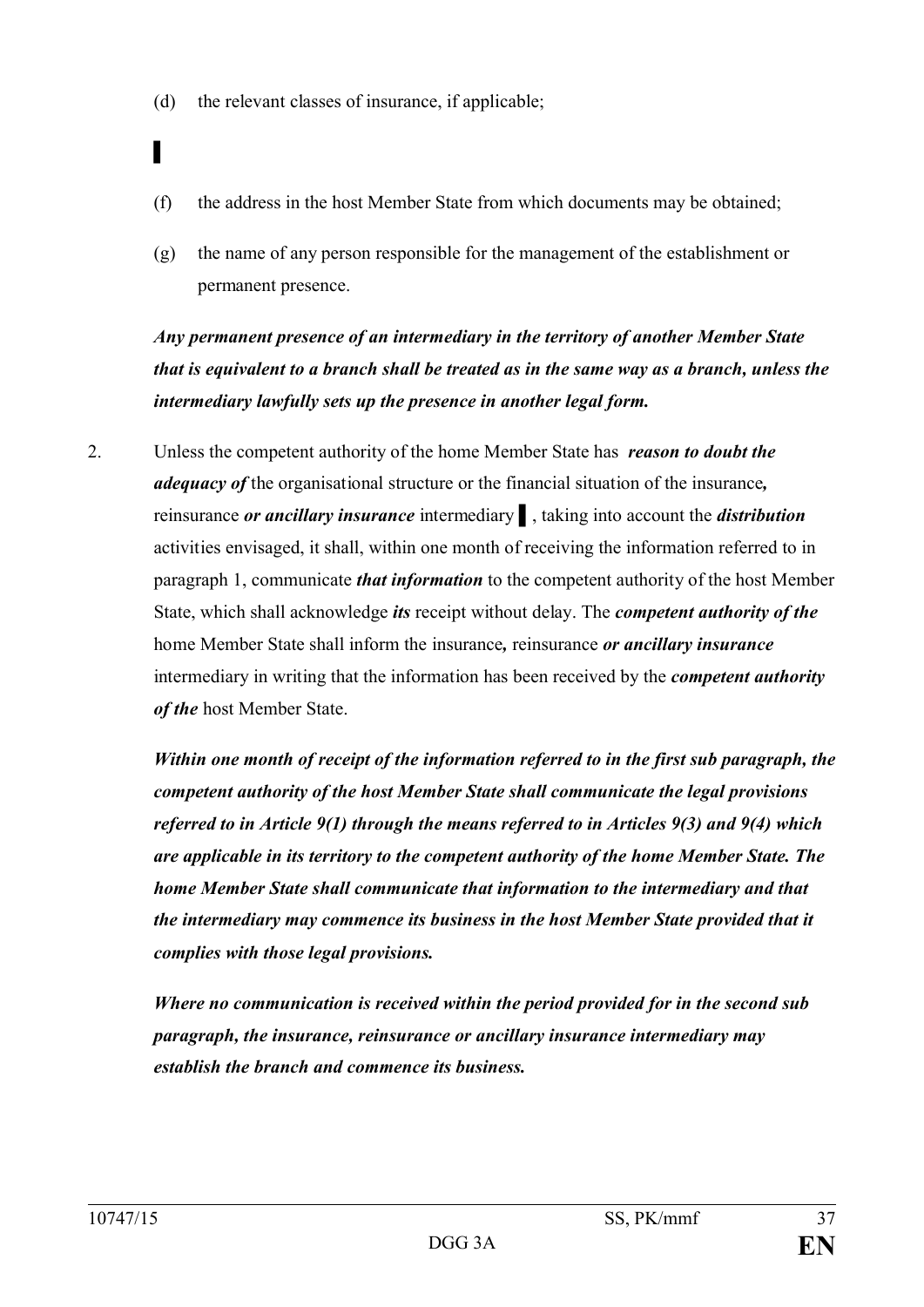(d) the relevant classes of insurance, if applicable;

▌

(f) the address in the host Member State from which documents may be obtained;

(g) the name of any person responsible for the management of the establishment or permanent presence.

***Any permanent presence of an intermediary in the territory of another Member State that is equivalent to a branch shall be treated as in the same way as a branch, unless the intermediary lawfully sets up the presence in another legal form.***

2. Unless the competent authority of the home Member State has ***reason to doubt the adequacy of*** the organisational structure or the financial situation of the insurance***,*** reinsurance ***or ancillary insurance*** intermediary ▌, taking into account the ***distribution*** activities envisaged, it shall, within one month of receiving the information referred to in paragraph 1, communicate ***that information*** to the competent authority of the host Member State, which shall acknowledge ***its*** receipt without delay. The ***competent authority of the*** home Member State shall inform the insurance***,*** reinsurance ***or ancillary insurance*** intermediary in writing that the information has been received by the ***competent authority of the*** host Member State.

***Within one month of receipt of the information referred to in the first sub paragraph, the competent authority of the host Member State shall communicate the legal provisions referred to in Article 9(1) through the means referred to in Articles 9(3) and 9(4) which are applicable in its territory to the competent authority of the home Member State. The home Member State shall communicate that information to the intermediary and that the intermediary may commence its business in the host Member State provided that it complies with those legal provisions.***

***Where no communication is received within the period provided for in the second sub paragraph, the insurance, reinsurance or ancillary insurance intermediary may establish the branch and commence its business.***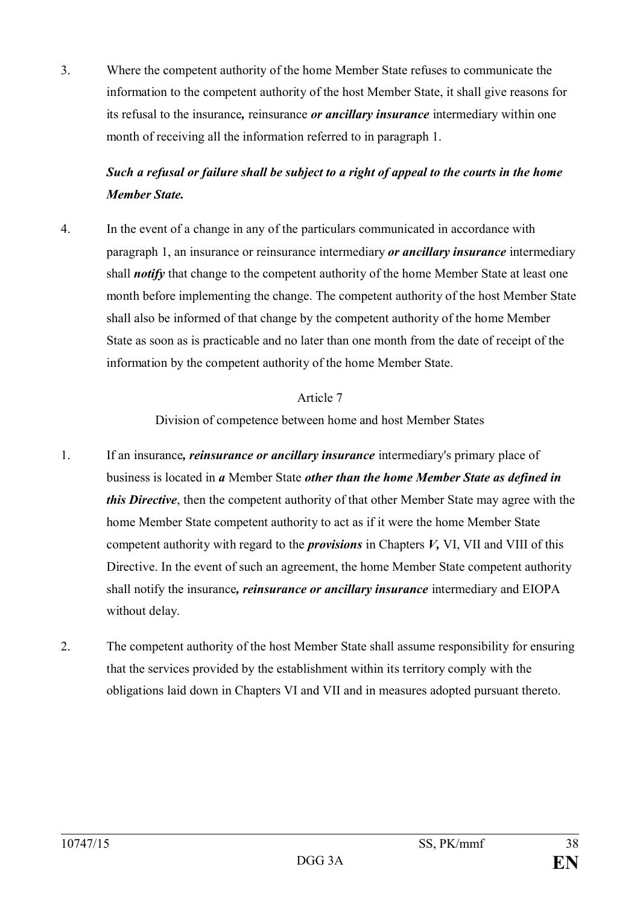3. Where the competent authority of the home Member State refuses to communicate the information to the competent authority of the host Member State, it shall give reasons for its refusal to the insurance*,* reinsurance ***or ancillary insurance*** intermediary within one month of receiving all the information referred to in paragraph 1.

   ***Such a refusal or failure shall be subject to a right of appeal to the courts in the home Member State.***

4. In the event of a change in any of the particulars communicated in accordance with paragraph 1, an insurance or reinsurance intermediary ***or ancillary insurance*** intermediary shall ***notify*** that change to the competent authority of the home Member State at least one month before implementing the change. The competent authority of the host Member State shall also be informed of that change by the competent authority of the home Member State as soon as is practicable and no later than one month from the date of receipt of the information by the competent authority of the home Member State.

Article 7

Division of competence between home and host Member States

1. If an insurance***, reinsurance or ancillary insurance*** intermediary's primary place of business is located in ***a*** Member State ***other than the home Member State as defined in this Directive***, then the competent authority of that other Member State may agree with the home Member State competent authority to act as if it were the home Member State competent authority with regard to the ***provisions*** in Chapters ***V,*** VI, VII and VIII of this Directive. In the event of such an agreement, the home Member State competent authority shall notify the insurance***, reinsurance or ancillary insurance*** intermediary and EIOPA without delay.

2. The competent authority of the host Member State shall assume responsibility for ensuring that the services provided by the establishment within its territory comply with the obligations laid down in Chapters VI and VII and in measures adopted pursuant thereto.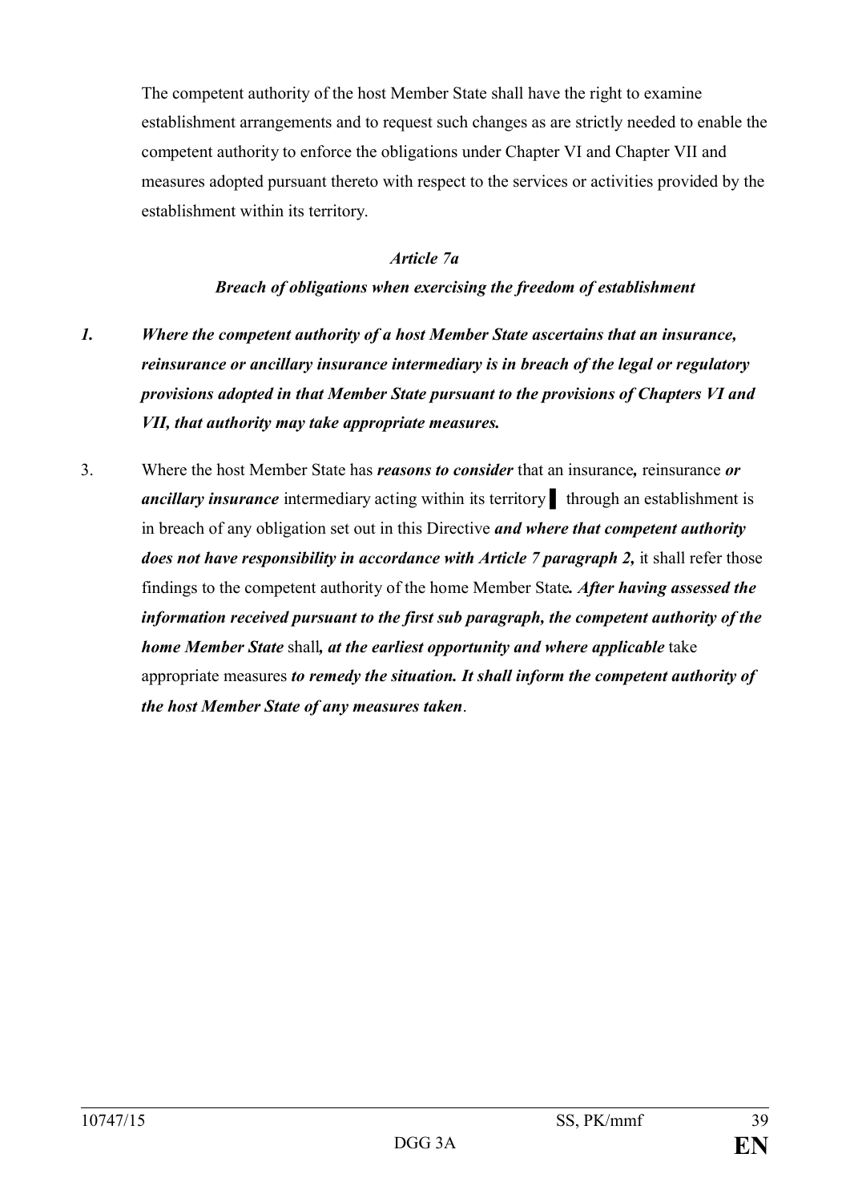The competent authority of the host Member State shall have the right to examine establishment arrangements and to request such changes as are strictly needed to enable the competent authority to enforce the obligations under Chapter VI and Chapter VII and measures adopted pursuant thereto with respect to the services or activities provided by the establishment within its territory.

### *Article 7a*

### ***Breach of obligations when exercising the freedom of establishment***

***1. Where the competent authority of a host Member State ascertains that an insurance, reinsurance or ancillary insurance intermediary is in breach of the legal or regulatory provisions adopted in that Member State pursuant to the provisions of Chapters VI and VII, that authority may take appropriate measures.***

3. Where the host Member State has ***reasons to consider*** that an insurance***,*** reinsurance ***or ancillary insurance*** intermediary acting within its territory ▌ through an establishment is in breach of any obligation set out in this Directive ***and where that competent authority does not have responsibility in accordance with Article 7 paragraph 2,*** it shall refer those findings to the competent authority of the home Member State***. After having assessed the information received pursuant to the first sub paragraph, the competent authority of the home Member State*** shall***, at the earliest opportunity and where applicable*** take appropriate measures ***to remedy the situation. It shall inform the competent authority of the host Member State of any measures taken***.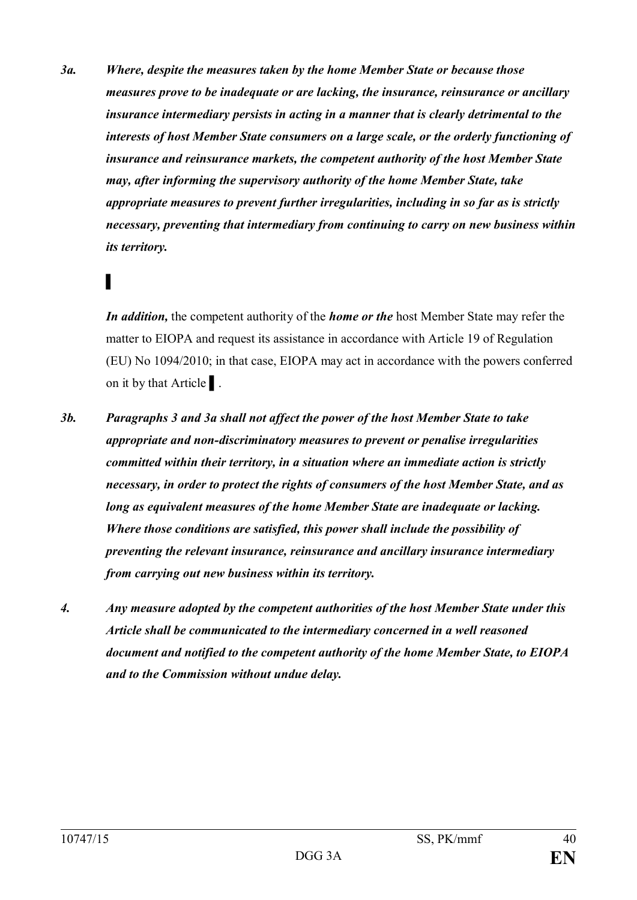*3a.* ***Where, despite the measures taken by the home Member State or because those measures prove to be inadequate or are lacking, the insurance, reinsurance or ancillary insurance intermediary persists in acting in a manner that is clearly detrimental to the interests of host Member State consumers on a large scale, or the orderly functioning of insurance and reinsurance markets, the competent authority of the host Member State may, after informing the supervisory authority of the home Member State, take appropriate measures to prevent further irregularities, including in so far as is strictly necessary, preventing that intermediary from continuing to carry on new business within its territory.***

▌

***In addition,*** the competent authority of the ***home or the*** host Member State may refer the matter to EIOPA and request its assistance in accordance with Article 19 of Regulation (EU) No 1094/2010; in that case, EIOPA may act in accordance with the powers conferred on it by that Article ▌.

*3b.* ***Paragraphs 3 and 3a shall not affect the power of the host Member State to take appropriate and non-discriminatory measures to prevent or penalise irregularities committed within their territory, in a situation where an immediate action is strictly necessary, in order to protect the rights of consumers of the host Member State, and as long as equivalent measures of the home Member State are inadequate or lacking. Where those conditions are satisfied, this power shall include the possibility of preventing the relevant insurance, reinsurance and ancillary insurance intermediary from carrying out new business within its territory.***

*4.* ***Any measure adopted by the competent authorities of the host Member State under this Article shall be communicated to the intermediary concerned in a well reasoned document and notified to the competent authority of the home Member State, to EIOPA and to the Commission without undue delay.***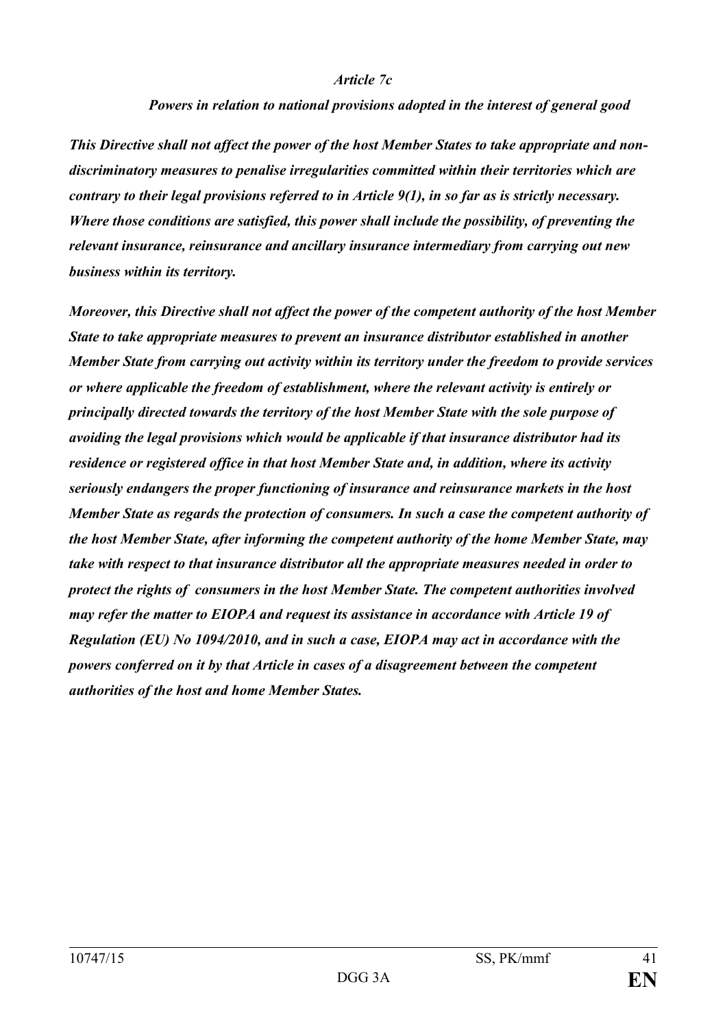*Article 7c*

***Powers in relation to national provisions adopted in the interest of general good***

***This Directive shall not affect the power of the host Member States to take appropriate and non-discriminatory measures to penalise irregularities committed within their territories which are contrary to their legal provisions referred to in Article 9(1), in so far as is strictly necessary. Where those conditions are satisfied, this power shall include the possibility, of preventing the relevant insurance, reinsurance and ancillary insurance intermediary from carrying out new business within its territory.***

***Moreover, this Directive shall not affect the power of the competent authority of the host Member State to take appropriate measures to prevent an insurance distributor established in another Member State from carrying out activity within its territory under the freedom to provide services or where applicable the freedom of establishment, where the relevant activity is entirely or principally directed towards the territory of the host Member State with the sole purpose of avoiding the legal provisions which would be applicable if that insurance distributor had its residence or registered office in that host Member State and, in addition, where its activity seriously endangers the proper functioning of insurance and reinsurance markets in the host Member State as regards the protection of consumers. In such a case the competent authority of the host Member State, after informing the competent authority of the home Member State, may take with respect to that insurance distributor all the appropriate measures needed in order to protect the rights of consumers in the host Member State. The competent authorities involved may refer the matter to EIOPA and request its assistance in accordance with Article 19 of Regulation (EU) No 1094/2010, and in such a case, EIOPA may act in accordance with the powers conferred on it by that Article in cases of a disagreement between the competent authorities of the host and home Member States.***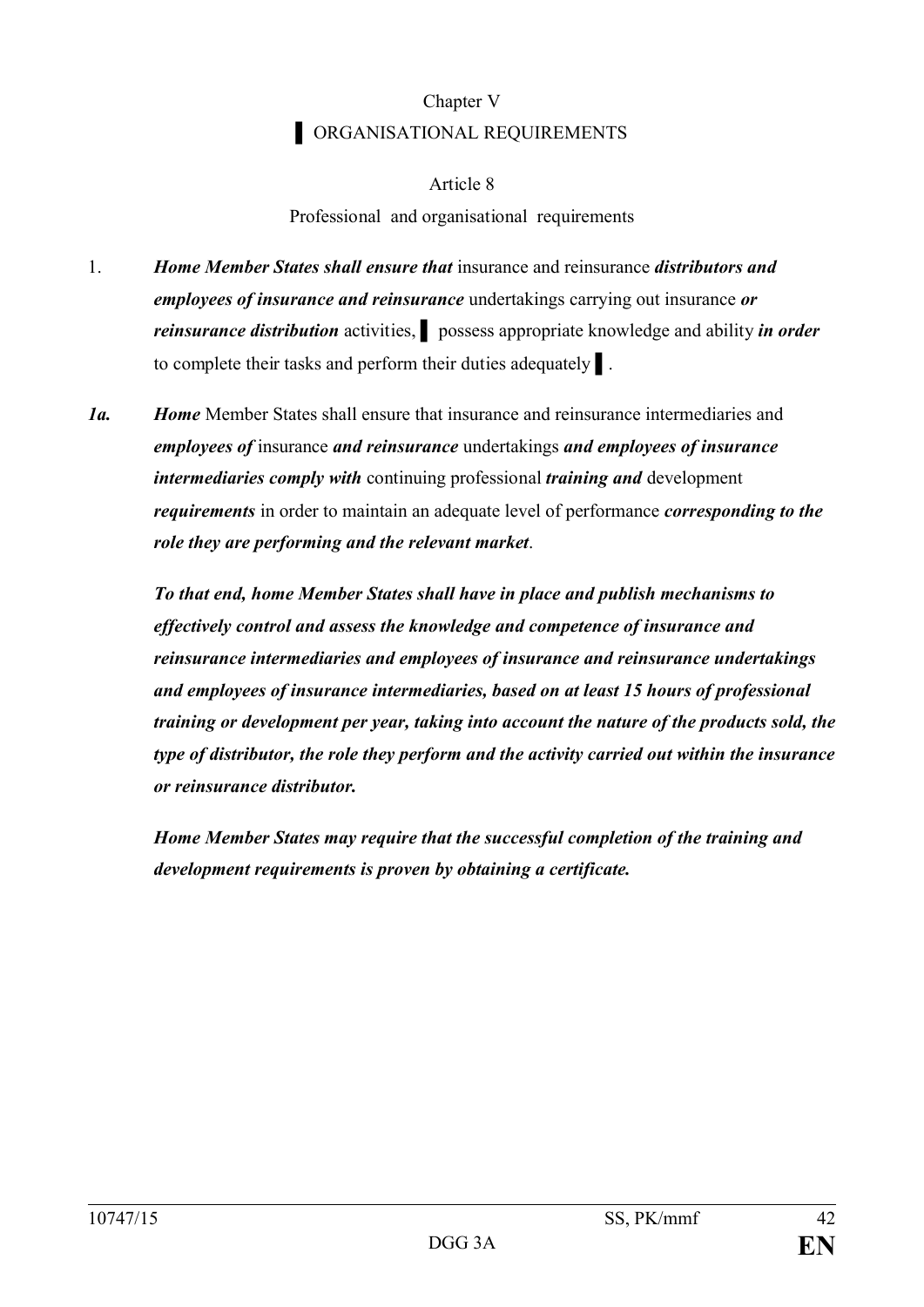Chapter V

▌ ORGANISATIONAL REQUIREMENTS

Article 8

Professional and organisational requirements

1. ***Home Member States shall ensure that*** insurance and reinsurance ***distributors and employees of insurance and reinsurance*** undertakings carrying out insurance ***or reinsurance distribution*** activities, ▌ possess appropriate knowledge and ability ***in order*** to complete their tasks and perform their duties adequately ▌.

***1a.*** ***Home*** Member States shall ensure that insurance and reinsurance intermediaries and ***employees of*** insurance ***and reinsurance*** undertakings ***and employees of insurance intermediaries comply with*** continuing professional ***training and*** development ***requirements*** in order to maintain an adequate level of performance ***corresponding to the role they are performing and the relevant market***.

***To that end, home Member States shall have in place and publish mechanisms to effectively control and assess the knowledge and competence of insurance and reinsurance intermediaries and employees of insurance and reinsurance undertakings and employees of insurance intermediaries, based on at least 15 hours of professional training or development per year, taking into account the nature of the products sold, the type of distributor, the role they perform and the activity carried out within the insurance or reinsurance distributor.***

***Home Member States may require that the successful completion of the training and development requirements is proven by obtaining a certificate.***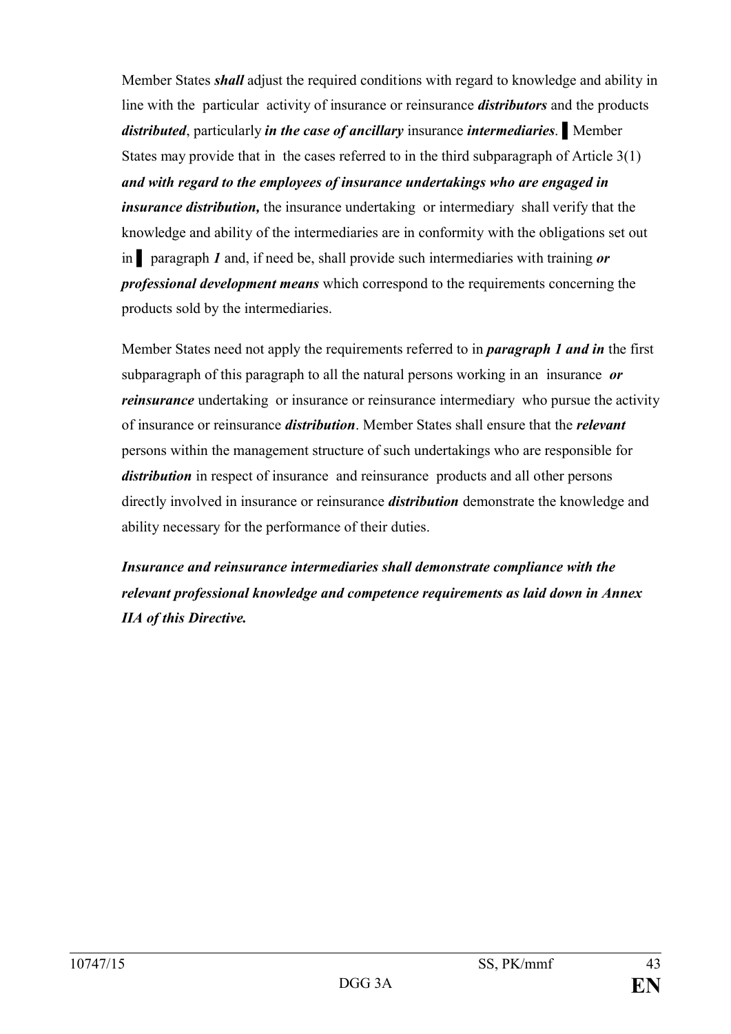Member States ***shall*** adjust the required conditions with regard to knowledge and ability in line with the particular activity of insurance or reinsurance ***distributors*** and the products ***distributed***, particularly ***in the case of ancillary*** insurance ***intermediaries***. ▌Member States may provide that in the cases referred to in the third subparagraph of Article 3(1) ***and with regard to the employees of insurance undertakings who are engaged in insurance distribution,*** the insurance undertaking or intermediary shall verify that the knowledge and ability of the intermediaries are in conformity with the obligations set out in ▌ paragraph ***1*** and, if need be, shall provide such intermediaries with training ***or professional development means*** which correspond to the requirements concerning the products sold by the intermediaries.

Member States need not apply the requirements referred to in ***paragraph 1 and in*** the first subparagraph of this paragraph to all the natural persons working in an insurance ***or reinsurance*** undertaking or insurance or reinsurance intermediary who pursue the activity of insurance or reinsurance ***distribution***. Member States shall ensure that the ***relevant*** persons within the management structure of such undertakings who are responsible for ***distribution*** in respect of insurance and reinsurance products and all other persons directly involved in insurance or reinsurance ***distribution*** demonstrate the knowledge and ability necessary for the performance of their duties.

***Insurance and reinsurance intermediaries shall demonstrate compliance with the relevant professional knowledge and competence requirements as laid down in Annex IIA of this Directive.***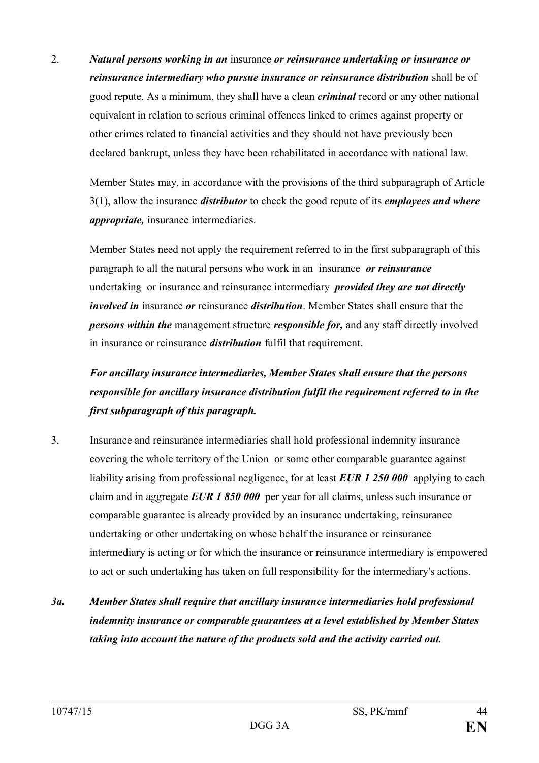2. ***Natural persons working in an*** insurance ***or reinsurance undertaking or insurance or reinsurance intermediary who pursue insurance or reinsurance distribution*** shall be of good repute. As a minimum, they shall have a clean ***criminal*** record or any other national equivalent in relation to serious criminal offences linked to crimes against property or other crimes related to financial activities and they should not have previously been declared bankrupt, unless they have been rehabilitated in accordance with national law.

   Member States may, in accordance with the provisions of the third subparagraph of Article 3(1), allow the insurance ***distributor*** to check the good repute of its ***employees and where appropriate,*** insurance intermediaries.

   Member States need not apply the requirement referred to in the first subparagraph of this paragraph to all the natural persons who work in an insurance ***or reinsurance*** undertaking or insurance and reinsurance intermediary ***provided they are not directly involved in*** insurance ***or*** reinsurance ***distribution***. Member States shall ensure that the ***persons within the*** management structure ***responsible for,*** and any staff directly involved in insurance or reinsurance ***distribution*** fulfil that requirement.

   ***For ancillary insurance intermediaries, Member States shall ensure that the persons responsible for ancillary insurance distribution fulfil the requirement referred to in the first subparagraph of this paragraph.***

3. Insurance and reinsurance intermediaries shall hold professional indemnity insurance covering the whole territory of the Union or some other comparable guarantee against liability arising from professional negligence, for at least ***EUR 1 250 000*** applying to each claim and in aggregate ***EUR 1 850 000*** per year for all claims, unless such insurance or comparable guarantee is already provided by an insurance undertaking, reinsurance undertaking or other undertaking on whose behalf the insurance or reinsurance intermediary is acting or for which the insurance or reinsurance intermediary is empowered to act or such undertaking has taken on full responsibility for the intermediary's actions.

***3a. Member States shall require that ancillary insurance intermediaries hold professional indemnity insurance or comparable guarantees at a level established by Member States taking into account the nature of the products sold and the activity carried out.***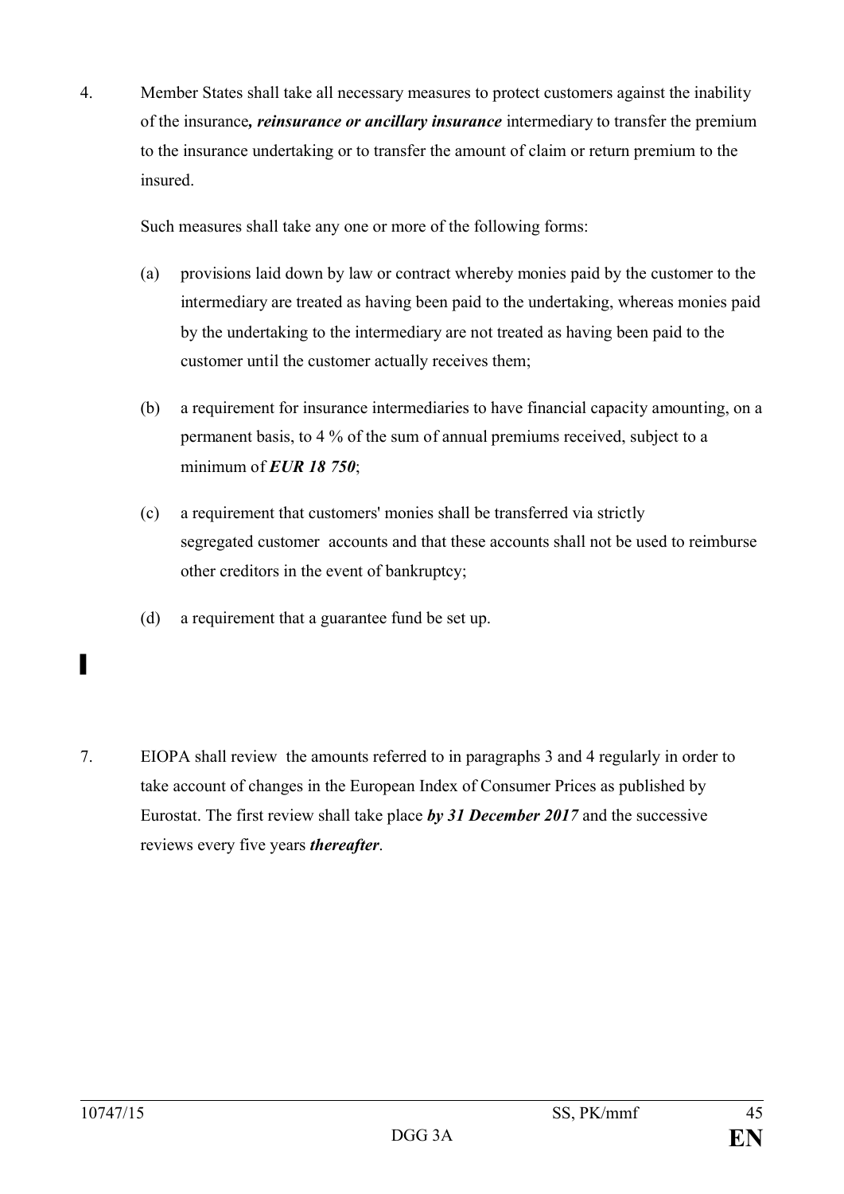4. Member States shall take all necessary measures to protect customers against the inability of the insurance*, reinsurance or ancillary insurance* intermediary to transfer the premium to the insurance undertaking or to transfer the amount of claim or return premium to the insured.

Such measures shall take any one or more of the following forms:

(a) provisions laid down by law or contract whereby monies paid by the customer to the intermediary are treated as having been paid to the undertaking, whereas monies paid by the undertaking to the intermediary are not treated as having been paid to the customer until the customer actually receives them;

(b) a requirement for insurance intermediaries to have financial capacity amounting, on a permanent basis, to 4 % of the sum of annual premiums received, subject to a minimum of ***EUR 18 750***;

(c) a requirement that customers' monies shall be transferred via strictly segregated customer accounts and that these accounts shall not be used to reimburse other creditors in the event of bankruptcy;

(d) a requirement that a guarantee fund be set up.

▌

7. EIOPA shall review the amounts referred to in paragraphs 3 and 4 regularly in order to take account of changes in the European Index of Consumer Prices as published by Eurostat. The first review shall take place ***by 31 December 2017*** and the successive reviews every five years ***thereafter***.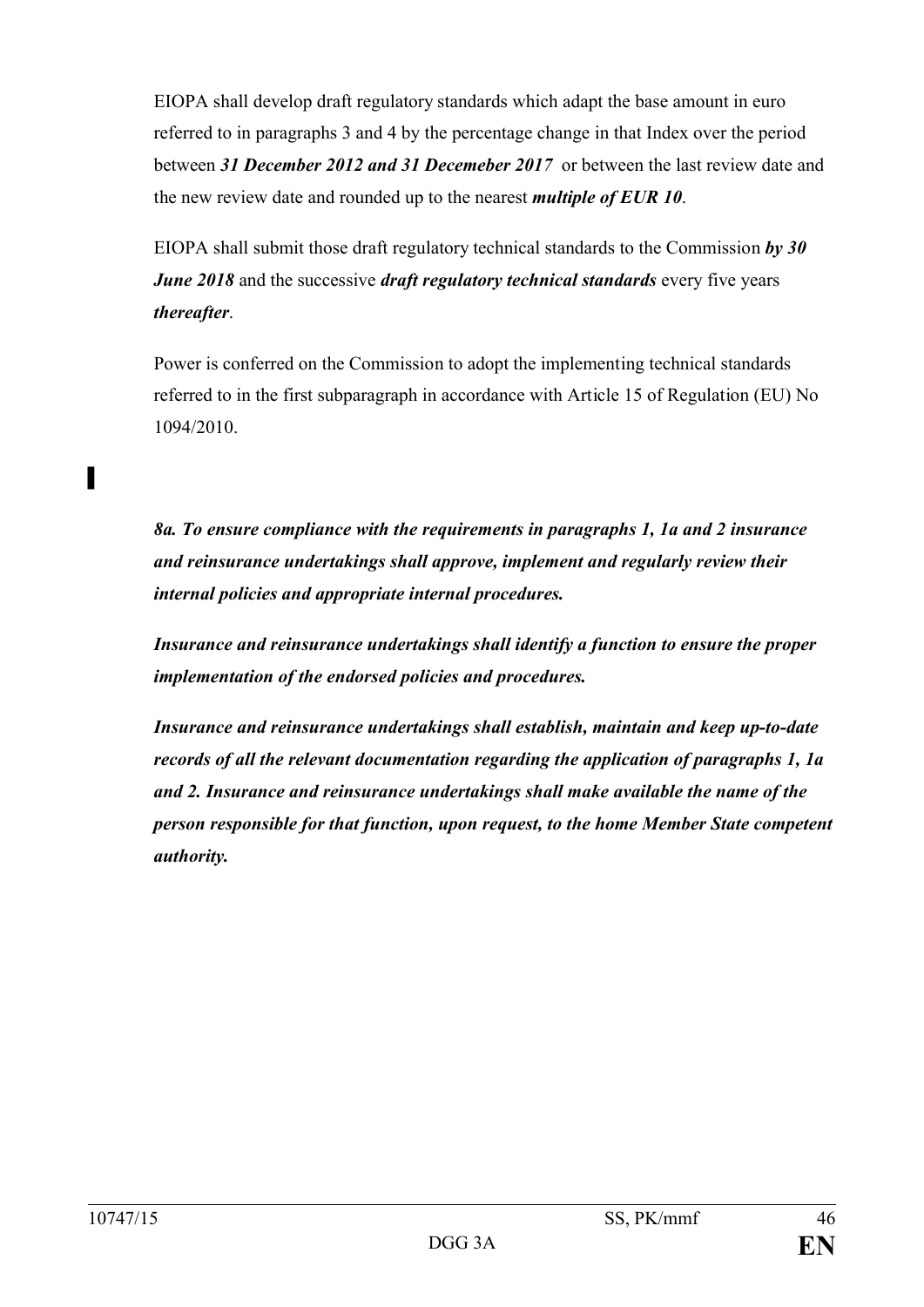EIOPA shall develop draft regulatory standards which adapt the base amount in euro referred to in paragraphs 3 and 4 by the percentage change in that Index over the period between ***31 December 2012 and 31 Decemeber 2017*** or between the last review date and the new review date and rounded up to the nearest ***multiple of EUR 10***.

EIOPA shall submit those draft regulatory technical standards to the Commission ***by 30 June 2018*** and the successive ***draft regulatory technical standards*** every five years ***thereafter***.

Power is conferred on the Commission to adopt the implementing technical standards referred to in the first subparagraph in accordance with Article 15 of Regulation (EU) No 1094/2010.

▌

***8a. To ensure compliance with the requirements in paragraphs 1, 1a and 2 insurance and reinsurance undertakings shall approve, implement and regularly review their internal policies and appropriate internal procedures.***

***Insurance and reinsurance undertakings shall identify a function to ensure the proper implementation of the endorsed policies and procedures.***

***Insurance and reinsurance undertakings shall establish, maintain and keep up-to-date records of all the relevant documentation regarding the application of paragraphs 1, 1a and 2. Insurance and reinsurance undertakings shall make available the name of the person responsible for that function, upon request, to the home Member State competent authority.***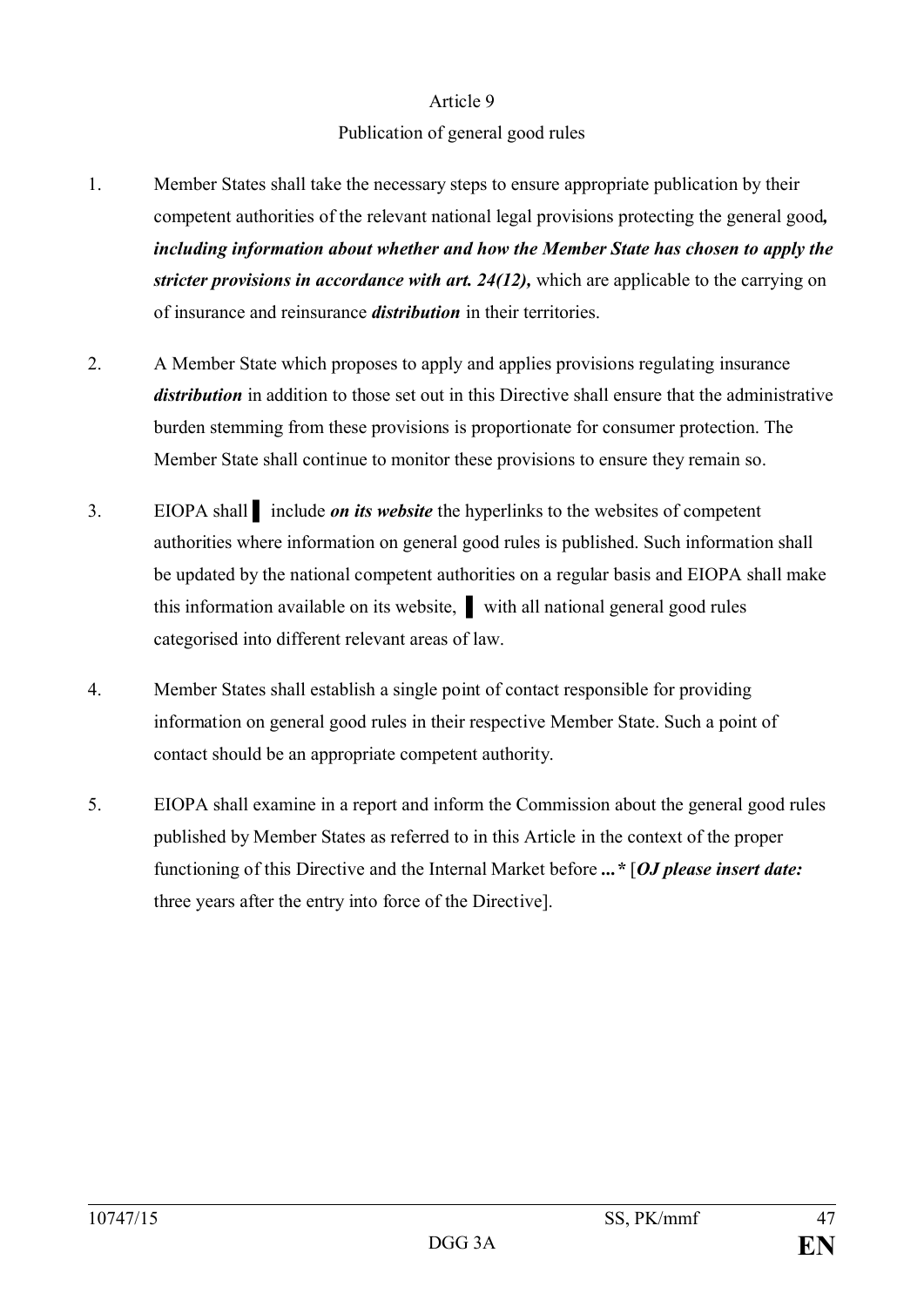Article 9

Publication of general good rules

1. Member States shall take the necessary steps to ensure appropriate publication by their competent authorities of the relevant national legal provisions protecting the general good***, including information about whether and how the Member State has chosen to apply the stricter provisions in accordance with art. 24(12),*** which are applicable to the carrying on of insurance and reinsurance ***distribution*** in their territories.

2. A Member State which proposes to apply and applies provisions regulating insurance ***distribution*** in addition to those set out in this Directive shall ensure that the administrative burden stemming from these provisions is proportionate for consumer protection. The Member State shall continue to monitor these provisions to ensure they remain so.

3. EIOPA shall ▌ include ***on its website*** the hyperlinks to the websites of competent authorities where information on general good rules is published. Such information shall be updated by the national competent authorities on a regular basis and EIOPA shall make this information available on its website, ▌ with all national general good rules categorised into different relevant areas of law.

4. Member States shall establish a single point of contact responsible for providing information on general good rules in their respective Member State. Such a point of contact should be an appropriate competent authority.

5. EIOPA shall examine in a report and inform the Commission about the general good rules published by Member States as referred to in this Article in the context of the proper functioning of this Directive and the Internal Market before ***...**** [***OJ please insert date:*** three years after the entry into force of the Directive].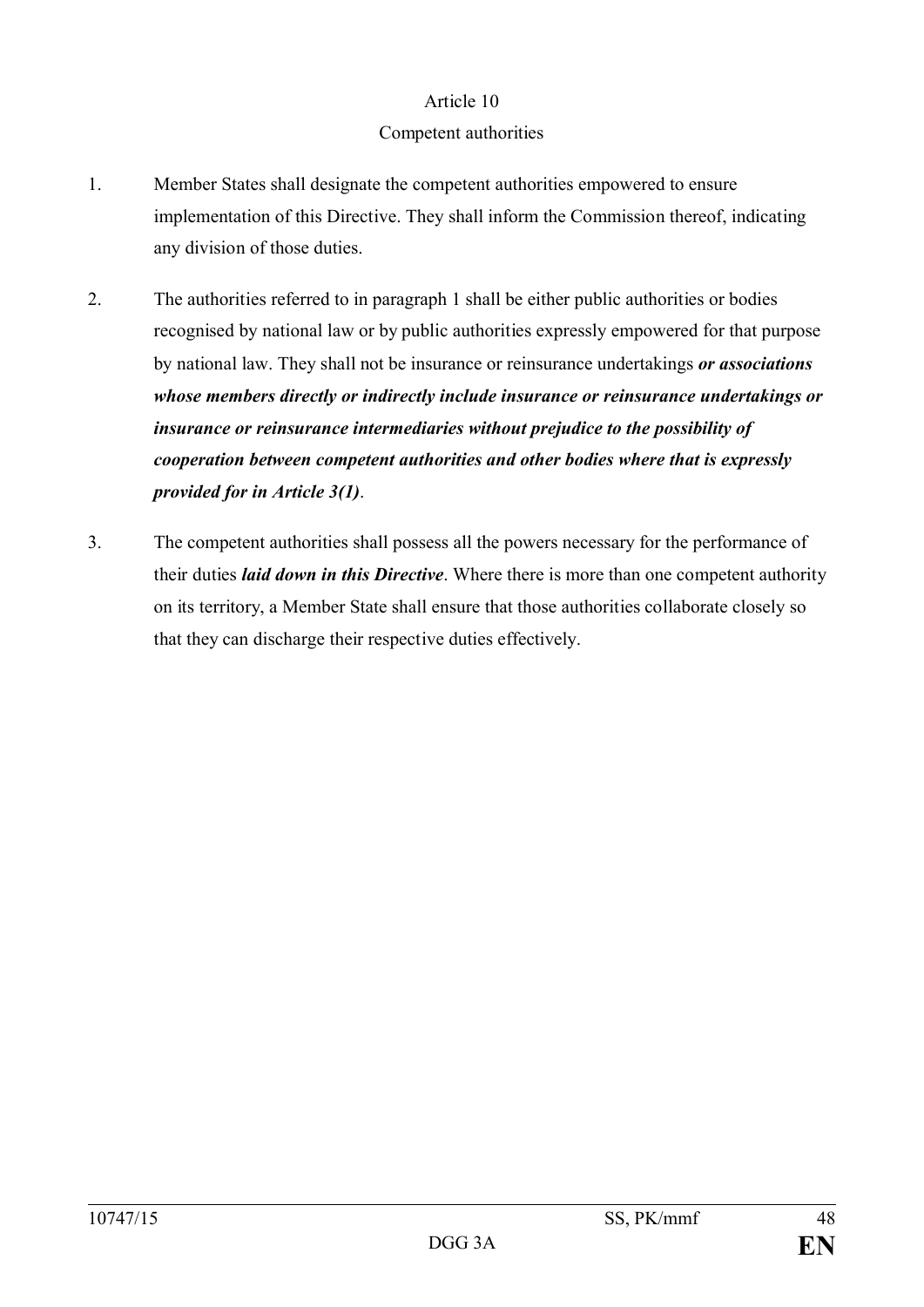Article 10

Competent authorities

1. Member States shall designate the competent authorities empowered to ensure implementation of this Directive. They shall inform the Commission thereof, indicating any division of those duties.

2. The authorities referred to in paragraph 1 shall be either public authorities or bodies recognised by national law or by public authorities expressly empowered for that purpose by national law. They shall not be insurance or reinsurance undertakings ***or associations whose members directly or indirectly include insurance or reinsurance undertakings or insurance or reinsurance intermediaries without prejudice to the possibility of cooperation between competent authorities and other bodies where that is expressly provided for in Article 3(1)***.

3. The competent authorities shall possess all the powers necessary for the performance of their duties ***laid down in this Directive***. Where there is more than one competent authority on its territory, a Member State shall ensure that those authorities collaborate closely so that they can discharge their respective duties effectively.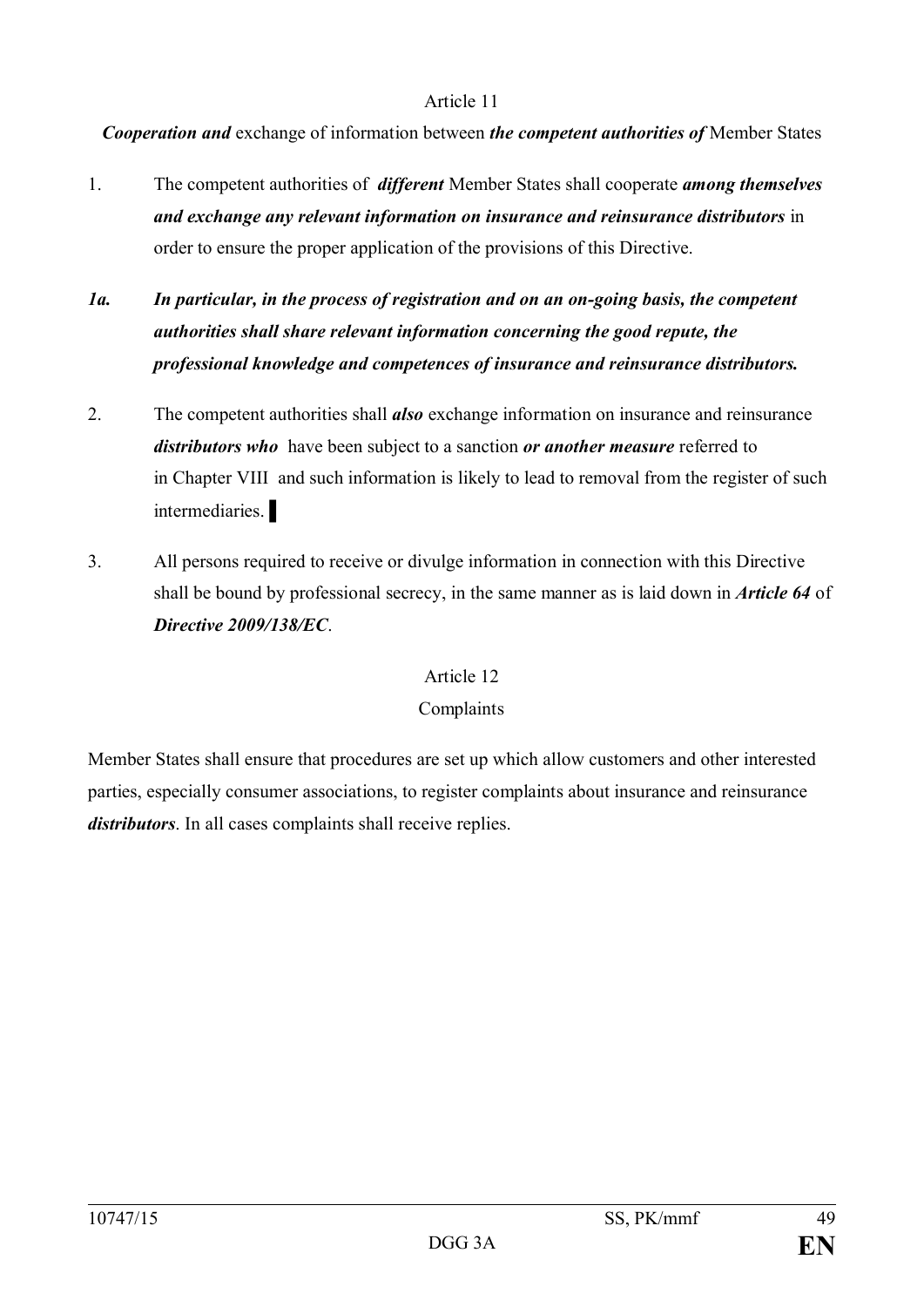Article 11

***Cooperation and*** exchange of information between ***the competent authorities of*** Member States

1. The competent authorities of ***different*** Member States shall cooperate ***among themselves and exchange any relevant information on insurance and reinsurance distributors*** in order to ensure the proper application of the provisions of this Directive.

***1a. In particular, in the process of registration and on an on-going basis, the competent authorities shall share relevant information concerning the good repute, the professional knowledge and competences of insurance and reinsurance distributors.***

2. The competent authorities shall ***also*** exchange information on insurance and reinsurance ***distributors who*** have been subject to a sanction ***or another measure*** referred to in Chapter VIII and such information is likely to lead to removal from the register of such intermediaries. ▌

3. All persons required to receive or divulge information in connection with this Directive shall be bound by professional secrecy, in the same manner as is laid down in ***Article 64*** of ***Directive 2009/138/EC***.

Article 12

Complaints

Member States shall ensure that procedures are set up which allow customers and other interested parties, especially consumer associations, to register complaints about insurance and reinsurance ***distributors***. In all cases complaints shall receive replies.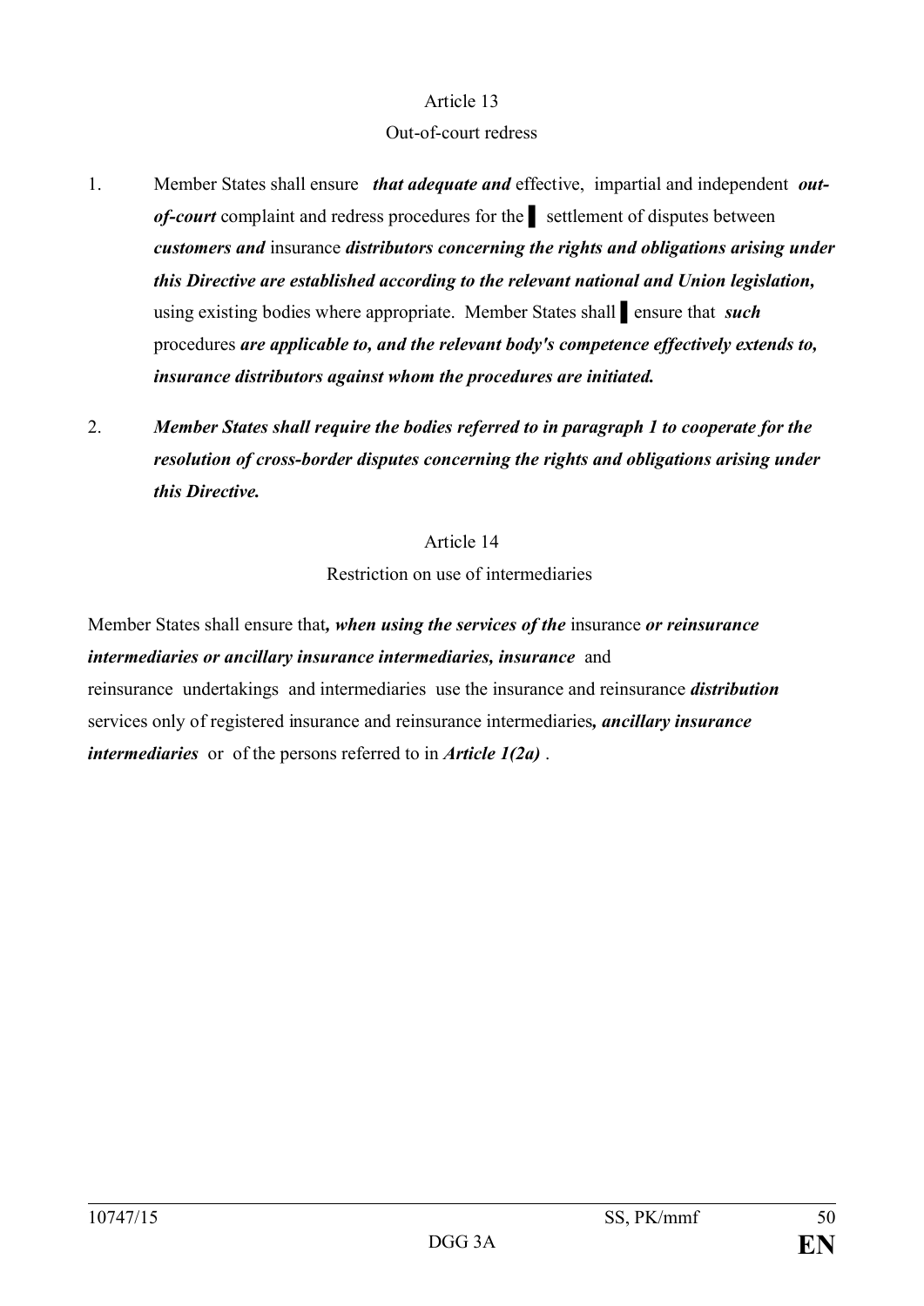Article 13

Out-of-court redress

1. Member States shall ensure ***that adequate and*** effective, impartial and independent ***out-of-court*** complaint and redress procedures for the ▌ settlement of disputes between ***customers and*** insurance ***distributors concerning the rights and obligations arising under this Directive are established according to the relevant national and Union legislation,*** using existing bodies where appropriate. Member States shall ▌ensure that ***such*** procedures ***are applicable to, and the relevant body's competence effectively extends to, insurance distributors against whom the procedures are initiated.***

2. ***Member States shall require the bodies referred to in paragraph 1 to cooperate for the resolution of cross-border disputes concerning the rights and obligations arising under this Directive.***

Article 14

Restriction on use of intermediaries

Member States shall ensure that***, when using the services of the*** insurance ***or reinsurance intermediaries or ancillary insurance intermediaries, insurance*** and reinsurance undertakings and intermediaries use the insurance and reinsurance ***distribution*** services only of registered insurance and reinsurance intermediaries***, ancillary insurance intermediaries*** or of the persons referred to in ***Article 1(2a)*** .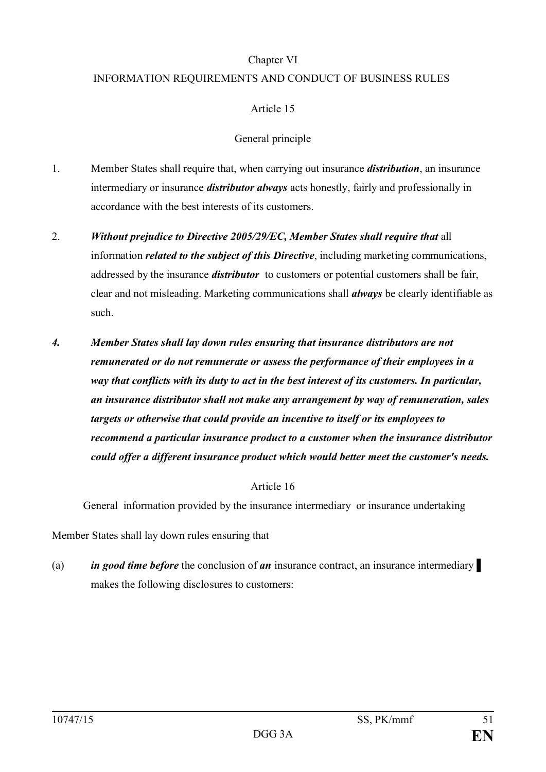Chapter VI

INFORMATION REQUIREMENTS AND CONDUCT OF BUSINESS RULES

Article 15

General principle

1. Member States shall require that, when carrying out insurance ***distribution***, an insurance intermediary or insurance ***distributor always*** acts honestly, fairly and professionally in accordance with the best interests of its customers.

2. ***Without prejudice to Directive 2005/29/EC, Member States shall require that*** all information ***related to the subject of this Directive***, including marketing communications, addressed by the insurance ***distributor*** to customers or potential customers shall be fair, clear and not misleading. Marketing communications shall ***always*** be clearly identifiable as such.

***4. Member States shall lay down rules ensuring that insurance distributors are not remunerated or do not remunerate or assess the performance of their employees in a way that conflicts with its duty to act in the best interest of its customers. In particular, an insurance distributor shall not make any arrangement by way of remuneration, sales targets or otherwise that could provide an incentive to itself or its employees to recommend a particular insurance product to a customer when the insurance distributor could offer a different insurance product which would better meet the customer's needs.***

Article 16

General information provided by the insurance intermediary or insurance undertaking

Member States shall lay down rules ensuring that

(a) ***in good time before*** the conclusion of ***an*** insurance contract, an insurance intermediary ▌ makes the following disclosures to customers: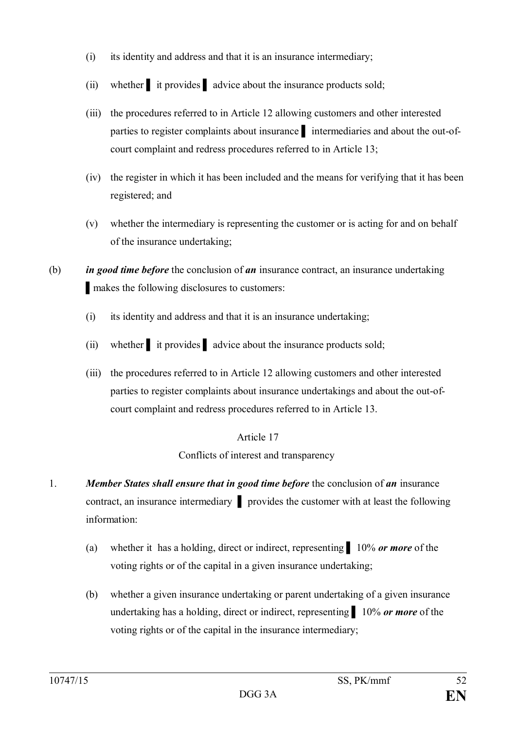(i) its identity and address and that it is an insurance intermediary;

(ii) whether ▌ it provides ▌ advice about the insurance products sold;

(iii) the procedures referred to in Article 12 allowing customers and other interested parties to register complaints about insurance ▌ intermediaries and about the out-of-court complaint and redress procedures referred to in Article 13;

(iv) the register in which it has been included and the means for verifying that it has been registered; and

(v) whether the intermediary is representing the customer or is acting for and on behalf of the insurance undertaking;

(b) ***in good time before*** the conclusion of ***an*** insurance contract, an insurance undertaking ▌ makes the following disclosures to customers:

(i) its identity and address and that it is an insurance undertaking;

(ii) whether ▌ it provides ▌ advice about the insurance products sold;

(iii) the procedures referred to in Article 12 allowing customers and other interested parties to register complaints about insurance undertakings and about the out-of-court complaint and redress procedures referred to in Article 13.

Article 17

Conflicts of interest and transparency

1. ***Member States shall ensure that in good time before*** the conclusion of ***an*** insurance contract, an insurance intermediary ▌ provides the customer with at least the following information:

(a) whether it has a holding, direct or indirect, representing ▌ 10% ***or more*** of the voting rights or of the capital in a given insurance undertaking;

(b) whether a given insurance undertaking or parent undertaking of a given insurance undertaking has a holding, direct or indirect, representing ▌ 10% ***or more*** of the voting rights or of the capital in the insurance intermediary;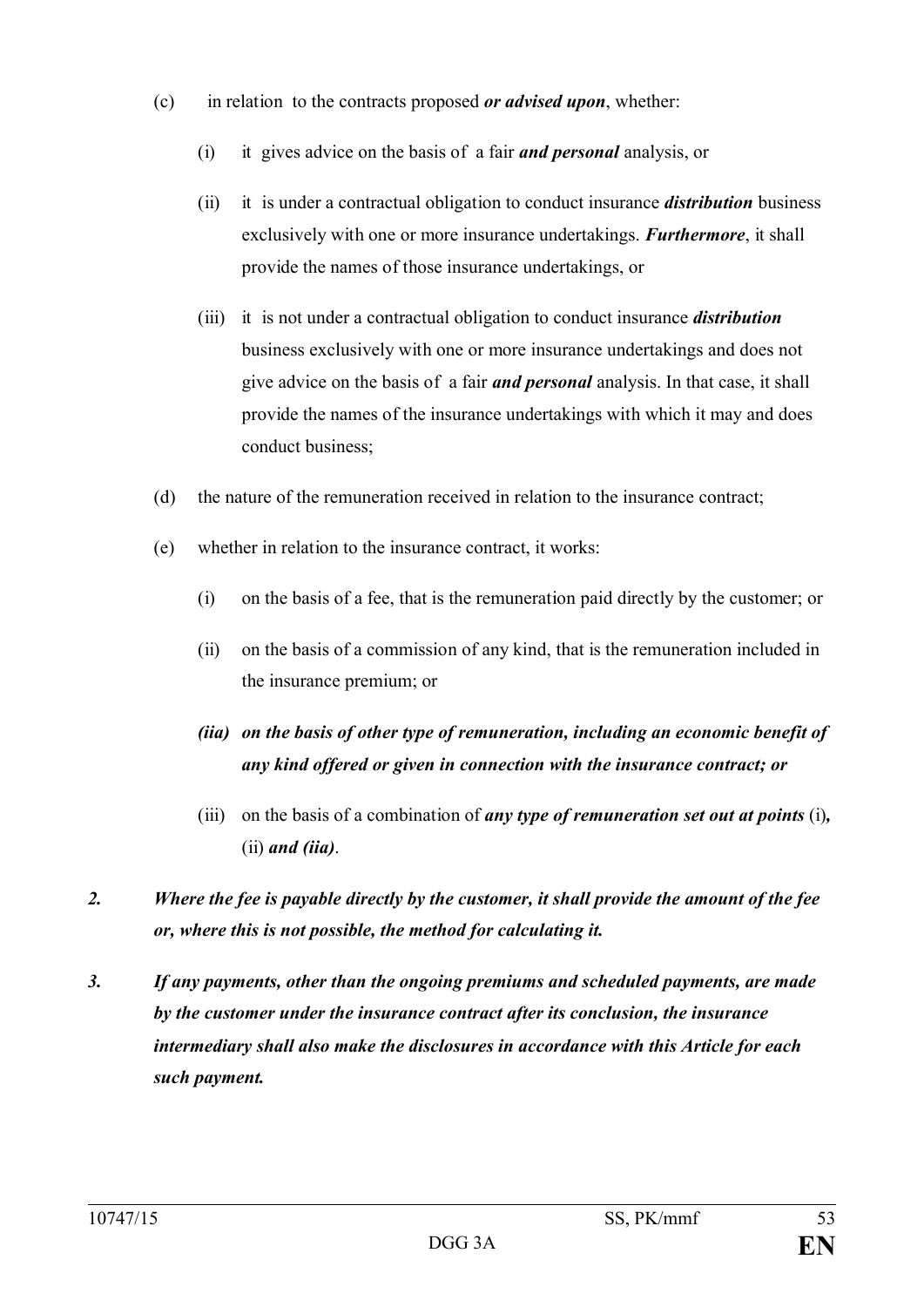(c) in relation to the contracts proposed ***or advised upon***, whether:

  (i) it gives advice on the basis of a fair ***and personal*** analysis, or

  (ii) it is under a contractual obligation to conduct insurance ***distribution*** business exclusively with one or more insurance undertakings. ***Furthermore***, it shall provide the names of those insurance undertakings, or

  (iii) it is not under a contractual obligation to conduct insurance ***distribution*** business exclusively with one or more insurance undertakings and does not give advice on the basis of a fair ***and personal*** analysis. In that case, it shall provide the names of the insurance undertakings with which it may and does conduct business;

(d) the nature of the remuneration received in relation to the insurance contract;

(e) whether in relation to the insurance contract, it works:

  (i) on the basis of a fee, that is the remuneration paid directly by the customer; or

  (ii) on the basis of a commission of any kind, that is the remuneration included in the insurance premium; or

  ***(iia) on the basis of other type of remuneration, including an economic benefit of any kind offered or given in connection with the insurance contract; or***

  (iii) on the basis of a combination of ***any type of remuneration set out at points*** (i)***,*** (ii) ***and (iia)***.

***2. Where the fee is payable directly by the customer, it shall provide the amount of the fee or, where this is not possible, the method for calculating it.***

***3. If any payments, other than the ongoing premiums and scheduled payments, are made by the customer under the insurance contract after its conclusion, the insurance intermediary shall also make the disclosures in accordance with this Article for each such payment.***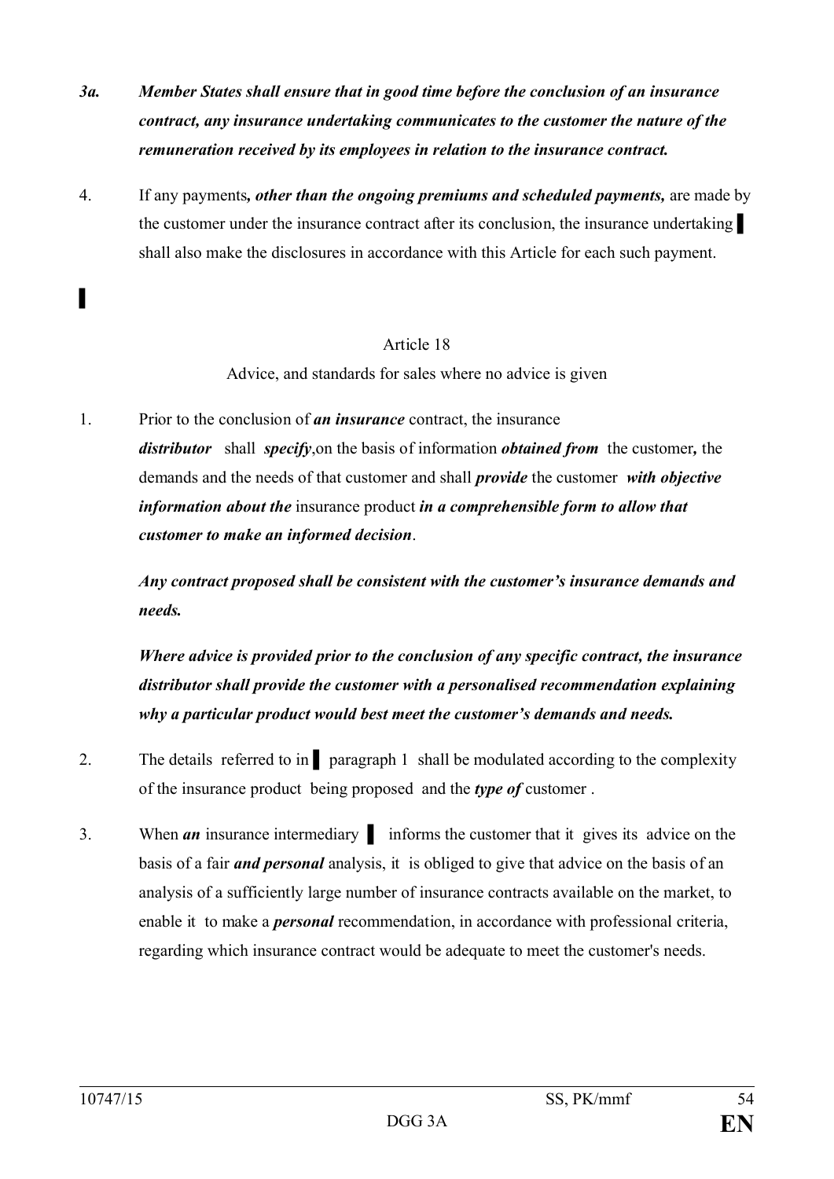*3a.* ***Member States shall ensure that in good time before the conclusion of an insurance contract, any insurance undertaking communicates to the customer the nature of the remuneration received by its employees in relation to the insurance contract.***

4. If any payments***, other than the ongoing premiums and scheduled payments,*** are made by the customer under the insurance contract after its conclusion, the insurance undertaking ▌ shall also make the disclosures in accordance with this Article for each such payment.

▌

Article 18

Advice, and standards for sales where no advice is given

1. Prior to the conclusion of ***an insurance*** contract, the insurance ***distributor*** shall ***specify***,on the basis of information ***obtained from*** the customer***,*** the demands and the needs of that customer and shall ***provide*** the customer ***with objective information about the*** insurance product ***in a comprehensible form to allow that customer to make an informed decision***.

   ***Any contract proposed shall be consistent with the customer's insurance demands and needs.***

   ***Where advice is provided prior to the conclusion of any specific contract, the insurance distributor shall provide the customer with a personalised recommendation explaining why a particular product would best meet the customer's demands and needs.***

2. The details referred to in ▌ paragraph 1 shall be modulated according to the complexity of the insurance product being proposed and the ***type of*** customer .

3. When ***an*** insurance intermediary ▌ informs the customer that it gives its advice on the basis of a fair ***and personal*** analysis, it is obliged to give that advice on the basis of an analysis of a sufficiently large number of insurance contracts available on the market, to enable it to make a ***personal*** recommendation, in accordance with professional criteria, regarding which insurance contract would be adequate to meet the customer's needs.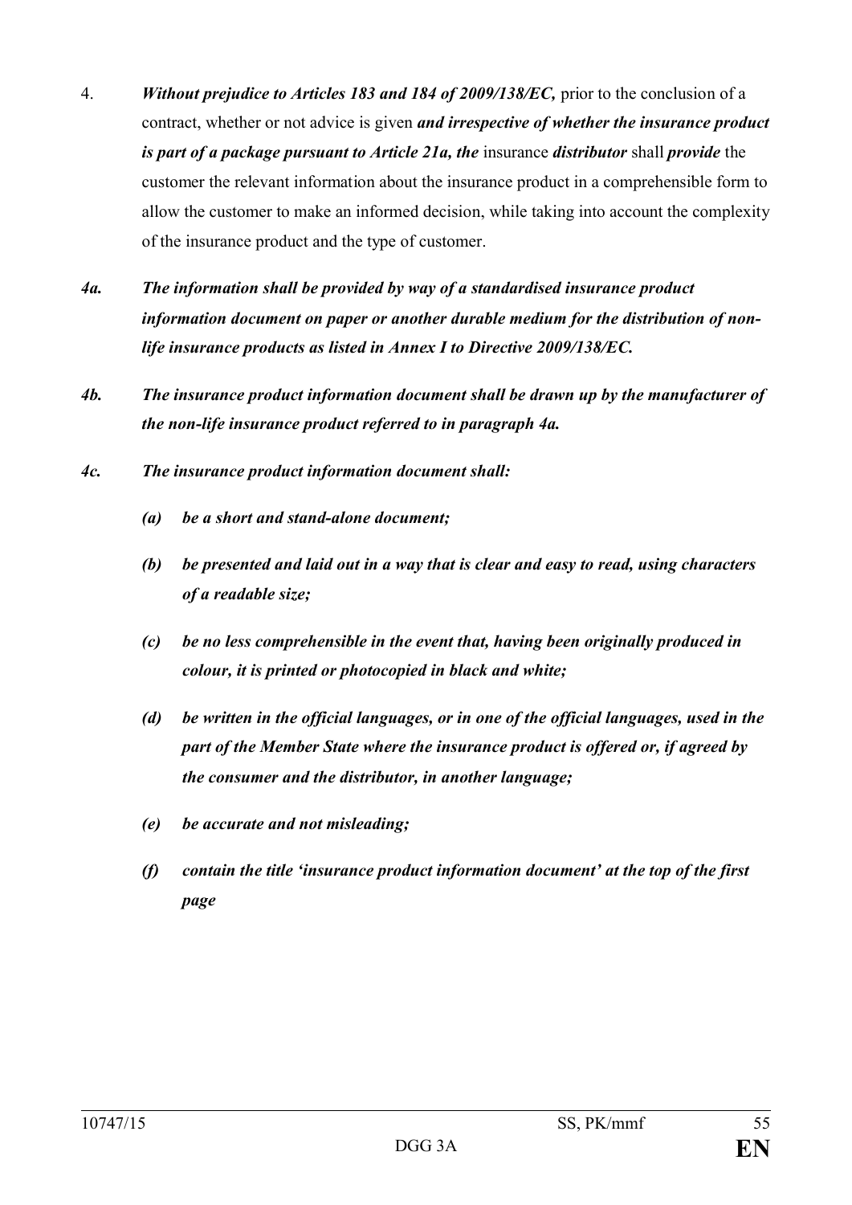4. ***Without prejudice to Articles 183 and 184 of 2009/138/EC,*** prior to the conclusion of a contract, whether or not advice is given ***and irrespective of whether the insurance product is part of a package pursuant to Article 21a, the*** insurance ***distributor*** shall ***provide*** the customer the relevant information about the insurance product in a comprehensible form to allow the customer to make an informed decision, while taking into account the complexity of the insurance product and the type of customer.

***4a. The information shall be provided by way of a standardised insurance product information document on paper or another durable medium for the distribution of non-life insurance products as listed in Annex I to Directive 2009/138/EC.***

***4b. The insurance product information document shall be drawn up by the manufacturer of the non-life insurance product referred to in paragraph 4a.***

***4c. The insurance product information document shall:***

***(a) be a short and stand-alone document;***

***(b) be presented and laid out in a way that is clear and easy to read, using characters of a readable size;***

***(c) be no less comprehensible in the event that, having been originally produced in colour, it is printed or photocopied in black and white;***

***(d) be written in the official languages, or in one of the official languages, used in the part of the Member State where the insurance product is offered or, if agreed by the consumer and the distributor, in another language;***

***(e) be accurate and not misleading;***

***(f) contain the title 'insurance product information document' at the top of the first page***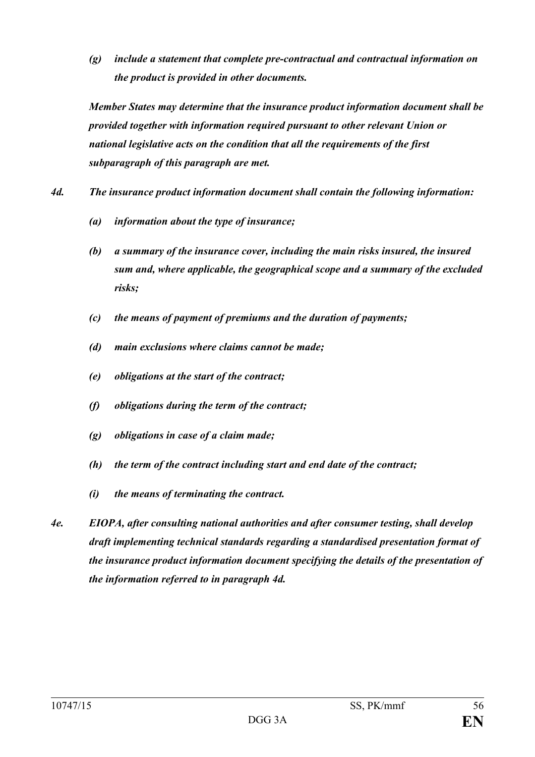*(g) include a statement that complete pre-contractual and contractual information on the product is provided in other documents.*

*Member States may determine that the insurance product information document shall be provided together with information required pursuant to other relevant Union or national legislative acts on the condition that all the requirements of the first subparagraph of this paragraph are met.*

*4d. The insurance product information document shall contain the following information:*

*(a) information about the type of insurance;*

*(b) a summary of the insurance cover, including the main risks insured, the insured sum and, where applicable, the geographical scope and a summary of the excluded risks;*

*(c) the means of payment of premiums and the duration of payments;*

*(d) main exclusions where claims cannot be made;*

*(e) obligations at the start of the contract;*

*(f) obligations during the term of the contract;*

*(g) obligations in case of a claim made;*

*(h) the term of the contract including start and end date of the contract;*

*(i) the means of terminating the contract.*

*4e. EIOPA, after consulting national authorities and after consumer testing, shall develop draft implementing technical standards regarding a standardised presentation format of the insurance product information document specifying the details of the presentation of the information referred to in paragraph 4d.*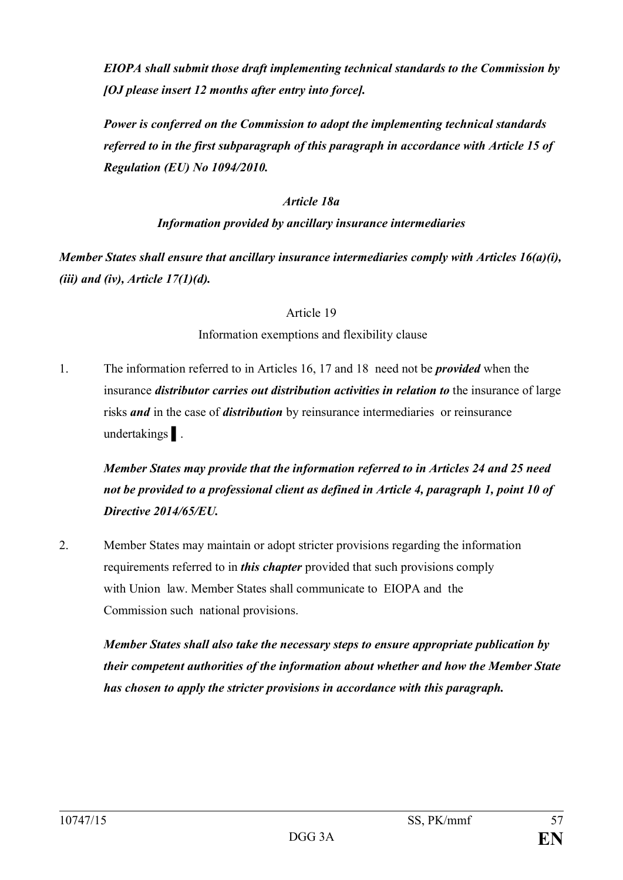***EIOPA shall submit those draft implementing technical standards to the Commission by [OJ please insert 12 months after entry into force].***

***Power is conferred on the Commission to adopt the implementing technical standards referred to in the first subparagraph of this paragraph in accordance with Article 15 of Regulation (EU) No 1094/2010.***

***Article 18a***

***Information provided by ancillary insurance intermediaries***

***Member States shall ensure that ancillary insurance intermediaries comply with Articles 16(a)(i), (iii) and (iv), Article 17(1)(d).***

Article 19

Information exemptions and flexibility clause

1. The information referred to in Articles 16, 17 and 18 need not be ***provided*** when the insurance ***distributor carries out distribution activities in relation to*** the insurance of large risks ***and*** in the case of ***distribution*** by reinsurance intermediaries or reinsurance undertakings ▌.

   ***Member States may provide that the information referred to in Articles 24 and 25 need not be provided to a professional client as defined in Article 4, paragraph 1, point 10 of Directive 2014/65/EU.***

2. Member States may maintain or adopt stricter provisions regarding the information requirements referred to in ***this chapter*** provided that such provisions comply with Union law. Member States shall communicate to EIOPA and the Commission such national provisions.

   ***Member States shall also take the necessary steps to ensure appropriate publication by their competent authorities of the information about whether and how the Member State has chosen to apply the stricter provisions in accordance with this paragraph.***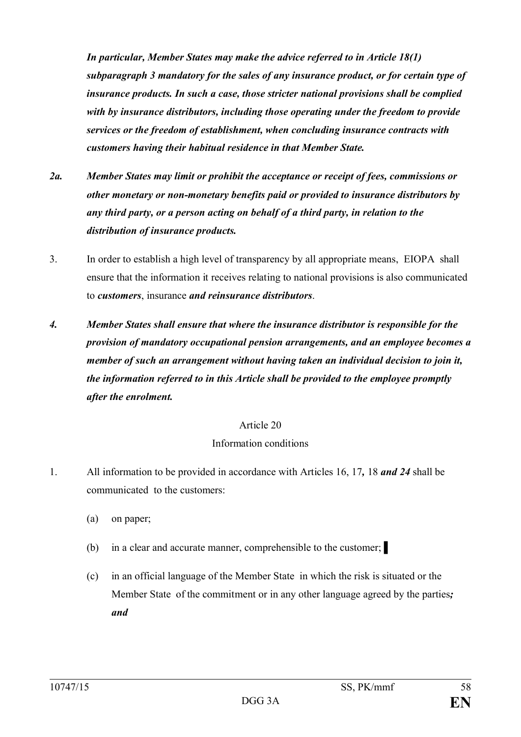***In particular, Member States may make the advice referred to in Article 18(1) subparagraph 3 mandatory for the sales of any insurance product, or for certain type of insurance products. In such a case, those stricter national provisions shall be complied with by insurance distributors, including those operating under the freedom to provide services or the freedom of establishment, when concluding insurance contracts with customers having their habitual residence in that Member State.***

***2a. Member States may limit or prohibit the acceptance or receipt of fees, commissions or other monetary or non-monetary benefits paid or provided to insurance distributors by any third party, or a person acting on behalf of a third party, in relation to the distribution of insurance products.***

3. In order to establish a high level of transparency by all appropriate means, EIOPA shall ensure that the information it receives relating to national provisions is also communicated to ***customers***, insurance ***and reinsurance distributors***.

***4. Member States shall ensure that where the insurance distributor is responsible for the provision of mandatory occupational pension arrangements, and an employee becomes a member of such an arrangement without having taken an individual decision to join it, the information referred to in this Article shall be provided to the employee promptly after the enrolment.***

Article 20

Information conditions

1. All information to be provided in accordance with Articles 16, 17***,*** 18 ***and 24*** shall be communicated to the customers:

   (a) on paper;

   (b) in a clear and accurate manner, comprehensible to the customer; ▌

   (c) in an official language of the Member State in which the risk is situated or the Member State of the commitment or in any other language agreed by the parties***; and***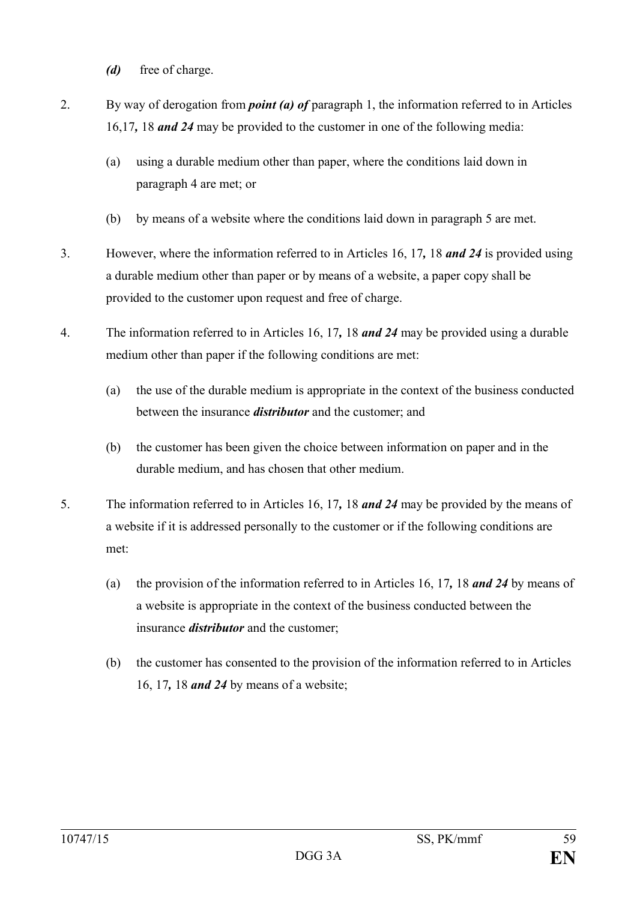*(d)* free of charge.

2. By way of derogation from ***point (a) of*** paragraph 1, the information referred to in Articles 16,17***,*** 18 ***and 24*** may be provided to the customer in one of the following media:

   (a) using a durable medium other than paper, where the conditions laid down in paragraph 4 are met; or

   (b) by means of a website where the conditions laid down in paragraph 5 are met.

3. However, where the information referred to in Articles 16, 17***,*** 18 ***and 24*** is provided using a durable medium other than paper or by means of a website, a paper copy shall be provided to the customer upon request and free of charge.

4. The information referred to in Articles 16, 17***,*** 18 ***and 24*** may be provided using a durable medium other than paper if the following conditions are met:

   (a) the use of the durable medium is appropriate in the context of the business conducted between the insurance ***distributor*** and the customer; and

   (b) the customer has been given the choice between information on paper and in the durable medium, and has chosen that other medium.

5. The information referred to in Articles 16, 17***,*** 18 ***and 24*** may be provided by the means of a website if it is addressed personally to the customer or if the following conditions are met:

   (a) the provision of the information referred to in Articles 16, 17***,*** 18 ***and 24*** by means of a website is appropriate in the context of the business conducted between the insurance ***distributor*** and the customer;

   (b) the customer has consented to the provision of the information referred to in Articles 16, 17***,*** 18 ***and 24*** by means of a website;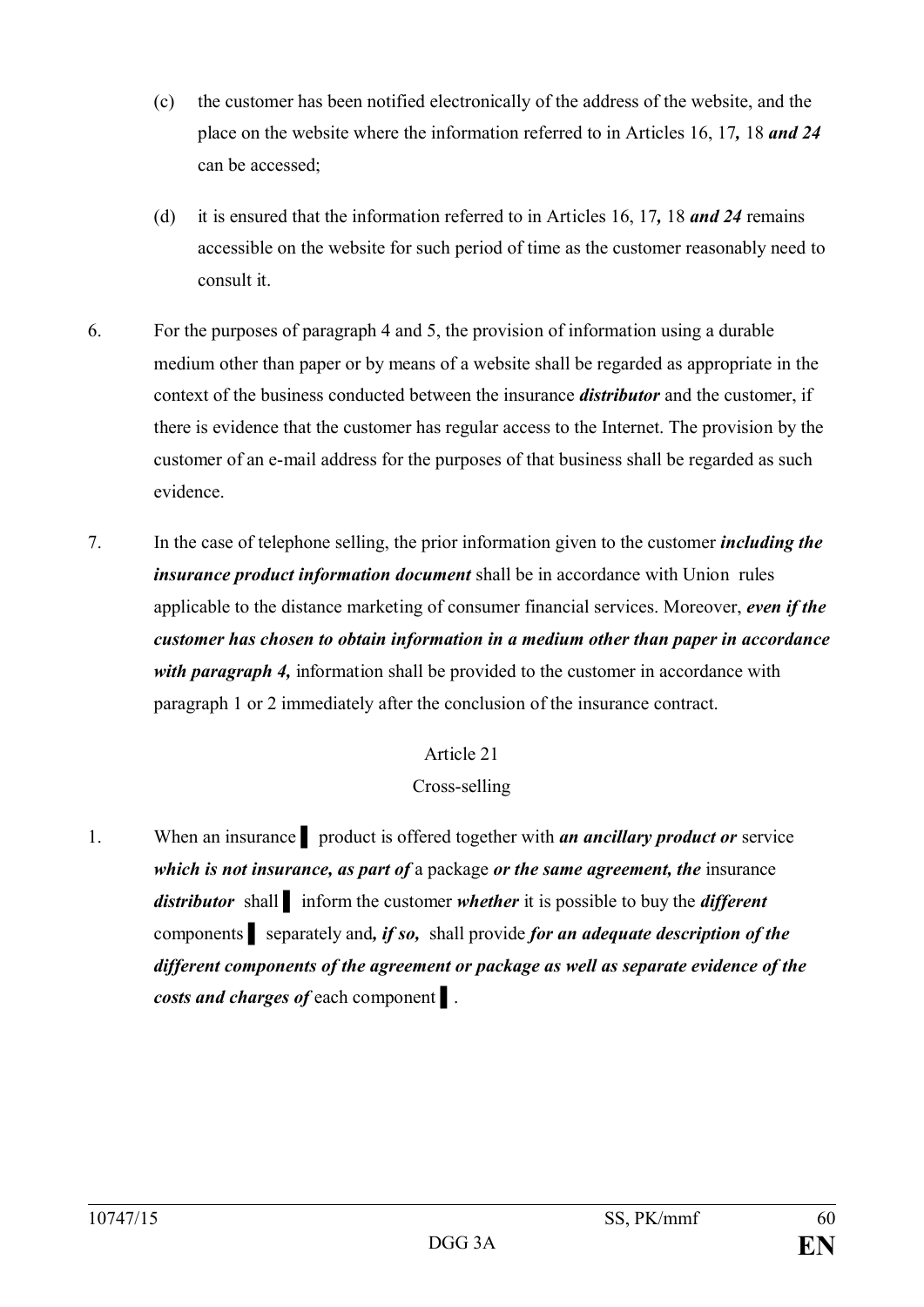(c) the customer has been notified electronically of the address of the website, and the place on the website where the information referred to in Articles 16, 17*,* 18 ***and 24*** can be accessed;

(d) it is ensured that the information referred to in Articles 16, 17*,* 18 ***and 24*** remains accessible on the website for such period of time as the customer reasonably need to consult it.

6. For the purposes of paragraph 4 and 5, the provision of information using a durable medium other than paper or by means of a website shall be regarded as appropriate in the context of the business conducted between the insurance ***distributor*** and the customer, if there is evidence that the customer has regular access to the Internet. The provision by the customer of an e-mail address for the purposes of that business shall be regarded as such evidence.

7. In the case of telephone selling, the prior information given to the customer ***including the insurance product information document*** shall be in accordance with Union rules applicable to the distance marketing of consumer financial services. Moreover, ***even if the customer has chosen to obtain information in a medium other than paper in accordance with paragraph 4,*** information shall be provided to the customer in accordance with paragraph 1 or 2 immediately after the conclusion of the insurance contract.

Article 21

Cross-selling

1. When an insurance ▌ product is offered together with ***an ancillary product or*** service ***which is not insurance, as part of*** a package ***or the same agreement, the*** insurance ***distributor*** shall ▌ inform the customer ***whether*** it is possible to buy the ***different*** components ▌ separately and***, if so,*** shall provide ***for an adequate description of the different components of the agreement or package as well as separate evidence of the costs and charges of*** each component ▌.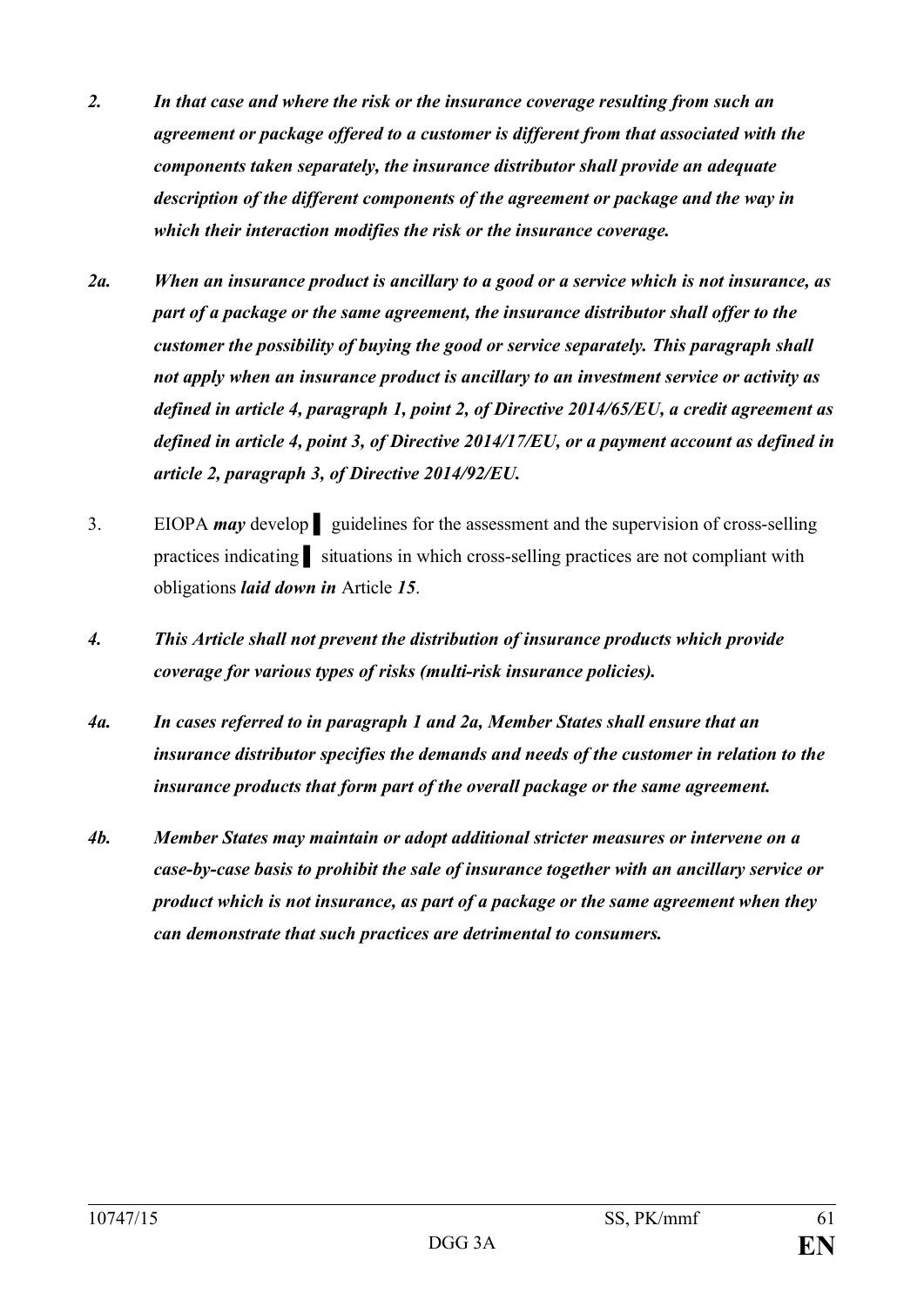*2.* ***In that case and where the risk or the insurance coverage resulting from such an agreement or package offered to a customer is different from that associated with the components taken separately, the insurance distributor shall provide an adequate description of the different components of the agreement or package and the way in which their interaction modifies the risk or the insurance coverage.***

***2a.*** ***When an insurance product is ancillary to a good or a service which is not insurance, as part of a package or the same agreement, the insurance distributor shall offer to the customer the possibility of buying the good or service separately. This paragraph shall not apply when an insurance product is ancillary to an investment service or activity as defined in article 4, paragraph 1, point 2, of Directive 2014/65/EU, a credit agreement as defined in article 4, point 3, of Directive 2014/17/EU, or a payment account as defined in article 2, paragraph 3, of Directive 2014/92/EU.***

3. EIOPA ***may*** develop ▌ guidelines for the assessment and the supervision of cross-selling practices indicating ▌ situations in which cross-selling practices are not compliant with obligations ***laid down in*** Article ***15***.

***4.*** ***This Article shall not prevent the distribution of insurance products which provide coverage for various types of risks (multi-risk insurance policies).***

***4a.*** ***In cases referred to in paragraph 1 and 2a, Member States shall ensure that an insurance distributor specifies the demands and needs of the customer in relation to the insurance products that form part of the overall package or the same agreement.***

***4b.*** ***Member States may maintain or adopt additional stricter measures or intervene on a case-by-case basis to prohibit the sale of insurance together with an ancillary service or product which is not insurance, as part of a package or the same agreement when they can demonstrate that such practices are detrimental to consumers.***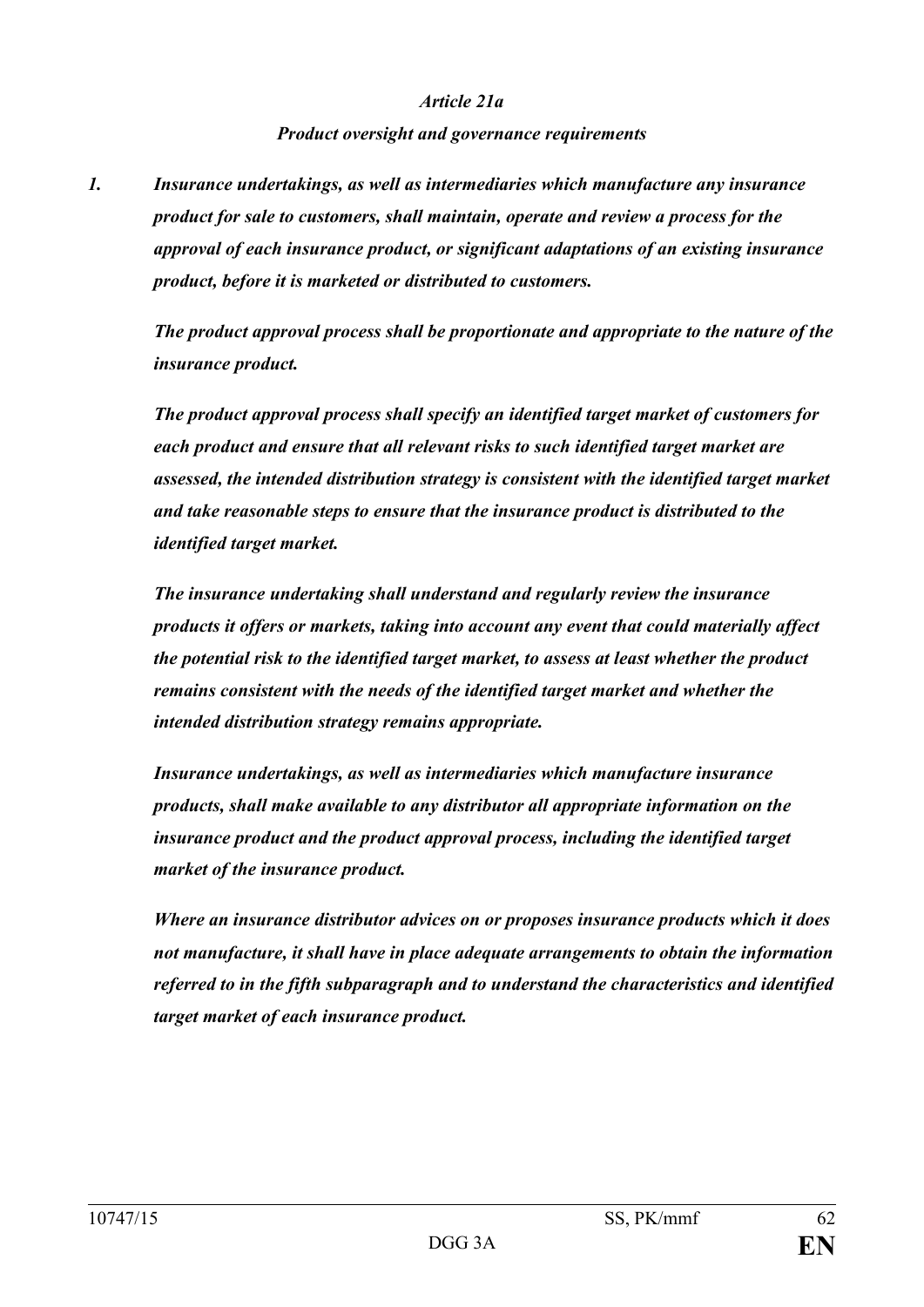*Article 21a*

*Product oversight and governance requirements*

***1. Insurance undertakings, as well as intermediaries which manufacture any insurance product for sale to customers, shall maintain, operate and review a process for the approval of each insurance product, or significant adaptations of an existing insurance product, before it is marketed or distributed to customers.***

***The product approval process shall be proportionate and appropriate to the nature of the insurance product.***

***The product approval process shall specify an identified target market of customers for each product and ensure that all relevant risks to such identified target market are assessed, the intended distribution strategy is consistent with the identified target market and take reasonable steps to ensure that the insurance product is distributed to the identified target market.***

***The insurance undertaking shall understand and regularly review the insurance products it offers or markets, taking into account any event that could materially affect the potential risk to the identified target market, to assess at least whether the product remains consistent with the needs of the identified target market and whether the intended distribution strategy remains appropriate.***

***Insurance undertakings, as well as intermediaries which manufacture insurance products, shall make available to any distributor all appropriate information on the insurance product and the product approval process, including the identified target market of the insurance product.***

***Where an insurance distributor advices on or proposes insurance products which it does not manufacture, it shall have in place adequate arrangements to obtain the information referred to in the fifth subparagraph and to understand the characteristics and identified target market of each insurance product.***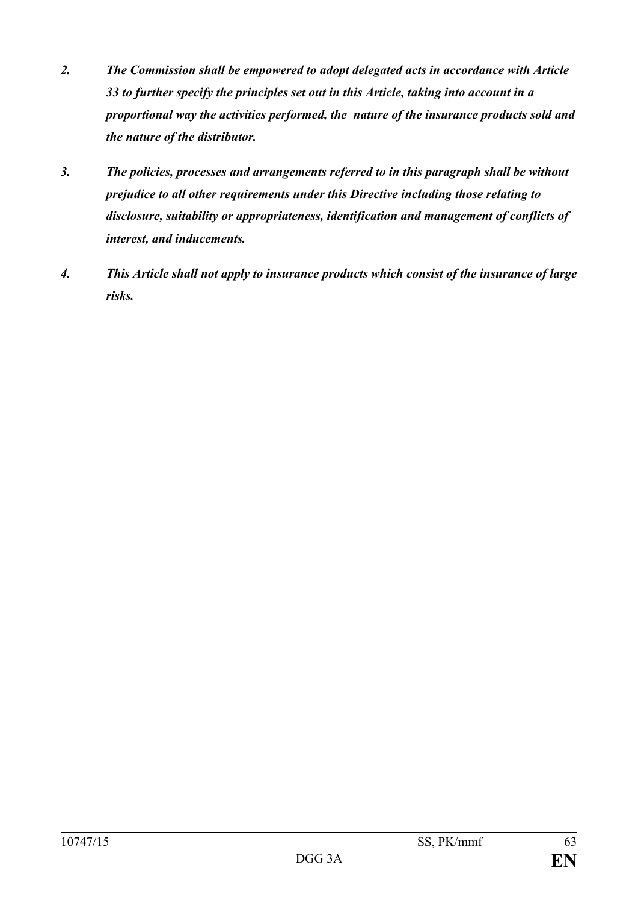***2. The Commission shall be empowered to adopt delegated acts in accordance with Article 33 to further specify the principles set out in this Article, taking into account in a proportional way the activities performed, the nature of the insurance products sold and the nature of the distributor.***

***3. The policies, processes and arrangements referred to in this paragraph shall be without prejudice to all other requirements under this Directive including those relating to disclosure, suitability or appropriateness, identification and management of conflicts of interest, and inducements.***

***4. This Article shall not apply to insurance products which consist of the insurance of large risks.***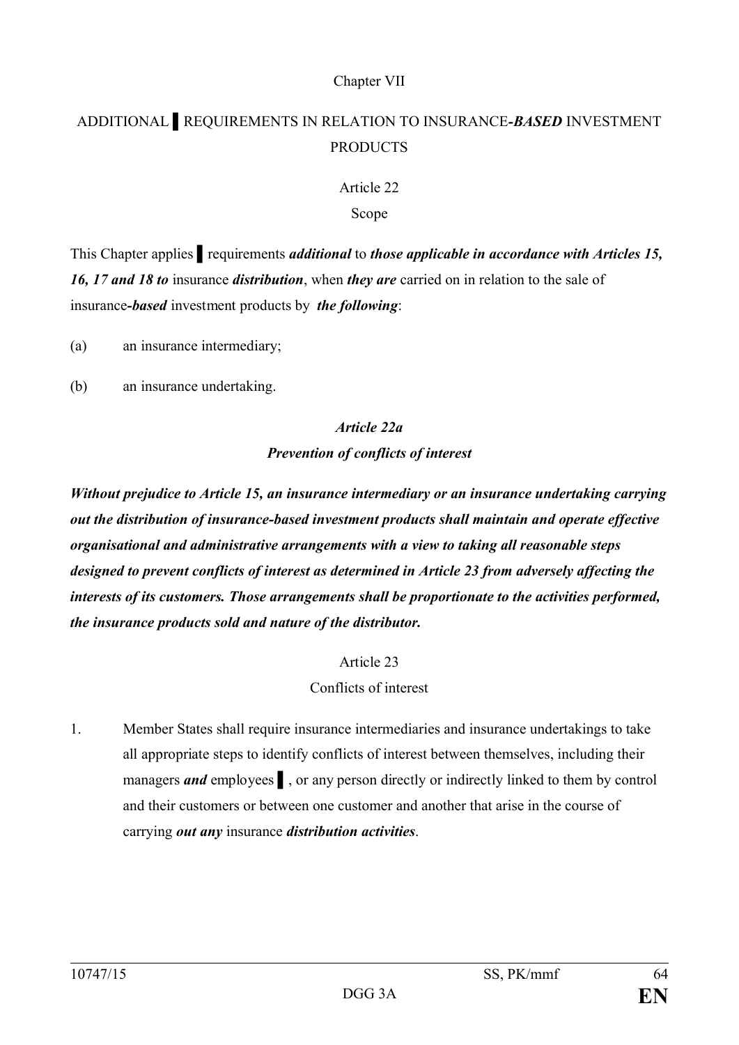Chapter VII

ADDITIONAL ▌REQUIREMENTS IN RELATION TO INSURANCE-***BASED*** INVESTMENT PRODUCTS

Article 22

Scope

This Chapter applies ▌requirements ***additional*** to ***those applicable in accordance with Articles 15, 16, 17 and 18 to*** insurance ***distribution***, when ***they are*** carried on in relation to the sale of insurance-***based*** investment products by ***the following***:

(a) an insurance intermediary;

(b) an insurance undertaking.

***Article 22a***

***Prevention of conflicts of interest***

***Without prejudice to Article 15, an insurance intermediary or an insurance undertaking carrying out the distribution of insurance-based investment products shall maintain and operate effective organisational and administrative arrangements with a view to taking all reasonable steps designed to prevent conflicts of interest as determined in Article 23 from adversely affecting the interests of its customers. Those arrangements shall be proportionate to the activities performed, the insurance products sold and nature of the distributor.***

Article 23

Conflicts of interest

1. Member States shall require insurance intermediaries and insurance undertakings to take all appropriate steps to identify conflicts of interest between themselves, including their managers ***and*** employees ▌, or any person directly or indirectly linked to them by control and their customers or between one customer and another that arise in the course of carrying ***out any*** insurance ***distribution activities***.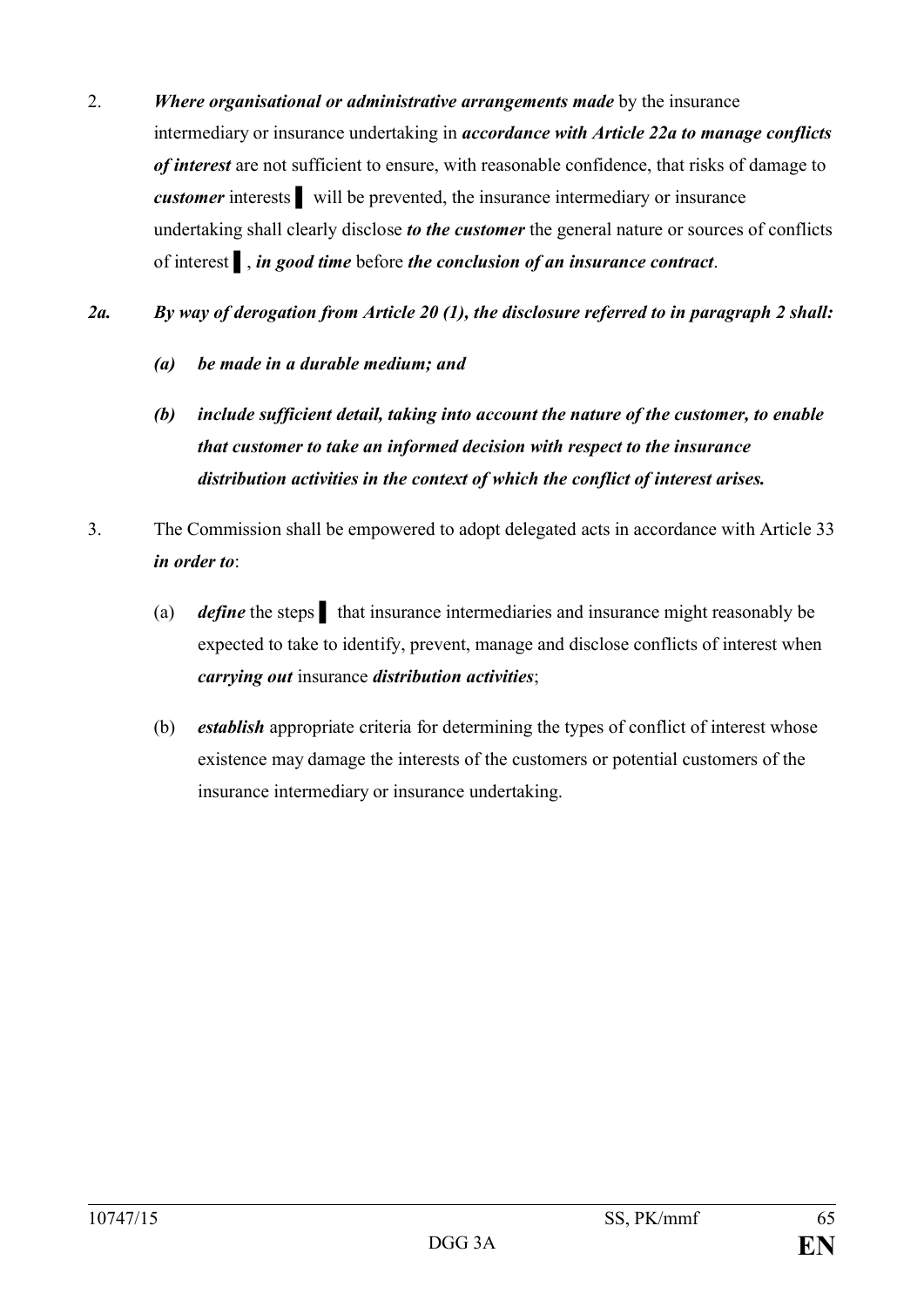2. ***Where organisational or administrative arrangements made*** by the insurance intermediary or insurance undertaking in ***accordance with Article 22a to manage conflicts of interest*** are not sufficient to ensure, with reasonable confidence, that risks of damage to ***customer*** interests ▌ will be prevented, the insurance intermediary or insurance undertaking shall clearly disclose ***to the customer*** the general nature or sources of conflicts of interest ▌, ***in good time*** before ***the conclusion of an insurance contract***.

***2a. By way of derogation from Article 20 (1), the disclosure referred to in paragraph 2 shall:***

***(a) be made in a durable medium; and***

***(b) include sufficient detail, taking into account the nature of the customer, to enable that customer to take an informed decision with respect to the insurance distribution activities in the context of which the conflict of interest arises.***

3. The Commission shall be empowered to adopt delegated acts in accordance with Article 33 ***in order to***:

(a) ***define*** the steps ▌ that insurance intermediaries and insurance might reasonably be expected to take to identify, prevent, manage and disclose conflicts of interest when ***carrying out*** insurance ***distribution activities***;

(b) ***establish*** appropriate criteria for determining the types of conflict of interest whose existence may damage the interests of the customers or potential customers of the insurance intermediary or insurance undertaking.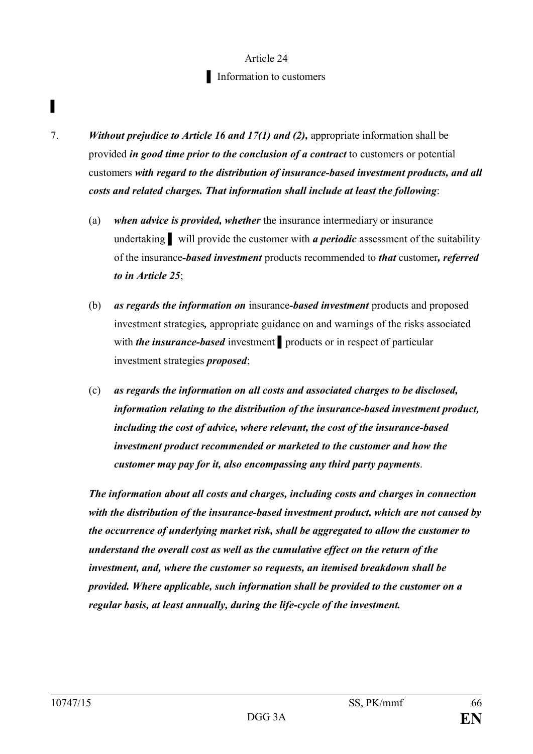Article 24

▌ Information to customers

▌

7. ***Without prejudice to Article 16 and 17(1) and (2),*** appropriate information shall be provided ***in good time prior to the conclusion of a contract*** to customers or potential customers ***with regard to the distribution of insurance-based investment products, and all costs and related charges. That information shall include at least the following***:

   (a) ***when advice is provided, whether*** the insurance intermediary or insurance undertaking ▌ will provide the customer with ***a periodic*** assessment of the suitability of the insurance***-based investment*** products recommended to ***that*** customer***, referred to in Article 25***;

   (b) ***as regards the information on*** insurance***-based investment*** products and proposed investment strategies***,*** appropriate guidance on and warnings of the risks associated with ***the insurance-based*** investment ▌ products or in respect of particular investment strategies ***proposed***;

   (c) ***as regards the information on all costs and associated charges to be disclosed, information relating to the distribution of the insurance-based investment product, including the cost of advice, where relevant, the cost of the insurance-based investment product recommended or marketed to the customer and how the customer may pay for it, also encompassing any third party payments***.

***The information about all costs and charges, including costs and charges in connection with the distribution of the insurance-based investment product, which are not caused by the occurrence of underlying market risk, shall be aggregated to allow the customer to understand the overall cost as well as the cumulative effect on the return of the investment, and, where the customer so requests, an itemised breakdown shall be provided. Where applicable, such information shall be provided to the customer on a regular basis, at least annually, during the life-cycle of the investment.***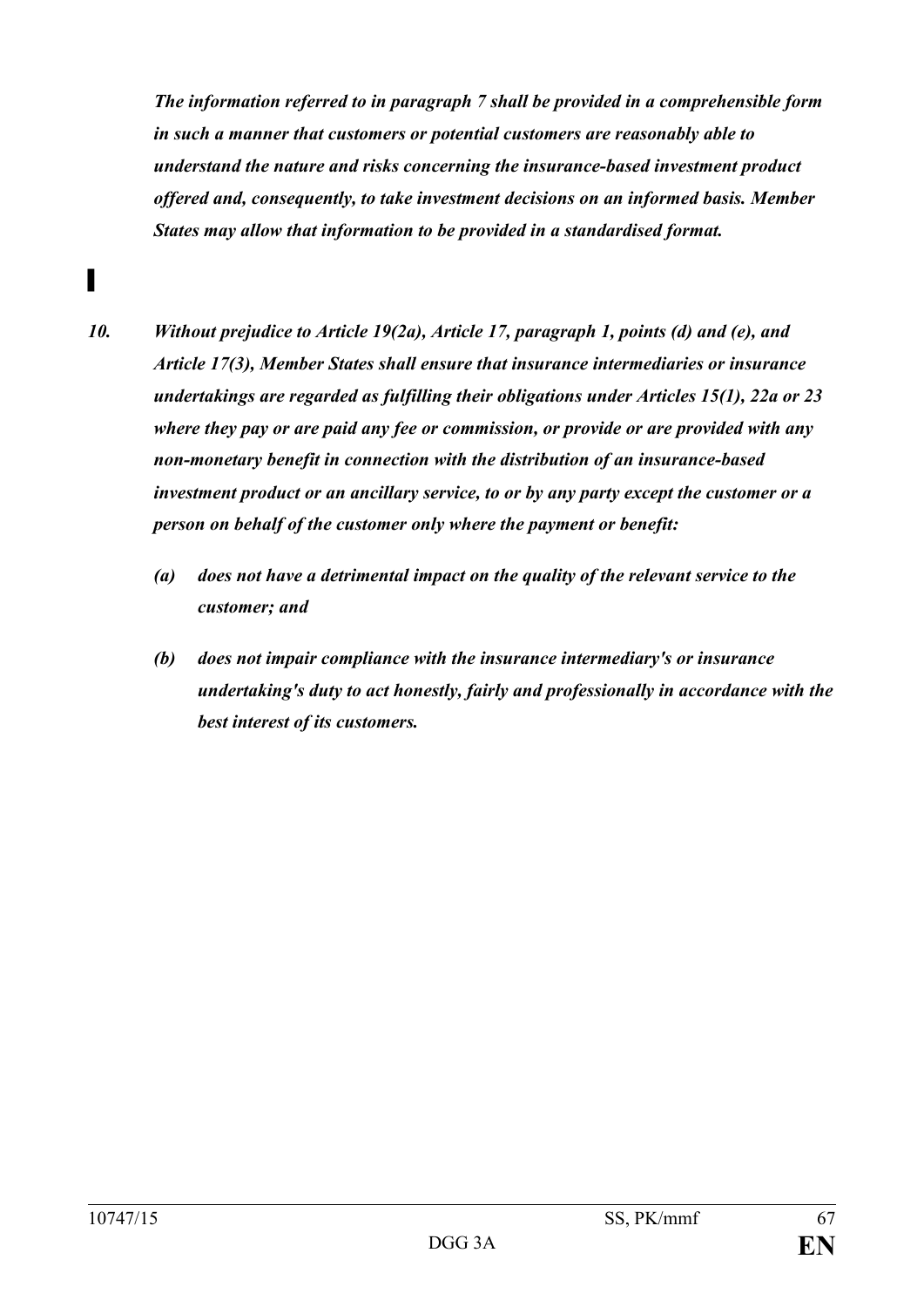***The information referred to in paragraph 7 shall be provided in a comprehensible form in such a manner that customers or potential customers are reasonably able to understand the nature and risks concerning the insurance-based investment product offered and, consequently, to take investment decisions on an informed basis. Member States may allow that information to be provided in a standardised format.***

▌

***10. Without prejudice to Article 19(2a), Article 17, paragraph 1, points (d) and (e), and Article 17(3), Member States shall ensure that insurance intermediaries or insurance undertakings are regarded as fulfilling their obligations under Articles 15(1), 22a or 23 where they pay or are paid any fee or commission, or provide or are provided with any non-monetary benefit in connection with the distribution of an insurance-based investment product or an ancillary service, to or by any party except the customer or a person on behalf of the customer only where the payment or benefit:***

***(a) does not have a detrimental impact on the quality of the relevant service to the customer; and***

***(b) does not impair compliance with the insurance intermediary's or insurance undertaking's duty to act honestly, fairly and professionally in accordance with the best interest of its customers.***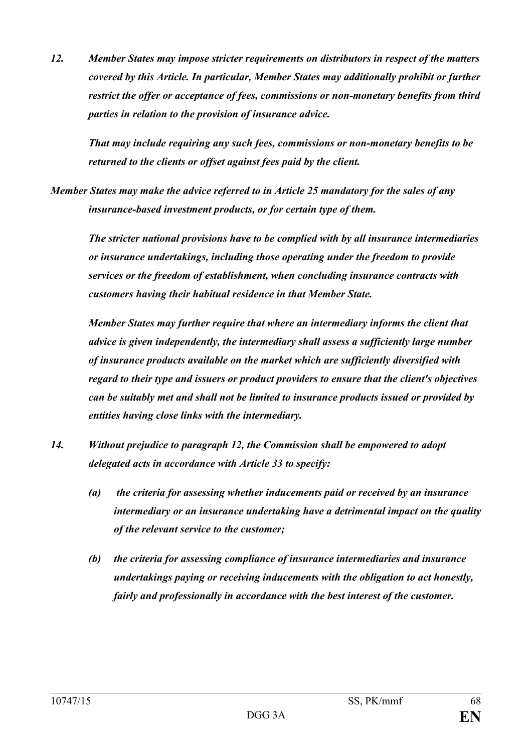*12. Member States may impose stricter requirements on distributors in respect of the matters covered by this Article. In particular, Member States may additionally prohibit or further restrict the offer or acceptance of fees, commissions or non-monetary benefits from third parties in relation to the provision of insurance advice.*

*That may include requiring any such fees, commissions or non-monetary benefits to be returned to the clients or offset against fees paid by the client.*

*Member States may make the advice referred to in Article 25 mandatory for the sales of any insurance-based investment products, or for certain type of them.*

*The stricter national provisions have to be complied with by all insurance intermediaries or insurance undertakings, including those operating under the freedom to provide services or the freedom of establishment, when concluding insurance contracts with customers having their habitual residence in that Member State.*

*Member States may further require that where an intermediary informs the client that advice is given independently, the intermediary shall assess a sufficiently large number of insurance products available on the market which are sufficiently diversified with regard to their type and issuers or product providers to ensure that the client's objectives can be suitably met and shall not be limited to insurance products issued or provided by entities having close links with the intermediary.*

*14. Without prejudice to paragraph 12, the Commission shall be empowered to adopt delegated acts in accordance with Article 33 to specify:*

*(a) the criteria for assessing whether inducements paid or received by an insurance intermediary or an insurance undertaking have a detrimental impact on the quality of the relevant service to the customer;*

*(b) the criteria for assessing compliance of insurance intermediaries and insurance undertakings paying or receiving inducements with the obligation to act honestly, fairly and professionally in accordance with the best interest of the customer.*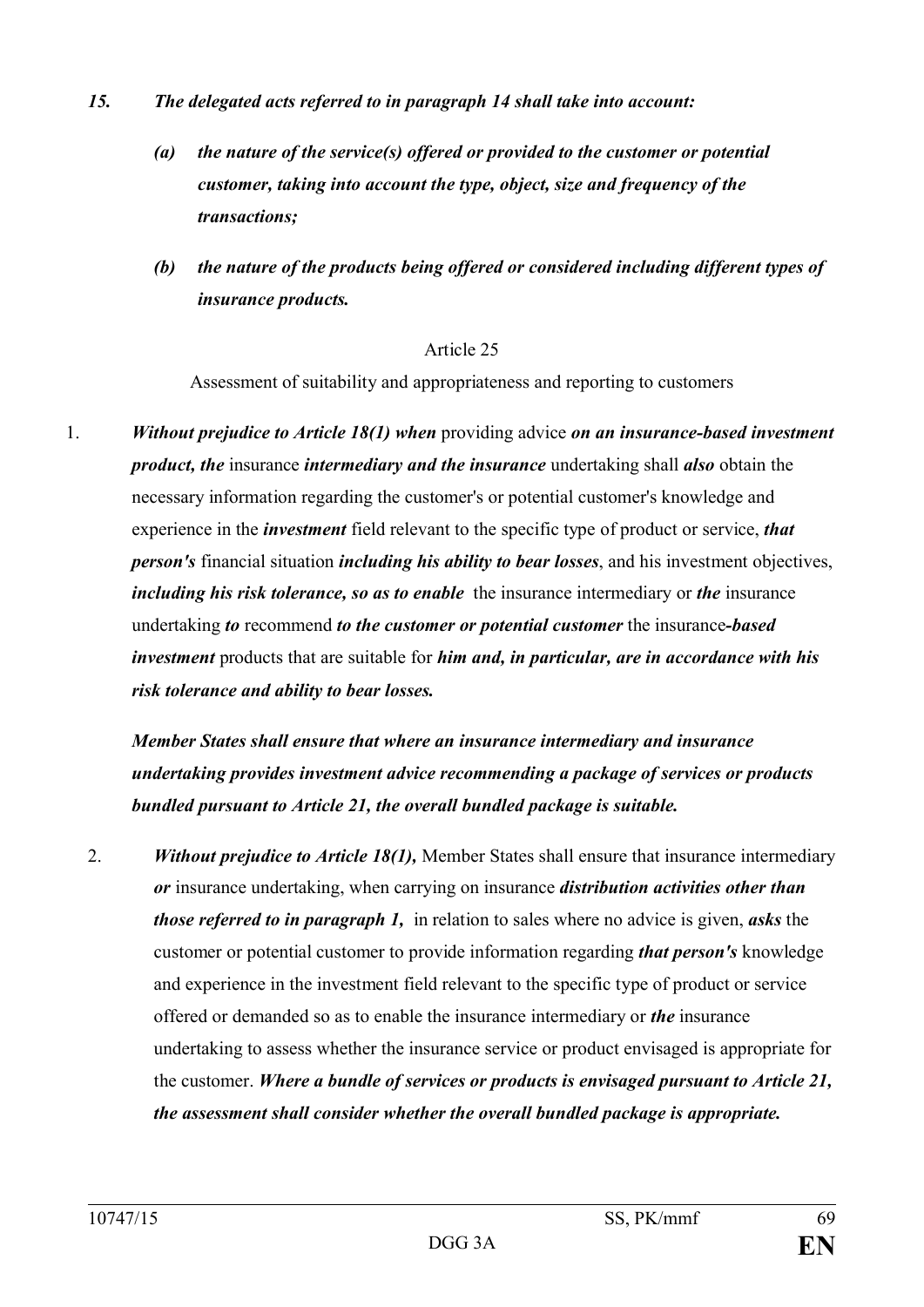***15. The delegated acts referred to in paragraph 14 shall take into account:***

***(a) the nature of the service(s) offered or provided to the customer or potential customer, taking into account the type, object, size and frequency of the transactions;***

***(b) the nature of the products being offered or considered including different types of insurance products.***

Article 25

Assessment of suitability and appropriateness and reporting to customers

1. ***Without prejudice to Article 18(1) when*** providing advice ***on an insurance-based investment product, the*** insurance ***intermediary and the insurance*** undertaking shall ***also*** obtain the necessary information regarding the customer's or potential customer's knowledge and experience in the ***investment*** field relevant to the specific type of product or service, ***that person's*** financial situation ***including his ability to bear losses***, and his investment objectives, ***including his risk tolerance, so as to enable*** the insurance intermediary or ***the*** insurance undertaking ***to*** recommend ***to the customer or potential customer*** the insurance***-based investment*** products that are suitable for ***him and, in particular, are in accordance with his risk tolerance and ability to bear losses.***

***Member States shall ensure that where an insurance intermediary and insurance undertaking provides investment advice recommending a package of services or products bundled pursuant to Article 21, the overall bundled package is suitable.***

2. ***Without prejudice to Article 18(1),*** Member States shall ensure that insurance intermediary ***or*** insurance undertaking, when carrying on insurance ***distribution activities other than those referred to in paragraph 1,*** in relation to sales where no advice is given, ***asks*** the customer or potential customer to provide information regarding ***that person's*** knowledge and experience in the investment field relevant to the specific type of product or service offered or demanded so as to enable the insurance intermediary or ***the*** insurance undertaking to assess whether the insurance service or product envisaged is appropriate for the customer. ***Where a bundle of services or products is envisaged pursuant to Article 21, the assessment shall consider whether the overall bundled package is appropriate.***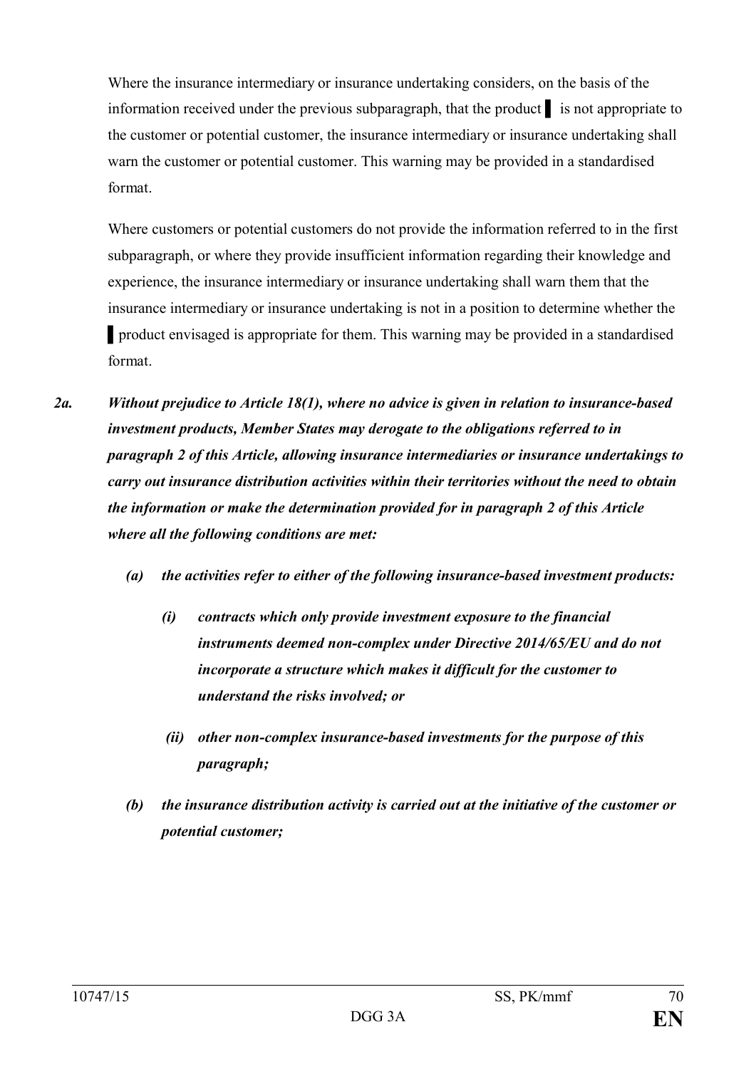Where the insurance intermediary or insurance undertaking considers, on the basis of the information received under the previous subparagraph, that the product ▌ is not appropriate to the customer or potential customer, the insurance intermediary or insurance undertaking shall warn the customer or potential customer. This warning may be provided in a standardised format.

Where customers or potential customers do not provide the information referred to in the first subparagraph, or where they provide insufficient information regarding their knowledge and experience, the insurance intermediary or insurance undertaking shall warn them that the insurance intermediary or insurance undertaking is not in a position to determine whether the ▌ product envisaged is appropriate for them. This warning may be provided in a standardised format.

***2a. Without prejudice to Article 18(1), where no advice is given in relation to insurance-based investment products, Member States may derogate to the obligations referred to in paragraph 2 of this Article, allowing insurance intermediaries or insurance undertakings to carry out insurance distribution activities within their territories without the need to obtain the information or make the determination provided for in paragraph 2 of this Article where all the following conditions are met:***

***(a) the activities refer to either of the following insurance-based investment products:***

***(i) contracts which only provide investment exposure to the financial instruments deemed non-complex under Directive 2014/65/EU and do not incorporate a structure which makes it difficult for the customer to understand the risks involved; or***

***(ii) other non-complex insurance-based investments for the purpose of this paragraph;***

***(b) the insurance distribution activity is carried out at the initiative of the customer or potential customer;***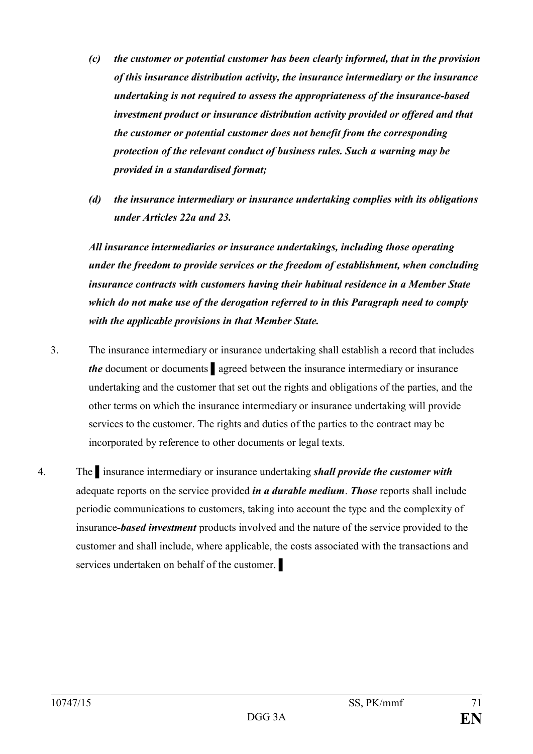*(c) the customer or potential customer has been clearly informed, that in the provision of this insurance distribution activity, the insurance intermediary or the insurance undertaking is not required to assess the appropriateness of the insurance-based investment product or insurance distribution activity provided or offered and that the customer or potential customer does not benefit from the corresponding protection of the relevant conduct of business rules. Such a warning may be provided in a standardised format;*

*(d) the insurance intermediary or insurance undertaking complies with its obligations under Articles 22a and 23.*

*All insurance intermediaries or insurance undertakings, including those operating under the freedom to provide services or the freedom of establishment, when concluding insurance contracts with customers having their habitual residence in a Member State which do not make use of the derogation referred to in this Paragraph need to comply with the applicable provisions in that Member State.*

3. The insurance intermediary or insurance undertaking shall establish a record that includes ***the*** document or documents ▌ agreed between the insurance intermediary or insurance undertaking and the customer that set out the rights and obligations of the parties, and the other terms on which the insurance intermediary or insurance undertaking will provide services to the customer. The rights and duties of the parties to the contract may be incorporated by reference to other documents or legal texts.

4. The ▌ insurance intermediary or insurance undertaking ***shall provide the customer with*** adequate reports on the service provided ***in a durable medium***. ***Those*** reports shall include periodic communications to customers, taking into account the type and the complexity of insurance***-based investment*** products involved and the nature of the service provided to the customer and shall include, where applicable, the costs associated with the transactions and services undertaken on behalf of the customer. ▌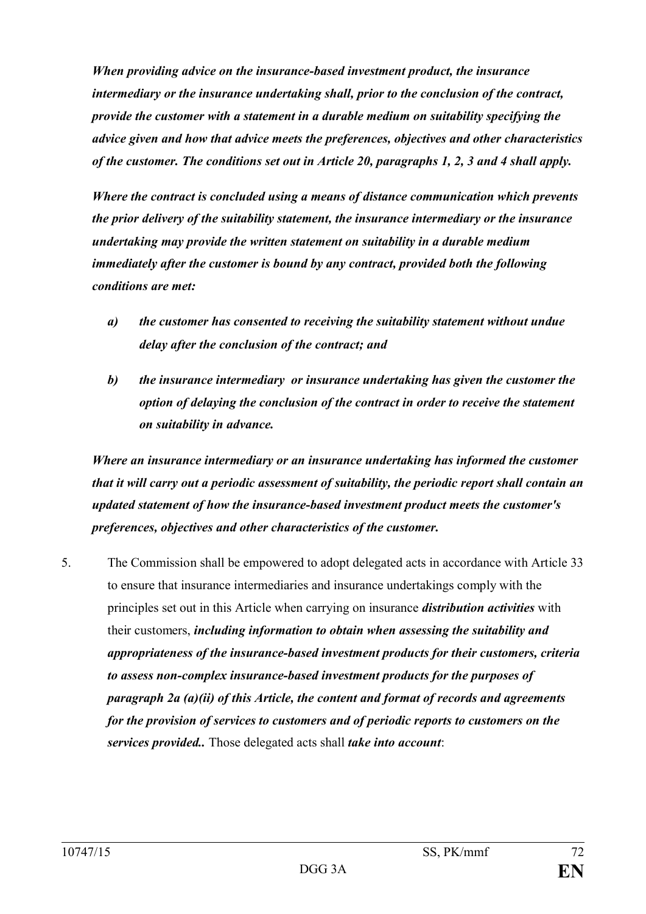***When providing advice on the insurance-based investment product, the insurance intermediary or the insurance undertaking shall, prior to the conclusion of the contract, provide the customer with a statement in a durable medium on suitability specifying the advice given and how that advice meets the preferences, objectives and other characteristics of the customer. The conditions set out in Article 20, paragraphs 1, 2, 3 and 4 shall apply.***

***Where the contract is concluded using a means of distance communication which prevents the prior delivery of the suitability statement, the insurance intermediary or the insurance undertaking may provide the written statement on suitability in a durable medium immediately after the customer is bound by any contract, provided both the following conditions are met:***

***a)*** ***the customer has consented to receiving the suitability statement without undue delay after the conclusion of the contract; and***

***b)*** ***the insurance intermediary or insurance undertaking has given the customer the option of delaying the conclusion of the contract in order to receive the statement on suitability in advance.***

***Where an insurance intermediary or an insurance undertaking has informed the customer that it will carry out a periodic assessment of suitability, the periodic report shall contain an updated statement of how the insurance-based investment product meets the customer's preferences, objectives and other characteristics of the customer.***

5. The Commission shall be empowered to adopt delegated acts in accordance with Article 33 to ensure that insurance intermediaries and insurance undertakings comply with the principles set out in this Article when carrying on insurance ***distribution activities*** with their customers, ***including information to obtain when assessing the suitability and appropriateness of the insurance-based investment products for their customers, criteria to assess non-complex insurance-based investment products for the purposes of paragraph 2a (a)(ii) of this Article, the content and format of records and agreements for the provision of services to customers and of periodic reports to customers on the services provided..*** Those delegated acts shall ***take into account***: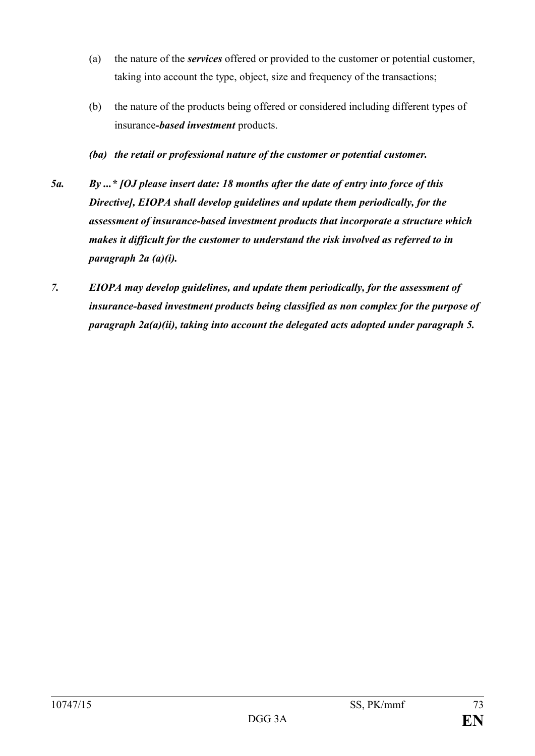(a) the nature of the ***services*** offered or provided to the customer or potential customer, taking into account the type, object, size and frequency of the transactions;

(b) the nature of the products being offered or considered including different types of insurance***-based investment*** products.

***(ba) the retail or professional nature of the customer or potential customer.***

***5a. By ...* [OJ please insert date: 18 months after the date of entry into force of this Directive], EIOPA shall develop guidelines and update them periodically, for the assessment of insurance-based investment products that incorporate a structure which makes it difficult for the customer to understand the risk involved as referred to in paragraph 2a (a)(i).***

***7. EIOPA may develop guidelines, and update them periodically, for the assessment of insurance-based investment products being classified as non complex for the purpose of paragraph 2a(a)(ii), taking into account the delegated acts adopted under paragraph 5.***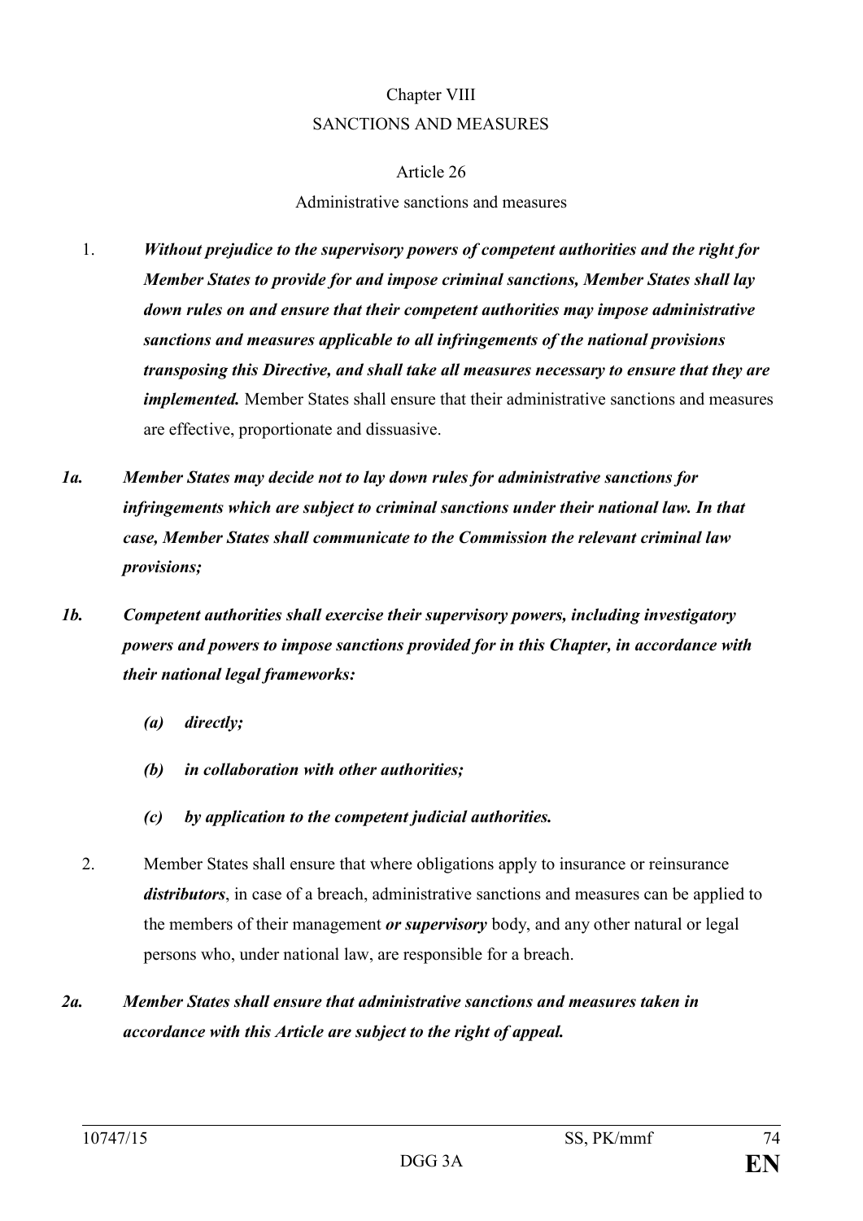# Chapter VIII
# SANCTIONS AND MEASURES

## Article 26

### Administrative sanctions and measures

1. ***Without prejudice to the supervisory powers of competent authorities and the right for Member States to provide for and impose criminal sanctions, Member States shall lay down rules on and ensure that their competent authorities may impose administrative sanctions and measures applicable to all infringements of the national provisions transposing this Directive, and shall take all measures necessary to ensure that they are implemented.*** Member States shall ensure that their administrative sanctions and measures are effective, proportionate and dissuasive.

***1a. Member States may decide not to lay down rules for administrative sanctions for infringements which are subject to criminal sanctions under their national law. In that case, Member States shall communicate to the Commission the relevant criminal law provisions;***

***1b. Competent authorities shall exercise their supervisory powers, including investigatory powers and powers to impose sanctions provided for in this Chapter, in accordance with their national legal frameworks:***

- ***(a) directly;***
- ***(b) in collaboration with other authorities;***
- ***(c) by application to the competent judicial authorities.***

2. Member States shall ensure that where obligations apply to insurance or reinsurance ***distributors***, in case of a breach, administrative sanctions and measures can be applied to the members of their management ***or supervisory*** body, and any other natural or legal persons who, under national law, are responsible for a breach.

***2a. Member States shall ensure that administrative sanctions and measures taken in accordance with this Article are subject to the right of appeal.***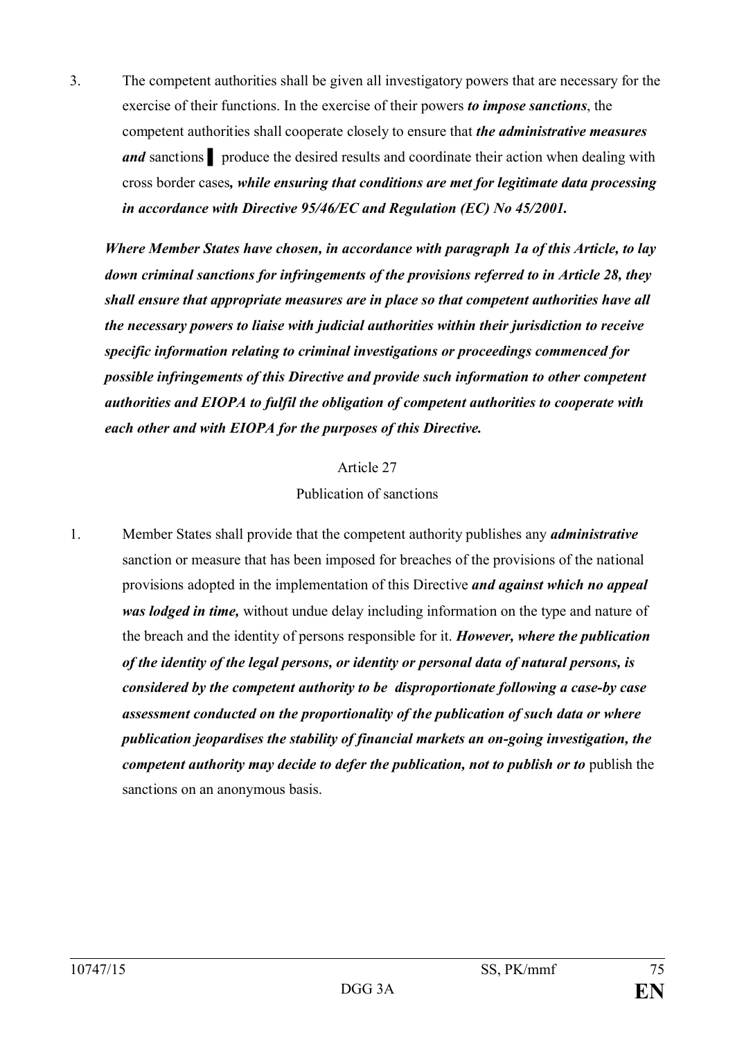3. The competent authorities shall be given all investigatory powers that are necessary for the exercise of their functions. In the exercise of their powers ***to impose sanctions***, the competent authorities shall cooperate closely to ensure that ***the administrative measures and*** sanctions ▌ produce the desired results and coordinate their action when dealing with cross border cases***, while ensuring that conditions are met for legitimate data processing in accordance with Directive 95/46/EC and Regulation (EC) No 45/2001.***

***Where Member States have chosen, in accordance with paragraph 1a of this Article, to lay down criminal sanctions for infringements of the provisions referred to in Article 28, they shall ensure that appropriate measures are in place so that competent authorities have all the necessary powers to liaise with judicial authorities within their jurisdiction to receive specific information relating to criminal investigations or proceedings commenced for possible infringements of this Directive and provide such information to other competent authorities and EIOPA to fulfil the obligation of competent authorities to cooperate with each other and with EIOPA for the purposes of this Directive.***

Article 27

Publication of sanctions

1. Member States shall provide that the competent authority publishes any ***administrative*** sanction or measure that has been imposed for breaches of the provisions of the national provisions adopted in the implementation of this Directive ***and against which no appeal was lodged in time,*** without undue delay including information on the type and nature of the breach and the identity of persons responsible for it. ***However, where the publication of the identity of the legal persons, or identity or personal data of natural persons, is considered by the competent authority to be disproportionate following a case-by case assessment conducted on the proportionality of the publication of such data or where publication jeopardises the stability of financial markets an on-going investigation, the competent authority may decide to defer the publication, not to publish or to*** publish the sanctions on an anonymous basis.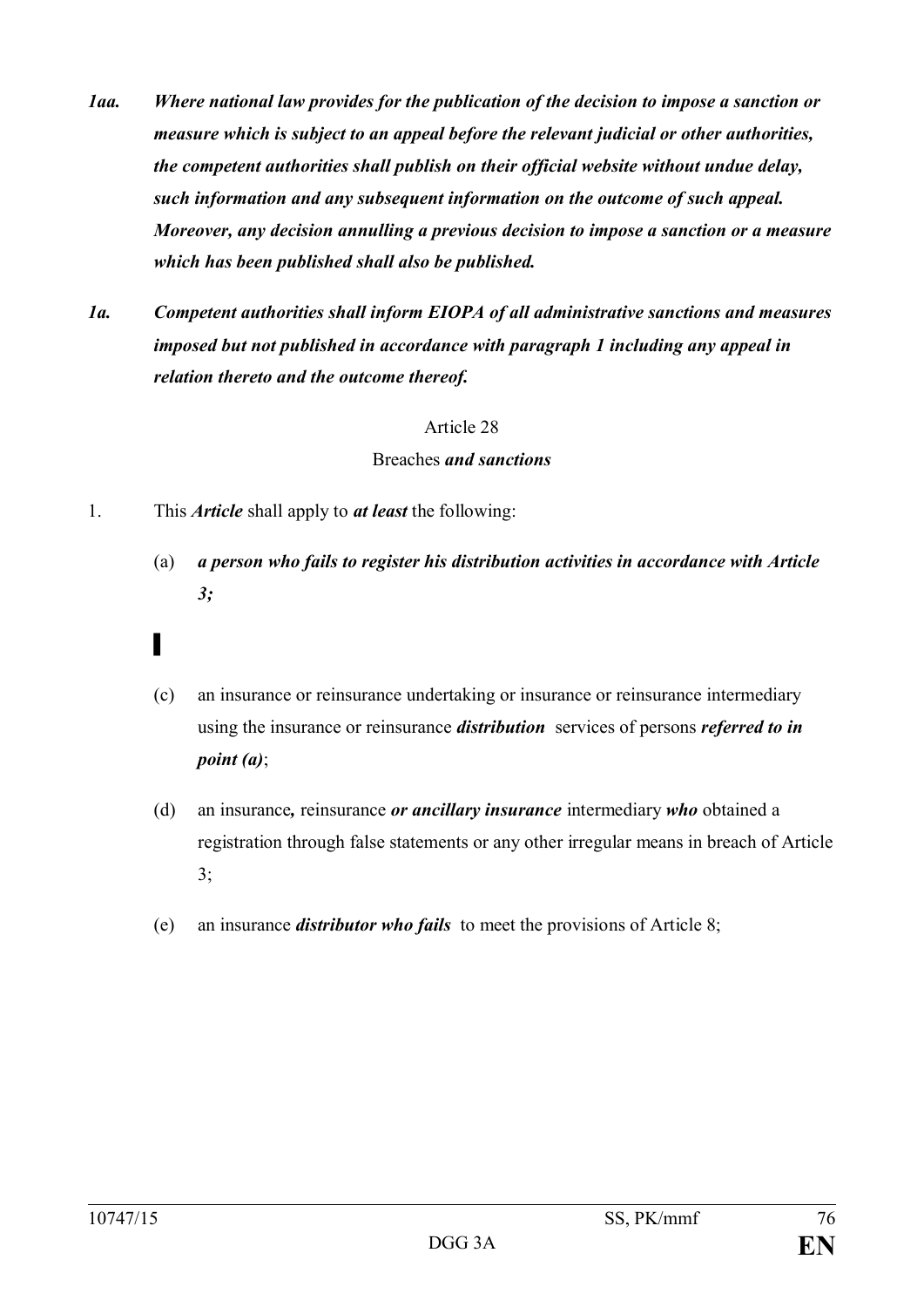*1aa. Where national law provides for the publication of the decision to impose a sanction or measure which is subject to an appeal before the relevant judicial or other authorities, the competent authorities shall publish on their official website without undue delay, such information and any subsequent information on the outcome of such appeal. Moreover, any decision annulling a previous decision to impose a sanction or a measure which has been published shall also be published.*

*1a. Competent authorities shall inform EIOPA of all administrative sanctions and measures imposed but not published in accordance with paragraph 1 including any appeal in relation thereto and the outcome thereof.*

Article 28

Breaches ***and sanctions***

1. This ***Article*** shall apply to ***at least*** the following:

   (a) ***a person who fails to register his distribution activities in accordance with Article 3;***

   ▌

   (c) an insurance or reinsurance undertaking or insurance or reinsurance intermediary using the insurance or reinsurance ***distribution*** services of persons ***referred to in point (a)***;

   (d) an insurance***,*** reinsurance ***or ancillary insurance*** intermediary ***who*** obtained a registration through false statements or any other irregular means in breach of Article 3;

   (e) an insurance ***distributor who fails*** to meet the provisions of Article 8;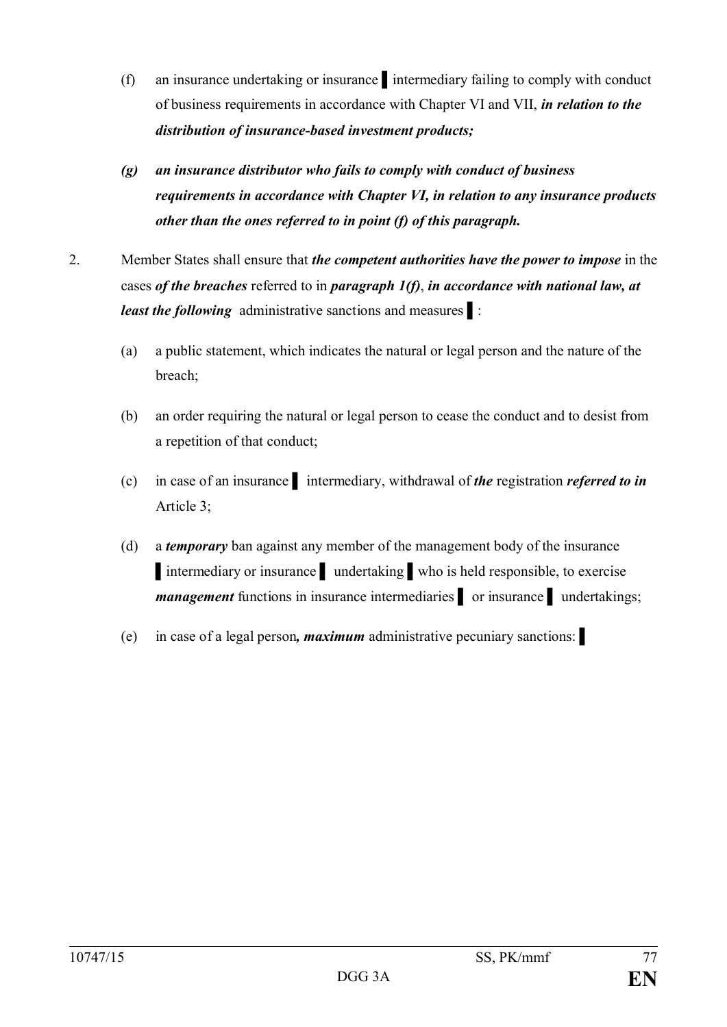(f) an insurance undertaking or insurance ▌ intermediary failing to comply with conduct of business requirements in accordance with Chapter VI and VII, ***in relation to the distribution of insurance-based investment products;***

***(g) an insurance distributor who fails to comply with conduct of business requirements in accordance with Chapter VI, in relation to any insurance products other than the ones referred to in point (f) of this paragraph.***

2. Member States shall ensure that ***the competent authorities have the power to impose*** in the cases ***of the breaches*** referred to in ***paragraph 1(f)***, ***in accordance with national law, at least the following*** administrative sanctions and measures ▌:

   (a) a public statement, which indicates the natural or legal person and the nature of the breach;

   (b) an order requiring the natural or legal person to cease the conduct and to desist from a repetition of that conduct;

   (c) in case of an insurance ▌ intermediary, withdrawal of ***the*** registration ***referred to in*** Article 3;

   (d) a ***temporary*** ban against any member of the management body of the insurance ▌ intermediary or insurance ▌ undertaking ▌ who is held responsible, to exercise ***management*** functions in insurance intermediaries ▌ or insurance ▌ undertakings;

   (e) in case of a legal person***, maximum*** administrative pecuniary sanctions: ▌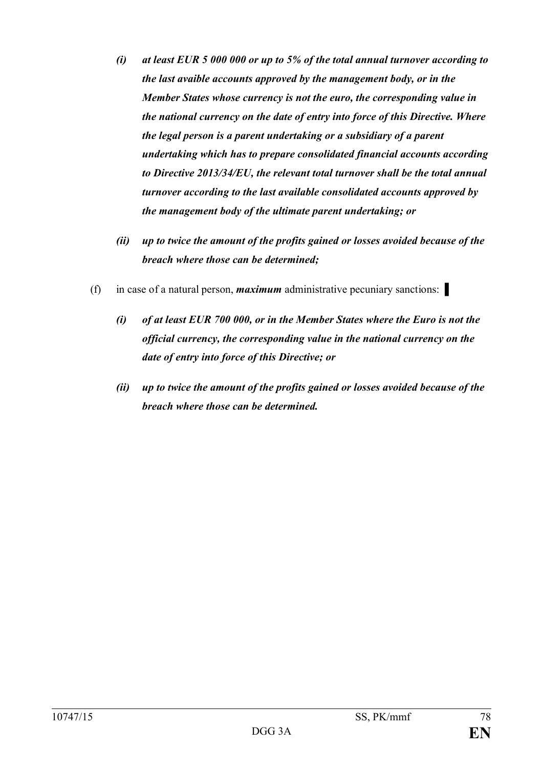*(i) at least EUR 5 000 000 or up to 5% of the total annual turnover according to the last avaible accounts approved by the management body, or in the Member States whose currency is not the euro, the corresponding value in the national currency on the date of entry into force of this Directive. Where the legal person is a parent undertaking or a subsidiary of a parent undertaking which has to prepare consolidated financial accounts according to Directive 2013/34/EU, the relevant total turnover shall be the total annual turnover according to the last available consolidated accounts approved by the management body of the ultimate parent undertaking; or*

*(ii) up to twice the amount of the profits gained or losses avoided because of the breach where those can be determined;*

(f) in case of a natural person, ***maximum*** administrative pecuniary sanctions: ▌

*(i) of at least EUR 700 000, or in the Member States where the Euro is not the official currency, the corresponding value in the national currency on the date of entry into force of this Directive; or*

*(ii) up to twice the amount of the profits gained or losses avoided because of the breach where those can be determined.*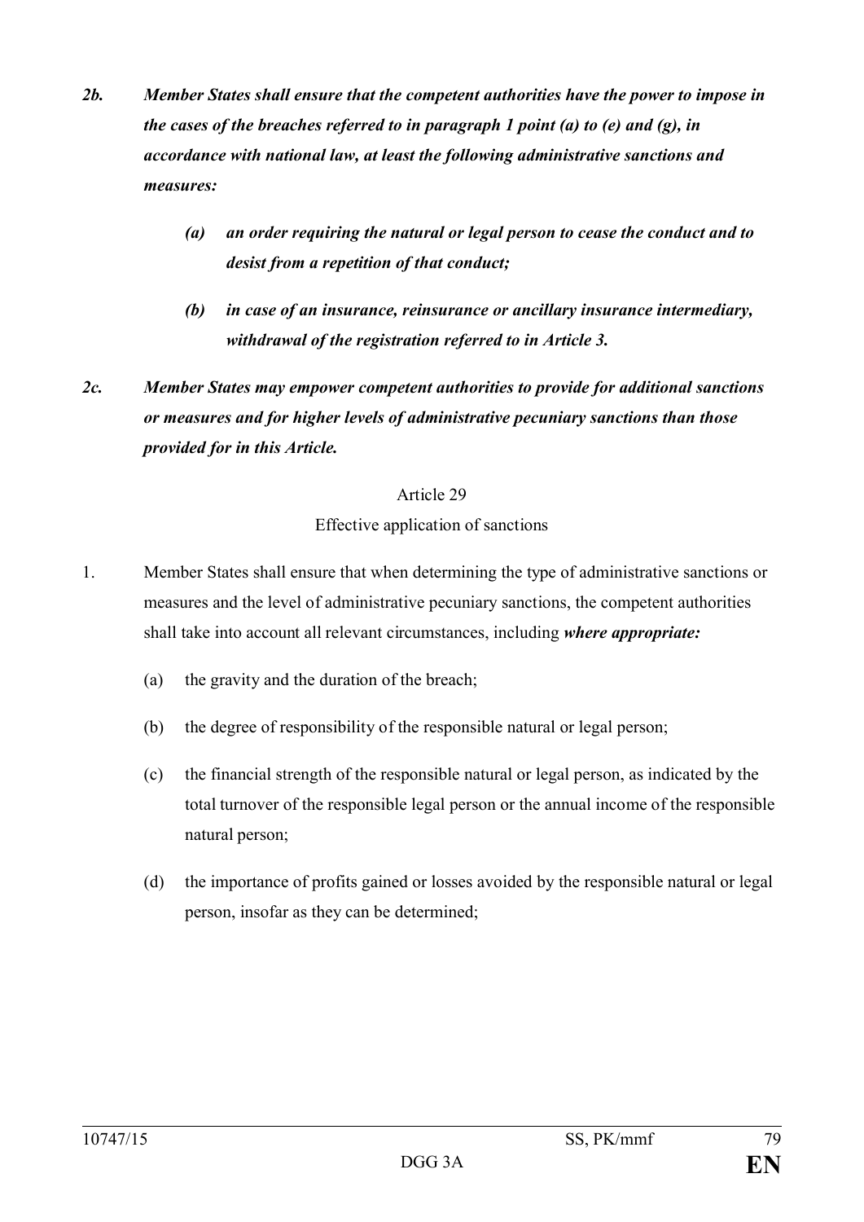***2b. Member States shall ensure that the competent authorities have the power to impose in the cases of the breaches referred to in paragraph 1 point (a) to (e) and (g), in accordance with national law, at least the following administrative sanctions and measures:***

***(a) an order requiring the natural or legal person to cease the conduct and to desist from a repetition of that conduct;***

***(b) in case of an insurance, reinsurance or ancillary insurance intermediary, withdrawal of the registration referred to in Article 3.***

***2c. Member States may empower competent authorities to provide for additional sanctions or measures and for higher levels of administrative pecuniary sanctions than those provided for in this Article.***

Article 29

Effective application of sanctions

1. Member States shall ensure that when determining the type of administrative sanctions or measures and the level of administrative pecuniary sanctions, the competent authorities shall take into account all relevant circumstances, including ***where appropriate:***

(a) the gravity and the duration of the breach;

(b) the degree of responsibility of the responsible natural or legal person;

(c) the financial strength of the responsible natural or legal person, as indicated by the total turnover of the responsible legal person or the annual income of the responsible natural person;

(d) the importance of profits gained or losses avoided by the responsible natural or legal person, insofar as they can be determined;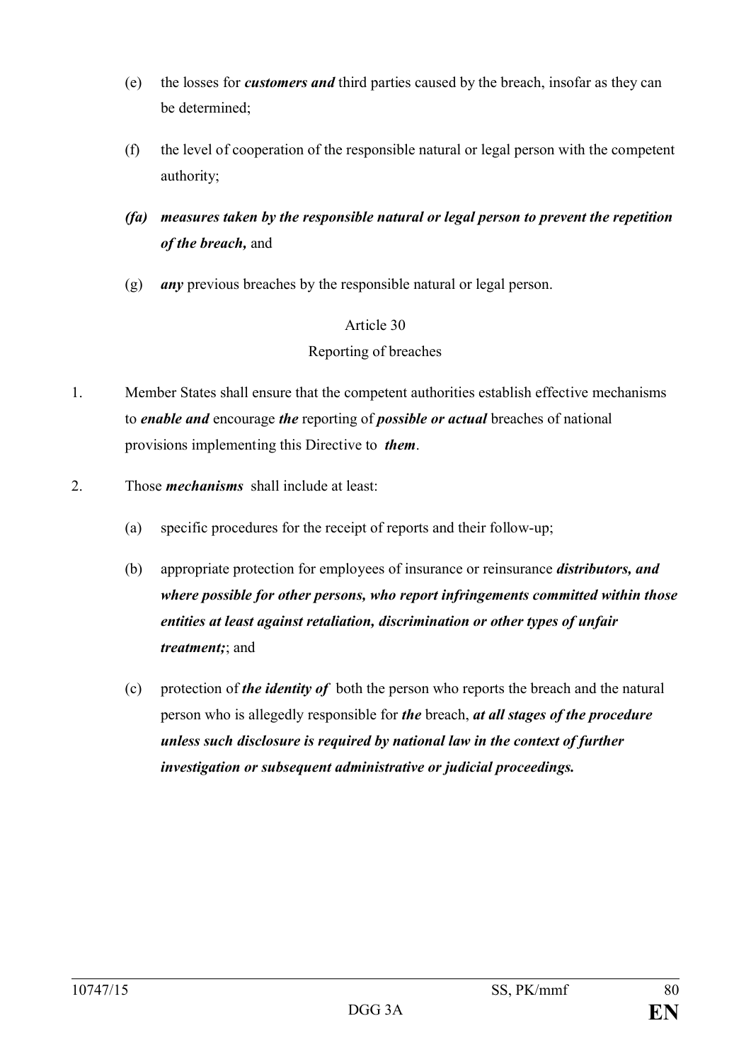(e) the losses for ***customers and*** third parties caused by the breach, insofar as they can be determined;

(f) the level of cooperation of the responsible natural or legal person with the competent authority;

***(fa) measures taken by the responsible natural or legal person to prevent the repetition of the breach,*** and

(g) ***any*** previous breaches by the responsible natural or legal person.

Article 30

Reporting of breaches

1. Member States shall ensure that the competent authorities establish effective mechanisms to ***enable and*** encourage ***the*** reporting of ***possible or actual*** breaches of national provisions implementing this Directive to ***them***.

2. Those ***mechanisms*** shall include at least:

   (a) specific procedures for the receipt of reports and their follow-up;

   (b) appropriate protection for employees of insurance or reinsurance ***distributors, and where possible for other persons, who report infringements committed within those entities at least against retaliation, discrimination or other types of unfair treatment;***; and

   (c) protection of ***the identity of*** both the person who reports the breach and the natural person who is allegedly responsible for ***the*** breach, ***at all stages of the procedure unless such disclosure is required by national law in the context of further investigation or subsequent administrative or judicial proceedings.***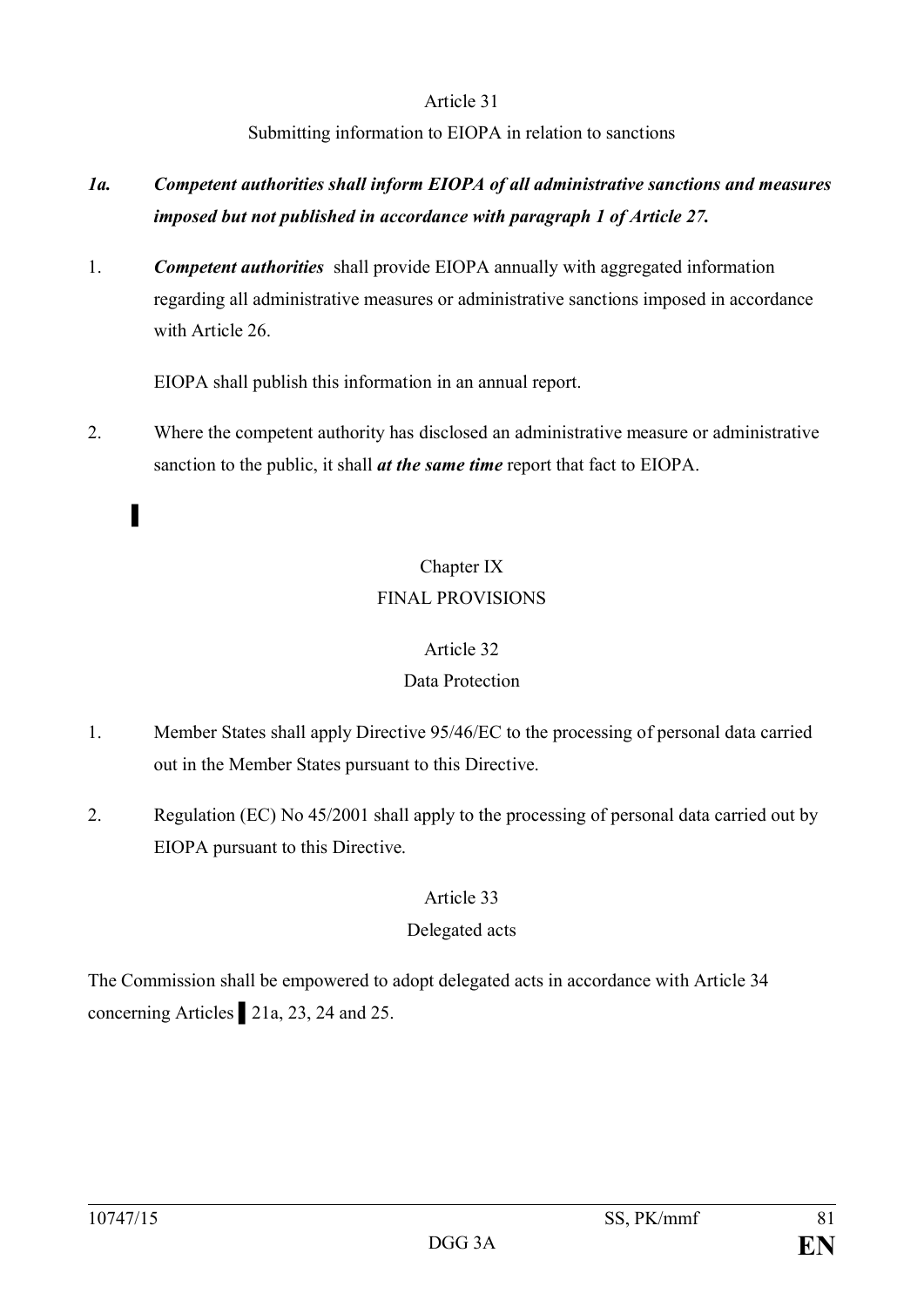Article 31

Submitting information to EIOPA in relation to sanctions

*1a.* ***Competent authorities shall inform EIOPA of all administrative sanctions and measures imposed but not published in accordance with paragraph 1 of Article 27.***

1. ***Competent authorities*** shall provide EIOPA annually with aggregated information regarding all administrative measures or administrative sanctions imposed in accordance with Article 26.

   EIOPA shall publish this information in an annual report.

2. Where the competent authority has disclosed an administrative measure or administrative sanction to the public, it shall ***at the same time*** report that fact to EIOPA.

▌

## Chapter IX
## FINAL PROVISIONS

Article 32

Data Protection

1. Member States shall apply Directive 95/46/EC to the processing of personal data carried out in the Member States pursuant to this Directive.

2. Regulation (EC) No 45/2001 shall apply to the processing of personal data carried out by EIOPA pursuant to this Directive.

Article 33

Delegated acts

The Commission shall be empowered to adopt delegated acts in accordance with Article 34 concerning Articles ▌21a, 23, 24 and 25.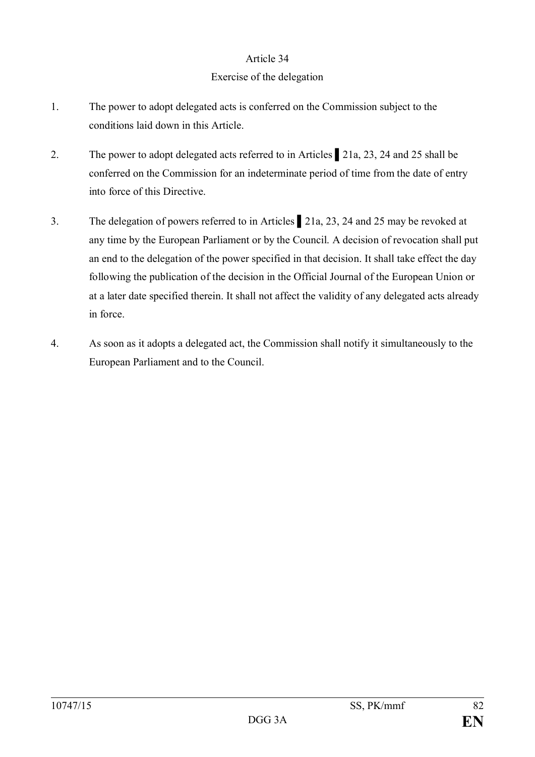## Article 34

## Exercise of the delegation

1. The power to adopt delegated acts is conferred on the Commission subject to the conditions laid down in this Article.

2. The power to adopt delegated acts referred to in Articles ▌21a, 23, 24 and 25 shall be conferred on the Commission for an indeterminate period of time from the date of entry into force of this Directive.

3. The delegation of powers referred to in Articles ▌21a, 23, 24 and 25 may be revoked at any time by the European Parliament or by the Council. A decision of revocation shall put an end to the delegation of the power specified in that decision. It shall take effect the day following the publication of the decision in the Official Journal of the European Union or at a later date specified therein. It shall not affect the validity of any delegated acts already in force.

4. As soon as it adopts a delegated act, the Commission shall notify it simultaneously to the European Parliament and to the Council.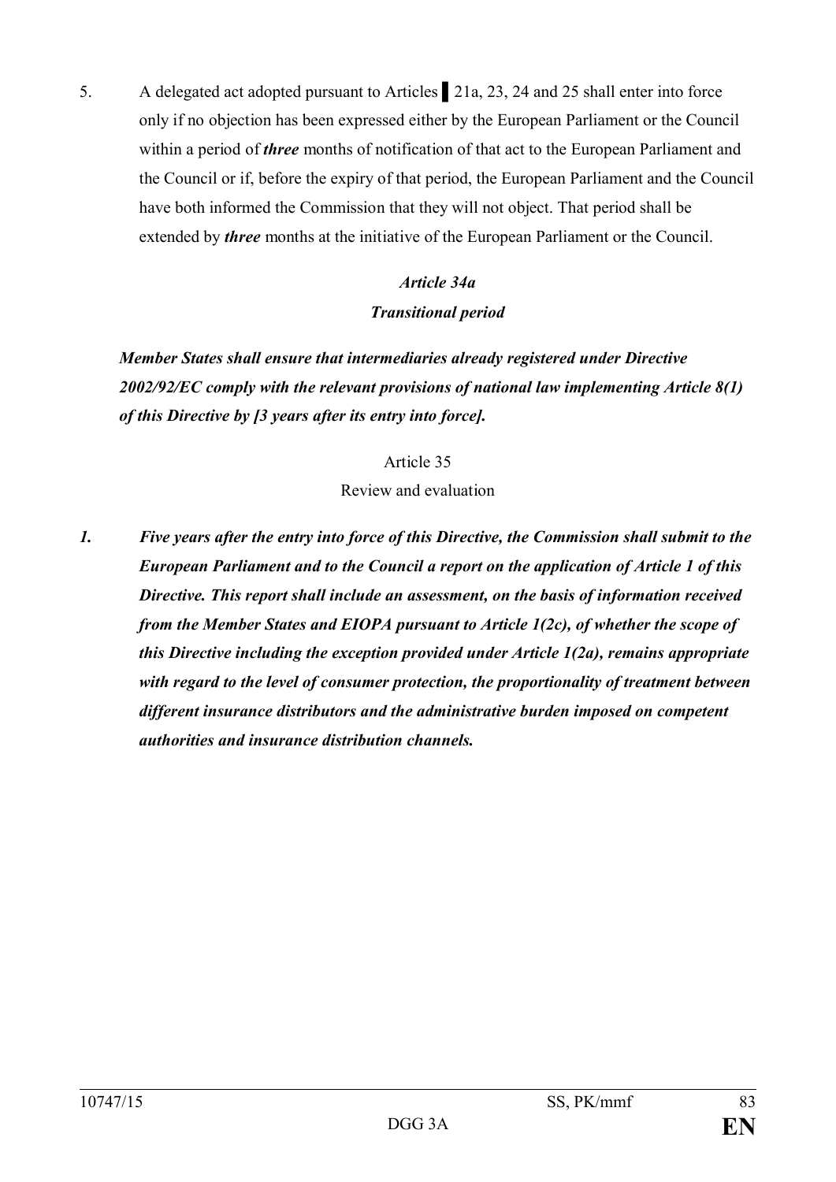5. A delegated act adopted pursuant to Articles ▌21a, 23, 24 and 25 shall enter into force only if no objection has been expressed either by the European Parliament or the Council within a period of ***three*** months of notification of that act to the European Parliament and the Council or if, before the expiry of that period, the European Parliament and the Council have both informed the Commission that they will not object. That period shall be extended by ***three*** months at the initiative of the European Parliament or the Council.

***Article 34a***

***Transitional period***

***Member States shall ensure that intermediaries already registered under Directive 2002/92/EC comply with the relevant provisions of national law implementing Article 8(1) of this Directive by [3 years after its entry into force].***

Article 35

Review and evaluation

***1. Five years after the entry into force of this Directive, the Commission shall submit to the European Parliament and to the Council a report on the application of Article 1 of this Directive. This report shall include an assessment, on the basis of information received from the Member States and EIOPA pursuant to Article 1(2c), of whether the scope of this Directive including the exception provided under Article 1(2a), remains appropriate with regard to the level of consumer protection, the proportionality of treatment between different insurance distributors and the administrative burden imposed on competent authorities and insurance distribution channels.***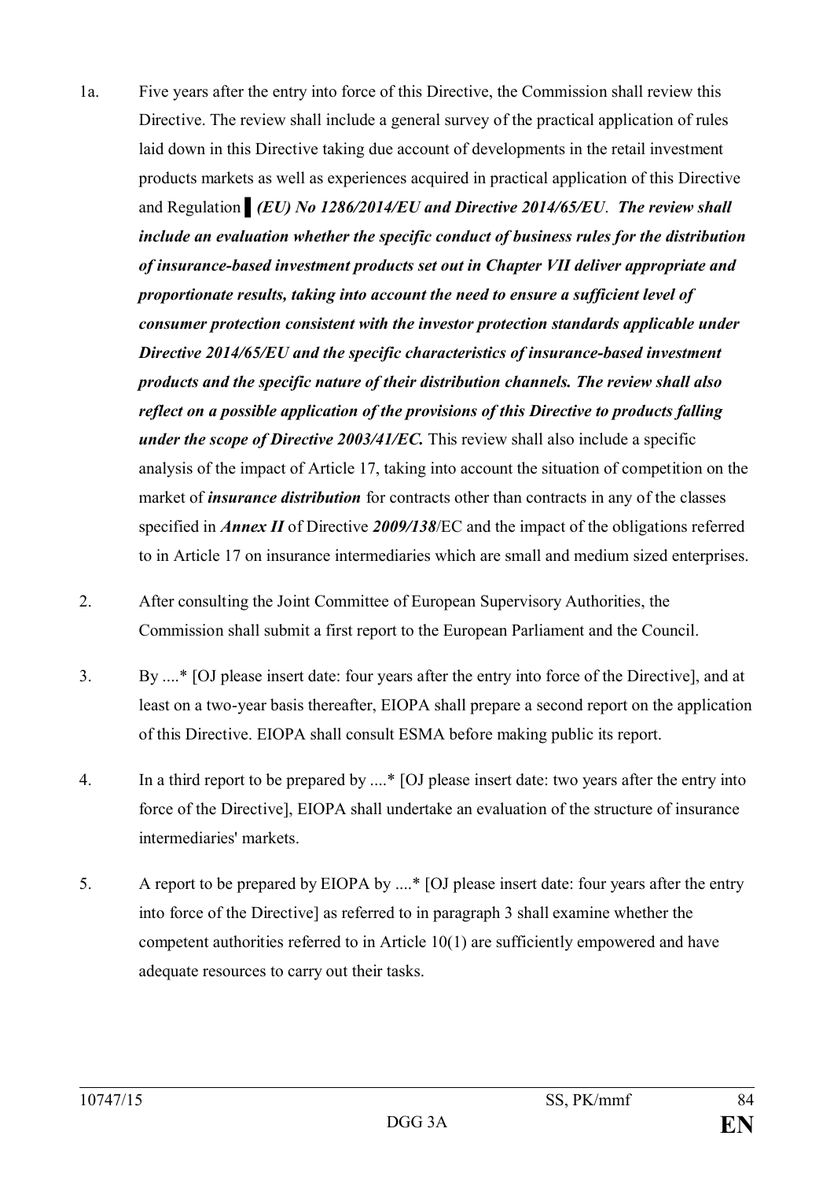1a. Five years after the entry into force of this Directive, the Commission shall review this Directive. The review shall include a general survey of the practical application of rules laid down in this Directive taking due account of developments in the retail investment products markets as well as experiences acquired in practical application of this Directive and Regulation ▌***(EU) No 1286/2014/EU and Directive 2014/65/EU***. ***The review shall include an evaluation whether the specific conduct of business rules for the distribution of insurance-based investment products set out in Chapter VII deliver appropriate and proportionate results, taking into account the need to ensure a sufficient level of consumer protection consistent with the investor protection standards applicable under Directive 2014/65/EU and the specific characteristics of insurance-based investment products and the specific nature of their distribution channels. The review shall also reflect on a possible application of the provisions of this Directive to products falling under the scope of Directive 2003/41/EC.*** This review shall also include a specific analysis of the impact of Article 17, taking into account the situation of competition on the market of ***insurance distribution*** for contracts other than contracts in any of the classes specified in ***Annex II*** of Directive ***2009/138***/EC and the impact of the obligations referred to in Article 17 on insurance intermediaries which are small and medium sized enterprises.

2. After consulting the Joint Committee of European Supervisory Authorities, the Commission shall submit a first report to the European Parliament and the Council.

3. By ....* [OJ please insert date: four years after the entry into force of the Directive], and at least on a two-year basis thereafter, EIOPA shall prepare a second report on the application of this Directive. EIOPA shall consult ESMA before making public its report.

4. In a third report to be prepared by ....* [OJ please insert date: two years after the entry into force of the Directive], EIOPA shall undertake an evaluation of the structure of insurance intermediaries' markets.

5. A report to be prepared by EIOPA by ....* [OJ please insert date: four years after the entry into force of the Directive] as referred to in paragraph 3 shall examine whether the competent authorities referred to in Article 10(1) are sufficiently empowered and have adequate resources to carry out their tasks.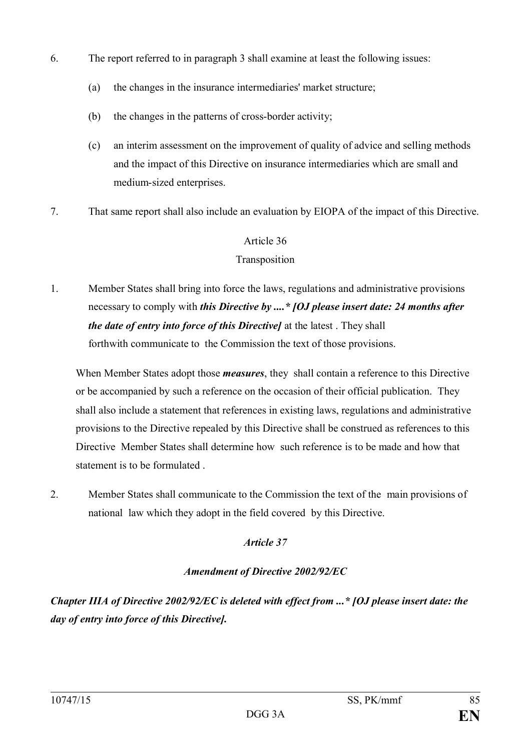6. The report referred to in paragraph 3 shall examine at least the following issues:

   (a) the changes in the insurance intermediaries' market structure;

   (b) the changes in the patterns of cross-border activity;

   (c) an interim assessment on the improvement of quality of advice and selling methods and the impact of this Directive on insurance intermediaries which are small and medium-sized enterprises.

7. That same report shall also include an evaluation by EIOPA of the impact of this Directive.

Article 36

Transposition

1. Member States shall bring into force the laws, regulations and administrative provisions necessary to comply with ***this Directive by ....* [OJ please insert date: 24 months after the date of entry into force of this Directive]*** at the latest . They shall forthwith communicate to the Commission the text of those provisions.

   When Member States adopt those ***measures***, they shall contain a reference to this Directive or be accompanied by such a reference on the occasion of their official publication. They shall also include a statement that references in existing laws, regulations and administrative provisions to the Directive repealed by this Directive shall be construed as references to this Directive Member States shall determine how such reference is to be made and how that statement is to be formulated .

2. Member States shall communicate to the Commission the text of the main provisions of national law which they adopt in the field covered by this Directive.

***Article 37***

***Amendment of Directive 2002/92/EC***

***Chapter IIIA of Directive 2002/92/EC is deleted with effect from ...* [OJ please insert date: the day of entry into force of this Directive].***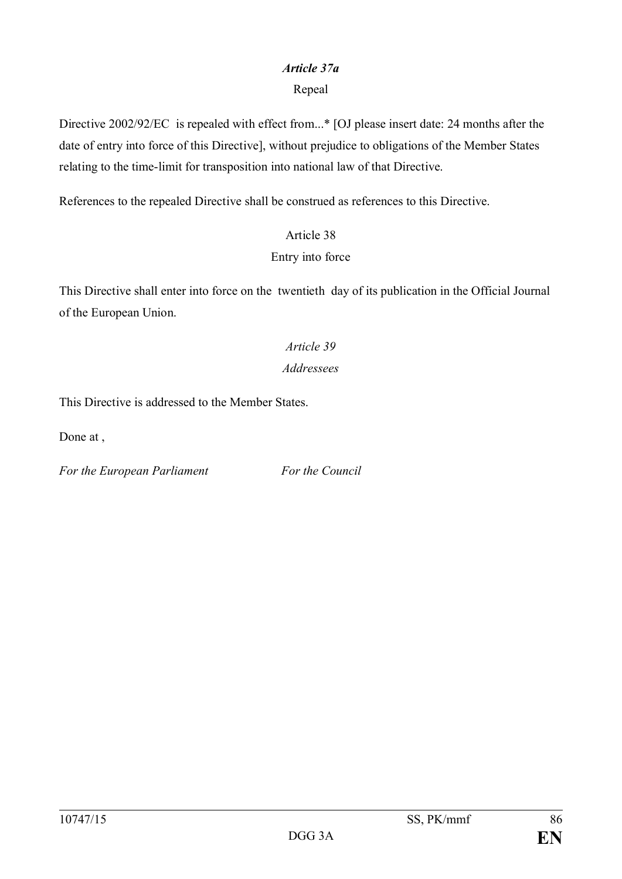*Article 37a*

Repeal

Directive 2002/92/EC is repealed with effect from...* [OJ please insert date: 24 months after the date of entry into force of this Directive], without prejudice to obligations of the Member States relating to the time-limit for transposition into national law of that Directive.

References to the repealed Directive shall be construed as references to this Directive.

Article 38

Entry into force

This Directive shall enter into force on the twentieth day of its publication in the Official Journal of the European Union.

*Article 39*

*Addressees*

This Directive is addressed to the Member States.

Done at ,

*For the European Parliament* *For the Council*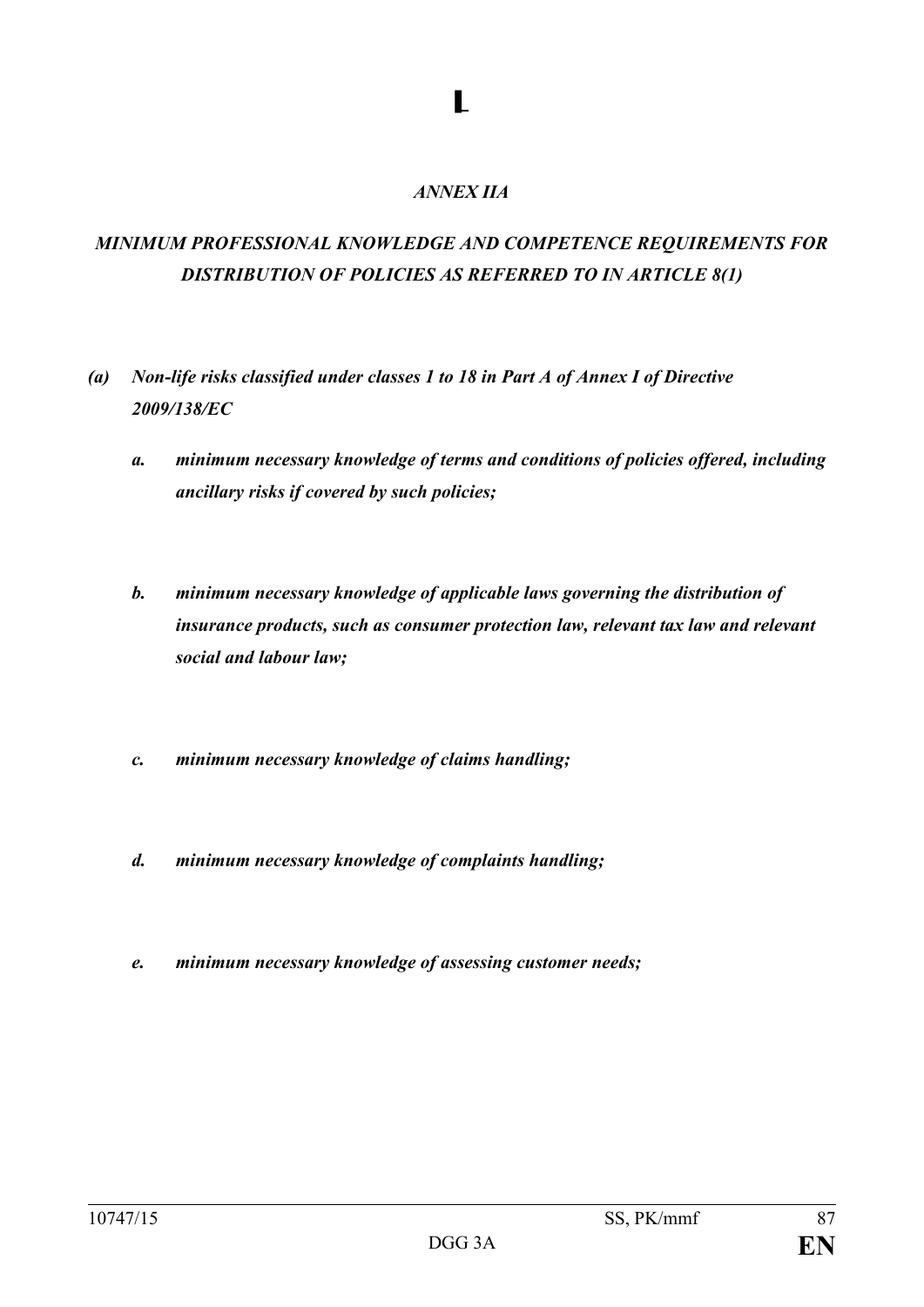▌

*ANNEX IIA*

***MINIMUM PROFESSIONAL KNOWLEDGE AND COMPETENCE REQUIREMENTS FOR DISTRIBUTION OF POLICIES AS REFERRED TO IN ARTICLE 8(1)***

***(a) Non-life risks classified under classes 1 to 18 in Part A of Annex I of Directive 2009/138/EC***

***a. minimum necessary knowledge of terms and conditions of policies offered, including ancillary risks if covered by such policies;***

***b. minimum necessary knowledge of applicable laws governing the distribution of insurance products, such as consumer protection law, relevant tax law and relevant social and labour law;***

***c. minimum necessary knowledge of claims handling;***

***d. minimum necessary knowledge of complaints handling;***

***e. minimum necessary knowledge of assessing customer needs;***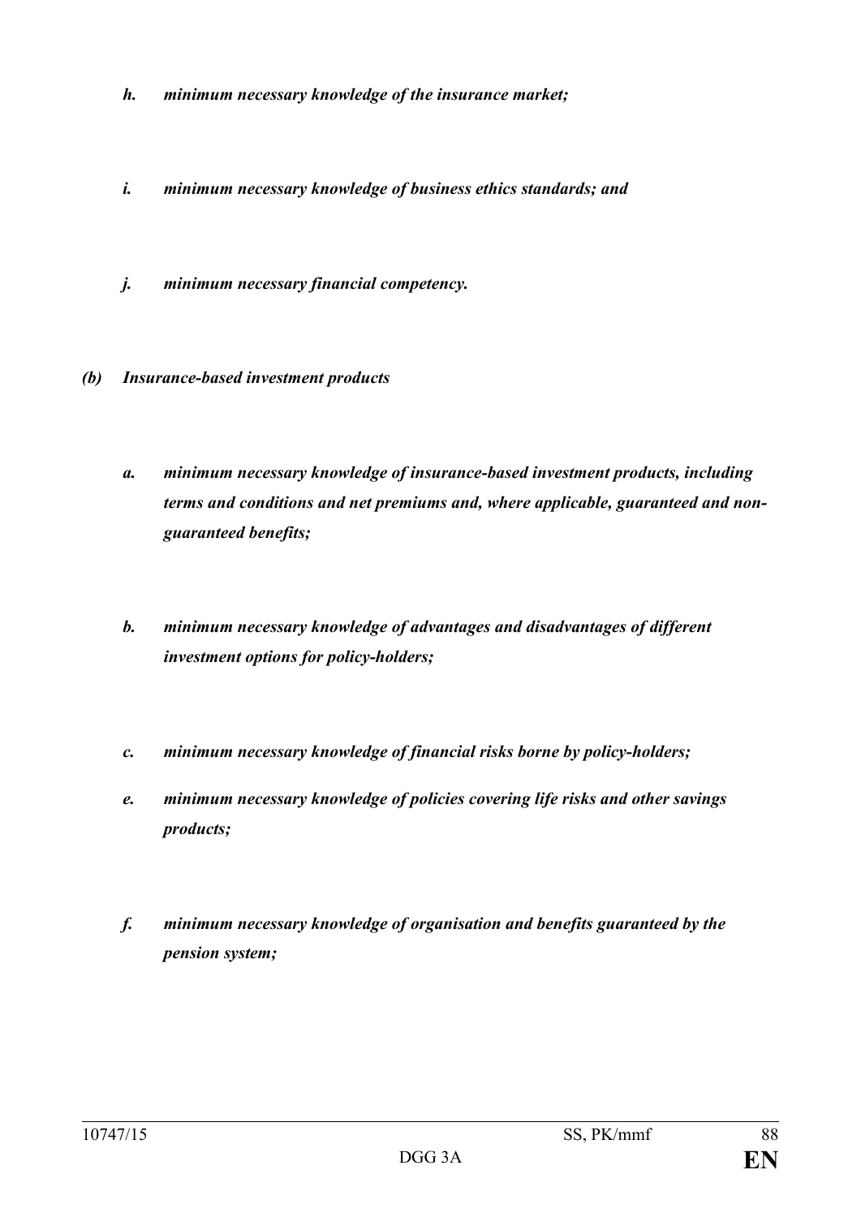*h. minimum necessary knowledge of the insurance market;*

*i. minimum necessary knowledge of business ethics standards; and*

*j. minimum necessary financial competency.*

*(b) Insurance-based investment products*

*a. minimum necessary knowledge of insurance-based investment products, including terms and conditions and net premiums and, where applicable, guaranteed and non-guaranteed benefits;*

*b. minimum necessary knowledge of advantages and disadvantages of different investment options for policy-holders;*

*c. minimum necessary knowledge of financial risks borne by policy-holders;*

*e. minimum necessary knowledge of policies covering life risks and other savings products;*

*f. minimum necessary knowledge of organisation and benefits guaranteed by the pension system;*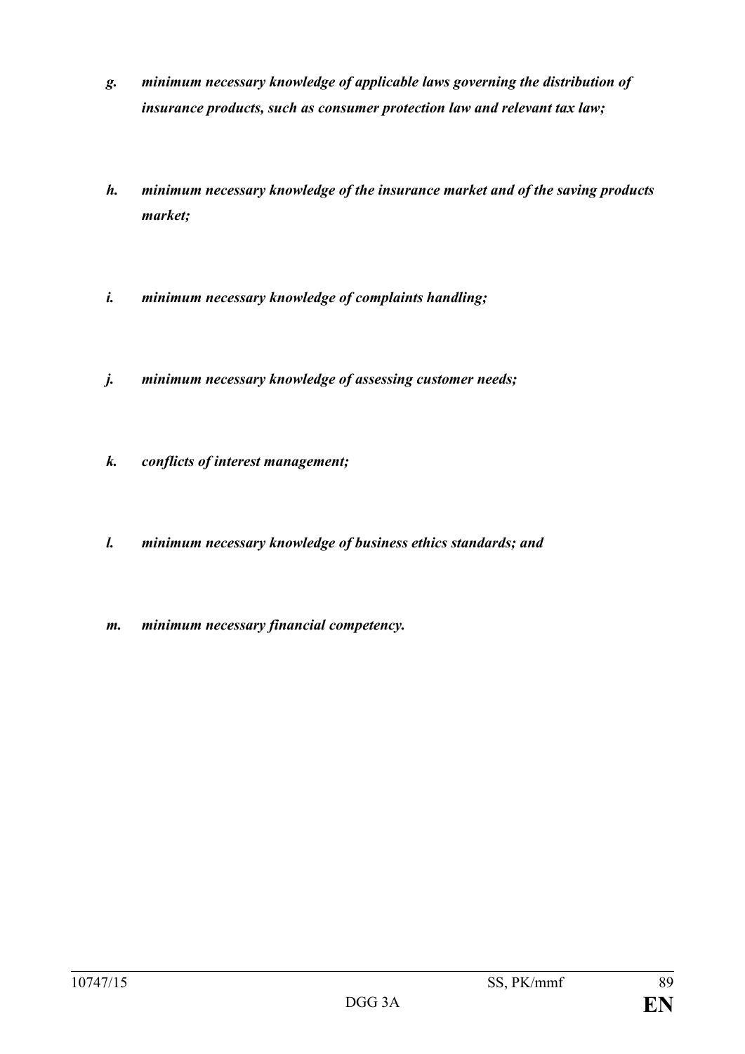*g. minimum necessary knowledge of applicable laws governing the distribution of insurance products, such as consumer protection law and relevant tax law;*

*h. minimum necessary knowledge of the insurance market and of the saving products market;*

*i. minimum necessary knowledge of complaints handling;*

*j. minimum necessary knowledge of assessing customer needs;*

*k. conflicts of interest management;*

*l. minimum necessary knowledge of business ethics standards; and*

*m. minimum necessary financial competency.*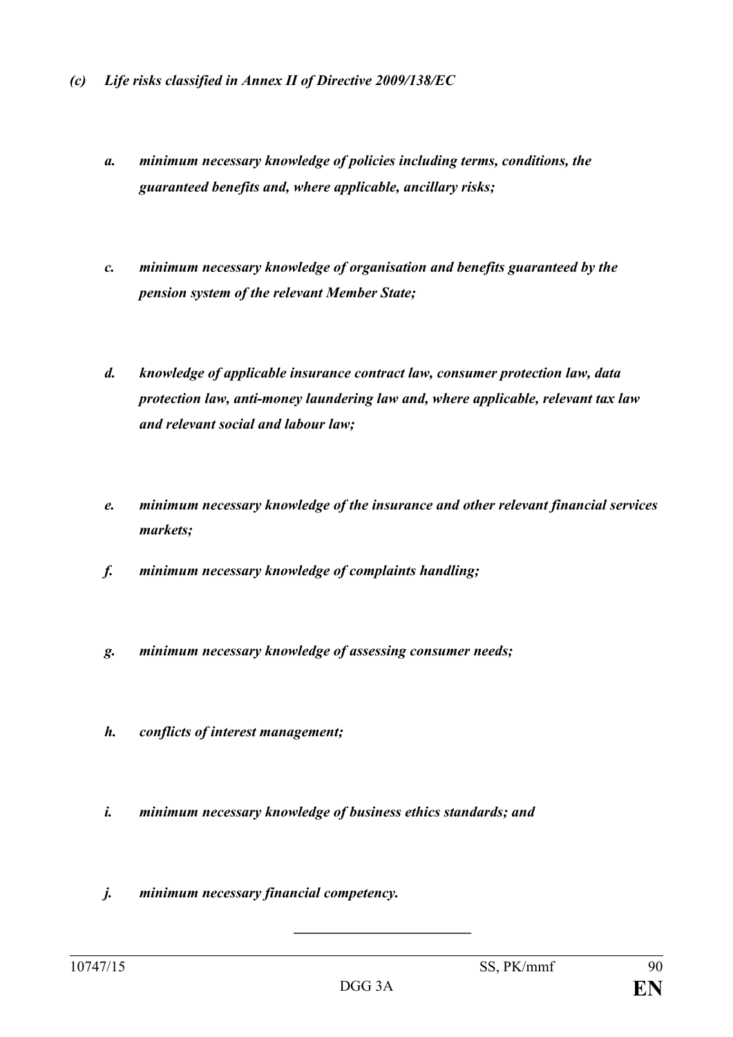***(c) Life risks classified in Annex II of Directive 2009/138/EC***

*a.* ***minimum necessary knowledge of policies including terms, conditions, the guaranteed benefits and, where applicable, ancillary risks;***

*c.* ***minimum necessary knowledge of organisation and benefits guaranteed by the pension system of the relevant Member State;***

*d.* ***knowledge of applicable insurance contract law, consumer protection law, data protection law, anti-money laundering law and, where applicable, relevant tax law and relevant social and labour law;***

*e.* ***minimum necessary knowledge of the insurance and other relevant financial services markets;***

*f.* ***minimum necessary knowledge of complaints handling;***

*g.* ***minimum necessary knowledge of assessing consumer needs;***

*h.* ***conflicts of interest management;***

*i.* ***minimum necessary knowledge of business ethics standards; and***

*j.* ***minimum necessary financial competency.***

---